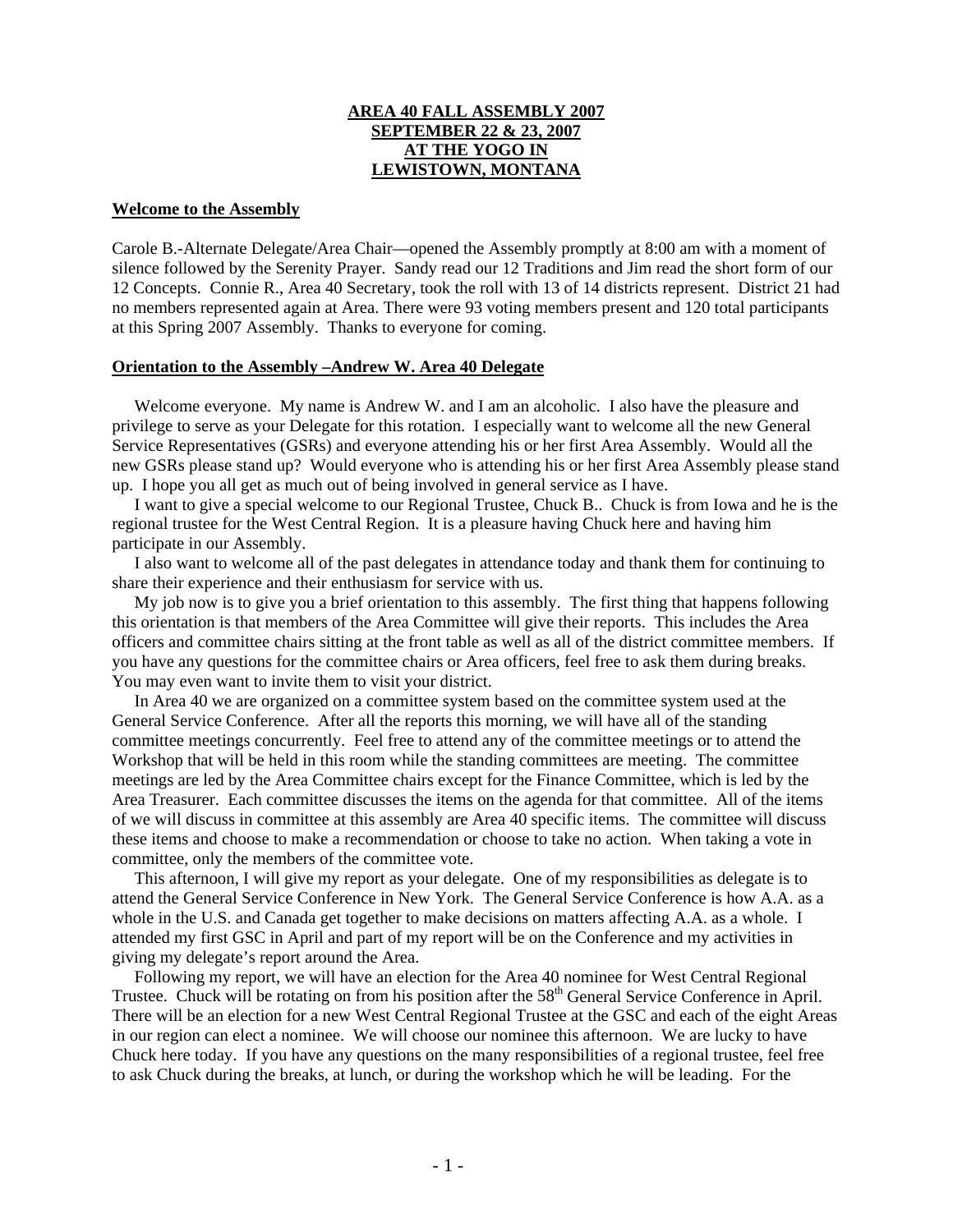**AREA 40 FALL ASSEMBLY 2007**
**SEPTEMBER 22 & 23, 2007**
**AT THE YOGO IN**
**LEWISTOWN, MONTANA**

**Welcome to the Assembly**

Carole B.-Alternate Delegate/Area Chair—opened the Assembly promptly at 8:00 am with a moment of silence followed by the Serenity Prayer. Sandy read our 12 Traditions and Jim read the short form of our 12 Concepts. Connie R., Area 40 Secretary, took the roll with 13 of 14 districts represent. District 21 had no members represented again at Area. There were 93 voting members present and 120 total participants at this Spring 2007 Assembly. Thanks to everyone for coming.

**Orientation to the Assembly –Andrew W. Area 40 Delegate**

Welcome everyone. My name is Andrew W. and I am an alcoholic. I also have the pleasure and privilege to serve as your Delegate for this rotation. I especially want to welcome all the new General Service Representatives (GSRs) and everyone attending his or her first Area Assembly. Would all the new GSRs please stand up? Would everyone who is attending his or her first Area Assembly please stand up. I hope you all get as much out of being involved in general service as I have.

I want to give a special welcome to our Regional Trustee, Chuck B.. Chuck is from Iowa and he is the regional trustee for the West Central Region. It is a pleasure having Chuck here and having him participate in our Assembly.

I also want to welcome all of the past delegates in attendance today and thank them for continuing to share their experience and their enthusiasm for service with us.

My job now is to give you a brief orientation to this assembly. The first thing that happens following this orientation is that members of the Area Committee will give their reports. This includes the Area officers and committee chairs sitting at the front table as well as all of the district committee members. If you have any questions for the committee chairs or Area officers, feel free to ask them during breaks. You may even want to invite them to visit your district.

In Area 40 we are organized on a committee system based on the committee system used at the General Service Conference. After all the reports this morning, we will have all of the standing committee meetings concurrently. Feel free to attend any of the committee meetings or to attend the Workshop that will be held in this room while the standing committees are meeting. The committee meetings are led by the Area Committee chairs except for the Finance Committee, which is led by the Area Treasurer. Each committee discusses the items on the agenda for that committee. All of the items of we will discuss in committee at this assembly are Area 40 specific items. The committee will discuss these items and choose to make a recommendation or choose to take no action. When taking a vote in committee, only the members of the committee vote.

This afternoon, I will give my report as your delegate. One of my responsibilities as delegate is to attend the General Service Conference in New York. The General Service Conference is how A.A. as a whole in the U.S. and Canada get together to make decisions on matters affecting A.A. as a whole. I attended my first GSC in April and part of my report will be on the Conference and my activities in giving my delegate's report around the Area.

Following my report, we will have an election for the Area 40 nominee for West Central Regional Trustee. Chuck will be rotating on from his position after the 58th General Service Conference in April. There will be an election for a new West Central Regional Trustee at the GSC and each of the eight Areas in our region can elect a nominee. We will choose our nominee this afternoon. We are lucky to have Chuck here today. If you have any questions on the many responsibilities of a regional trustee, feel free to ask Chuck during the breaks, at lunch, or during the workshop which he will be leading. For the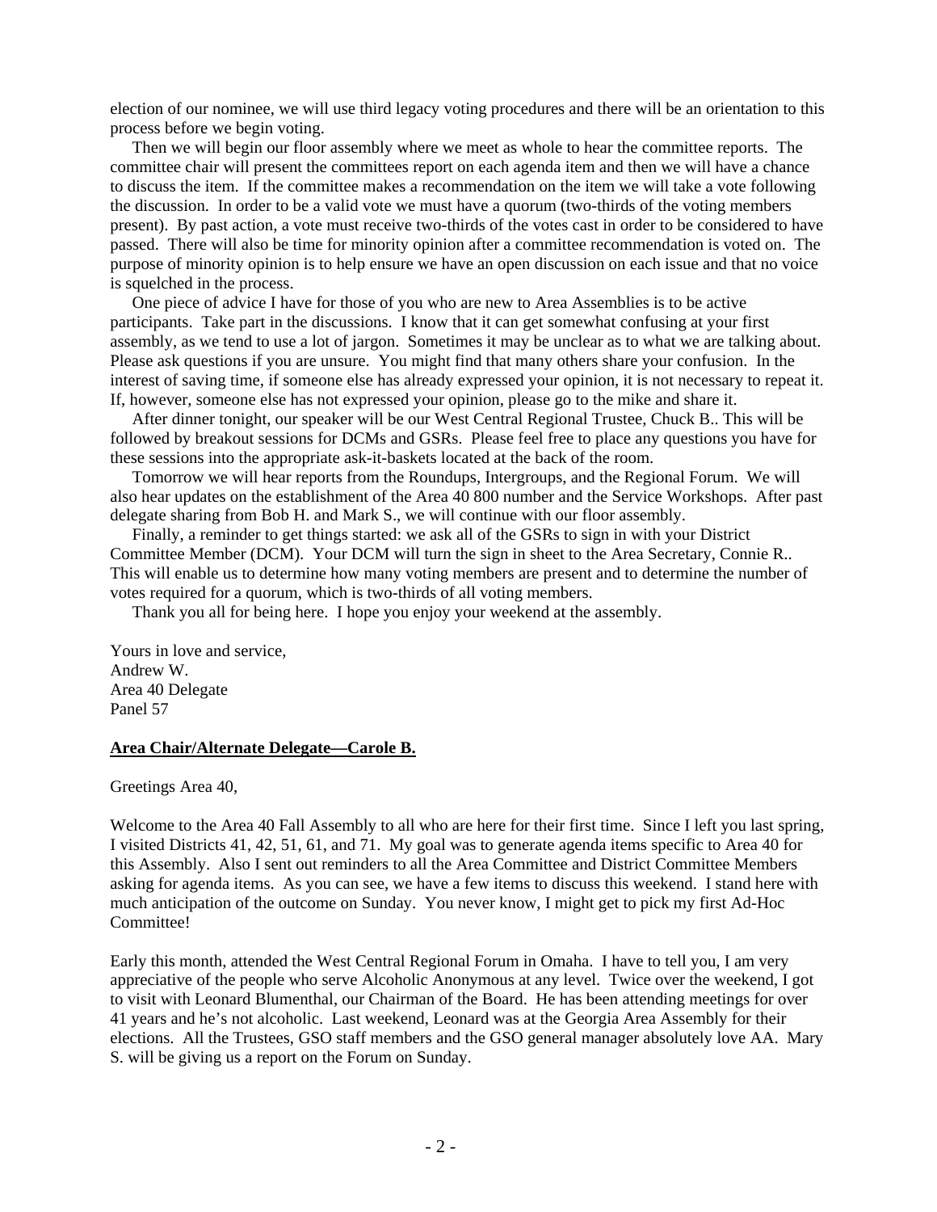election of our nominee, we will use third legacy voting procedures and there will be an orientation to this process before we begin voting.

Then we will begin our floor assembly where we meet as whole to hear the committee reports. The committee chair will present the committees report on each agenda item and then we will have a chance to discuss the item. If the committee makes a recommendation on the item we will take a vote following the discussion. In order to be a valid vote we must have a quorum (two-thirds of the voting members present). By past action, a vote must receive two-thirds of the votes cast in order to be considered to have passed. There will also be time for minority opinion after a committee recommendation is voted on. The purpose of minority opinion is to help ensure we have an open discussion on each issue and that no voice is squelched in the process.

One piece of advice I have for those of you who are new to Area Assemblies is to be active participants. Take part in the discussions. I know that it can get somewhat confusing at your first assembly, as we tend to use a lot of jargon. Sometimes it may be unclear as to what we are talking about. Please ask questions if you are unsure. You might find that many others share your confusion. In the interest of saving time, if someone else has already expressed your opinion, it is not necessary to repeat it. If, however, someone else has not expressed your opinion, please go to the mike and share it.

After dinner tonight, our speaker will be our West Central Regional Trustee, Chuck B.. This will be followed by breakout sessions for DCMs and GSRs. Please feel free to place any questions you have for these sessions into the appropriate ask-it-baskets located at the back of the room.

Tomorrow we will hear reports from the Roundups, Intergroups, and the Regional Forum. We will also hear updates on the establishment of the Area 40 800 number and the Service Workshops. After past delegate sharing from Bob H. and Mark S., we will continue with our floor assembly.

Finally, a reminder to get things started: we ask all of the GSRs to sign in with your District Committee Member (DCM). Your DCM will turn the sign in sheet to the Area Secretary, Connie R.. This will enable us to determine how many voting members are present and to determine the number of votes required for a quorum, which is two-thirds of all voting members.

Thank you all for being here. I hope you enjoy your weekend at the assembly.

Yours in love and service,
Andrew W.
Area 40 Delegate
Panel 57

**Area Chair/Alternate Delegate—Carole B.**

Greetings Area 40,

Welcome to the Area 40 Fall Assembly to all who are here for their first time. Since I left you last spring, I visited Districts 41, 42, 51, 61, and 71. My goal was to generate agenda items specific to Area 40 for this Assembly. Also I sent out reminders to all the Area Committee and District Committee Members asking for agenda items. As you can see, we have a few items to discuss this weekend. I stand here with much anticipation of the outcome on Sunday. You never know, I might get to pick my first Ad-Hoc Committee!

Early this month, attended the West Central Regional Forum in Omaha. I have to tell you, I am very appreciative of the people who serve Alcoholic Anonymous at any level. Twice over the weekend, I got to visit with Leonard Blumenthal, our Chairman of the Board. He has been attending meetings for over 41 years and he's not alcoholic. Last weekend, Leonard was at the Georgia Area Assembly for their elections. All the Trustees, GSO staff members and the GSO general manager absolutely love AA. Mary S. will be giving us a report on the Forum on Sunday.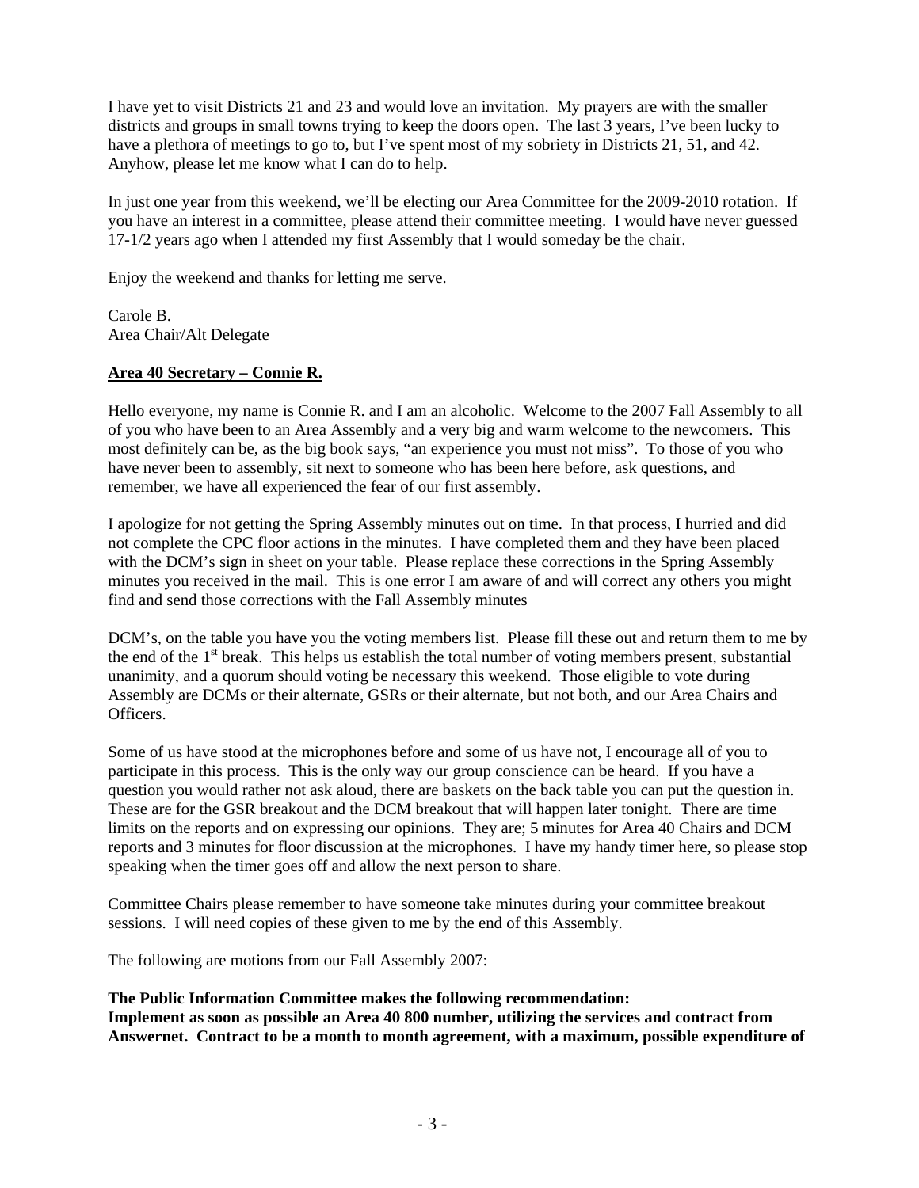I have yet to visit Districts 21 and 23 and would love an invitation. My prayers are with the smaller districts and groups in small towns trying to keep the doors open. The last 3 years, I've been lucky to have a plethora of meetings to go to, but I've spent most of my sobriety in Districts 21, 51, and 42. Anyhow, please let me know what I can do to help.

In just one year from this weekend, we'll be electing our Area Committee for the 2009-2010 rotation. If you have an interest in a committee, please attend their committee meeting. I would have never guessed 17-1/2 years ago when I attended my first Assembly that I would someday be the chair.

Enjoy the weekend and thanks for letting me serve.

Carole B.
Area Chair/Alt Delegate

**Area 40 Secretary – Connie R.**

Hello everyone, my name is Connie R. and I am an alcoholic. Welcome to the 2007 Fall Assembly to all of you who have been to an Area Assembly and a very big and warm welcome to the newcomers. This most definitely can be, as the big book says, "an experience you must not miss". To those of you who have never been to assembly, sit next to someone who has been here before, ask questions, and remember, we have all experienced the fear of our first assembly.

I apologize for not getting the Spring Assembly minutes out on time. In that process, I hurried and did not complete the CPC floor actions in the minutes. I have completed them and they have been placed with the DCM's sign in sheet on your table. Please replace these corrections in the Spring Assembly minutes you received in the mail. This is one error I am aware of and will correct any others you might find and send those corrections with the Fall Assembly minutes

DCM's, on the table you have you the voting members list. Please fill these out and return them to me by the end of the 1st break. This helps us establish the total number of voting members present, substantial unanimity, and a quorum should voting be necessary this weekend. Those eligible to vote during Assembly are DCMs or their alternate, GSRs or their alternate, but not both, and our Area Chairs and Officers.

Some of us have stood at the microphones before and some of us have not, I encourage all of you to participate in this process. This is the only way our group conscience can be heard. If you have a question you would rather not ask aloud, there are baskets on the back table you can put the question in. These are for the GSR breakout and the DCM breakout that will happen later tonight. There are time limits on the reports and on expressing our opinions. They are; 5 minutes for Area 40 Chairs and DCM reports and 3 minutes for floor discussion at the microphones. I have my handy timer here, so please stop speaking when the timer goes off and allow the next person to share.

Committee Chairs please remember to have someone take minutes during your committee breakout sessions. I will need copies of these given to me by the end of this Assembly.

The following are motions from our Fall Assembly 2007:

**The Public Information Committee makes the following recommendation:**
**Implement as soon as possible an Area 40 800 number, utilizing the services and contract from Answernet. Contract to be a month to month agreement, with a maximum, possible expenditure of**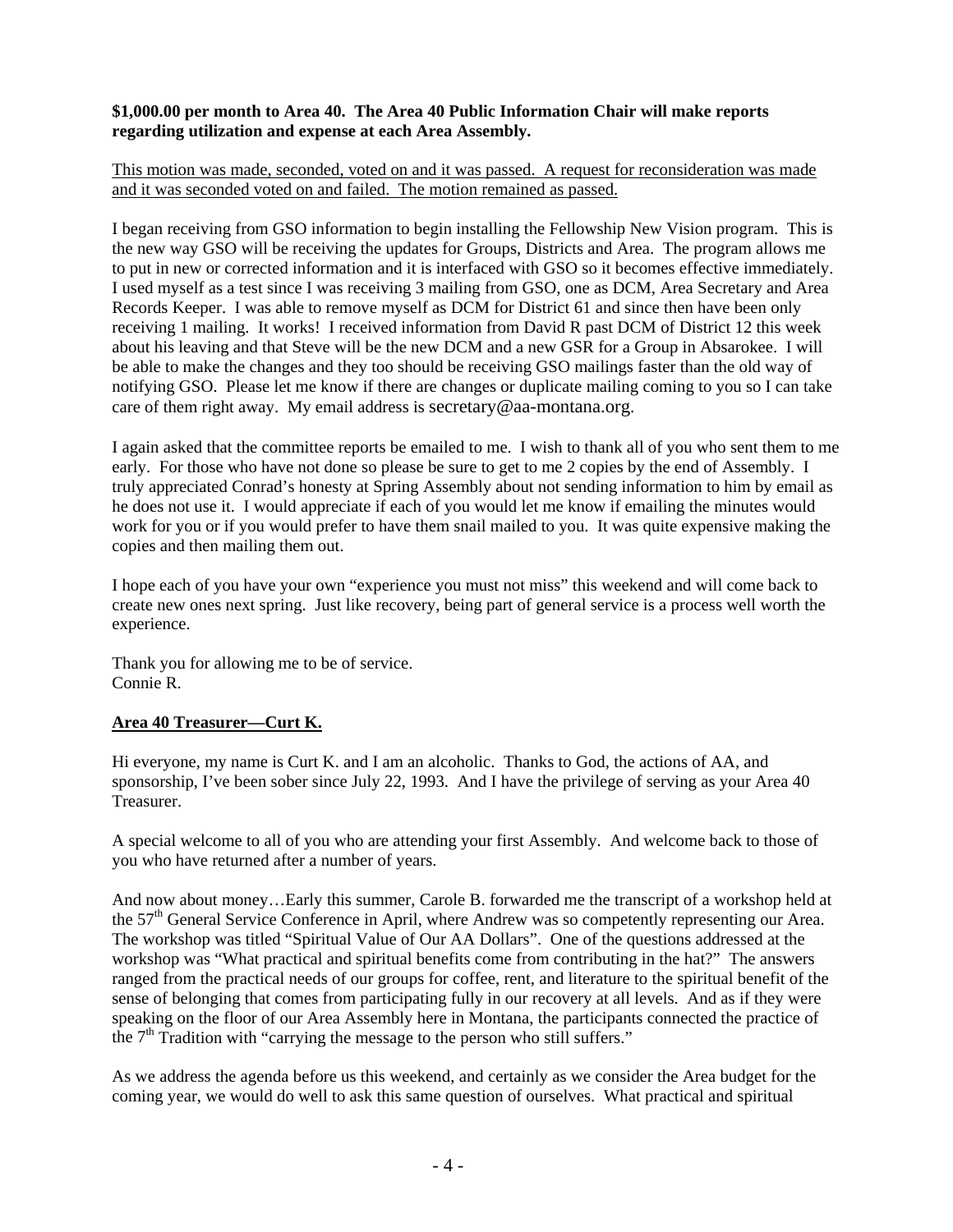**$1,000.00 per month to Area 40. The Area 40 Public Information Chair will make reports regarding utilization and expense at each Area Assembly.**

<u>This motion was made, seconded, voted on and it was passed. A request for reconsideration was made and it was seconded voted on and failed. The motion remained as passed.</u>

I began receiving from GSO information to begin installing the Fellowship New Vision program. This is the new way GSO will be receiving the updates for Groups, Districts and Area. The program allows me to put in new or corrected information and it is interfaced with GSO so it becomes effective immediately. I used myself as a test since I was receiving 3 mailing from GSO, one as DCM, Area Secretary and Area Records Keeper. I was able to remove myself as DCM for District 61 and since then have been only receiving 1 mailing. It works! I received information from David R past DCM of District 12 this week about his leaving and that Steve will be the new DCM and a new GSR for a Group in Absarokee. I will be able to make the changes and they too should be receiving GSO mailings faster than the old way of notifying GSO. Please let me know if there are changes or duplicate mailing coming to you so I can take care of them right away. My email address is secretary@aa-montana.org.

I again asked that the committee reports be emailed to me. I wish to thank all of you who sent them to me early. For those who have not done so please be sure to get to me 2 copies by the end of Assembly. I truly appreciated Conrad's honesty at Spring Assembly about not sending information to him by email as he does not use it. I would appreciate if each of you would let me know if emailing the minutes would work for you or if you would prefer to have them snail mailed to you. It was quite expensive making the copies and then mailing them out.

I hope each of you have your own "experience you must not miss" this weekend and will come back to create new ones next spring. Just like recovery, being part of general service is a process well worth the experience.

Thank you for allowing me to be of service.
Connie R.

## <u>Area 40 Treasurer—Curt K.</u>

Hi everyone, my name is Curt K. and I am an alcoholic. Thanks to God, the actions of AA, and sponsorship, I've been sober since July 22, 1993. And I have the privilege of serving as your Area 40 Treasurer.

A special welcome to all of you who are attending your first Assembly. And welcome back to those of you who have returned after a number of years.

And now about money…Early this summer, Carole B. forwarded me the transcript of a workshop held at the 57th General Service Conference in April, where Andrew was so competently representing our Area. The workshop was titled "Spiritual Value of Our AA Dollars". One of the questions addressed at the workshop was "What practical and spiritual benefits come from contributing in the hat?" The answers ranged from the practical needs of our groups for coffee, rent, and literature to the spiritual benefit of the sense of belonging that comes from participating fully in our recovery at all levels. And as if they were speaking on the floor of our Area Assembly here in Montana, the participants connected the practice of the 7th Tradition with "carrying the message to the person who still suffers."

As we address the agenda before us this weekend, and certainly as we consider the Area budget for the coming year, we would do well to ask this same question of ourselves. What practical and spiritual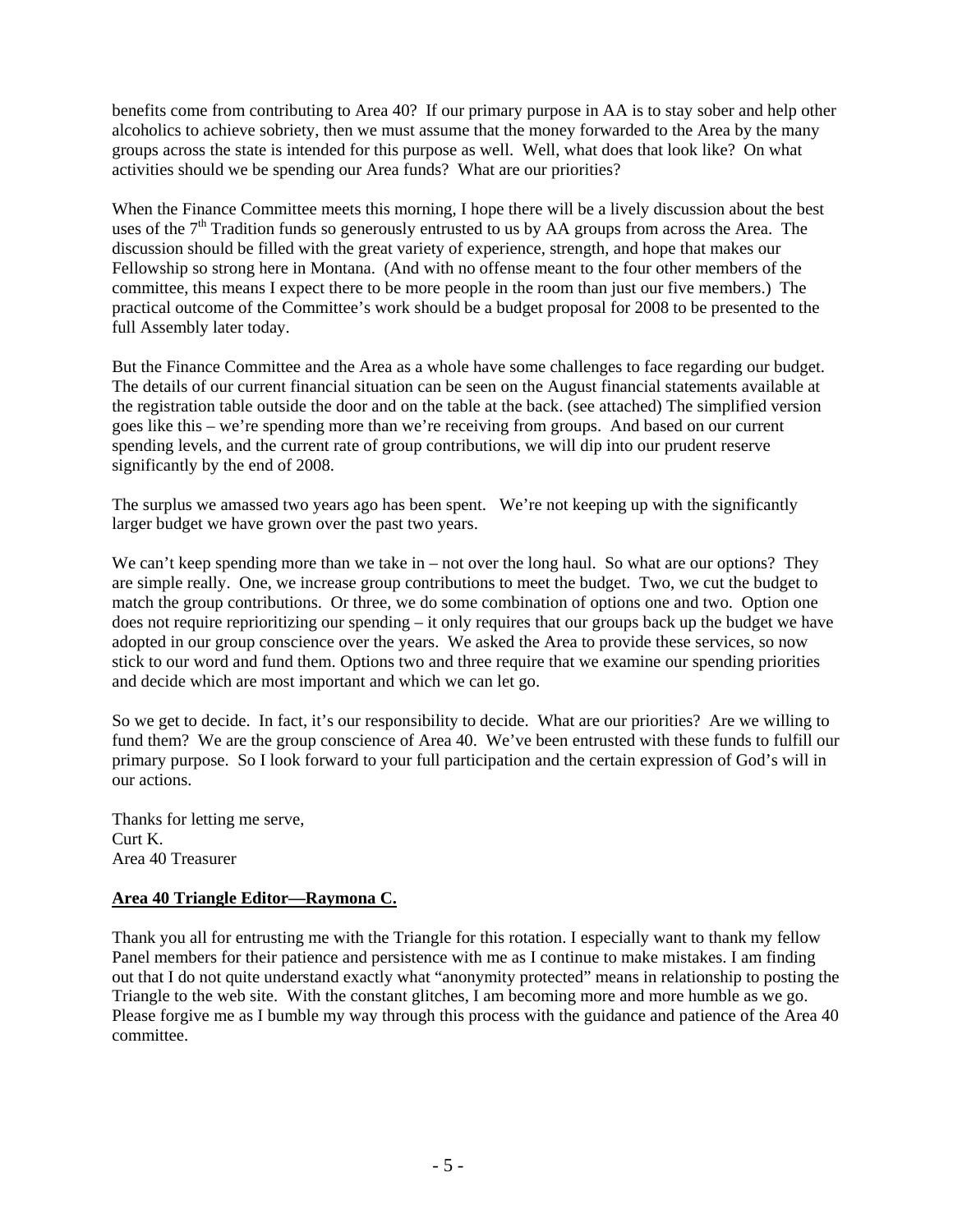benefits come from contributing to Area 40? If our primary purpose in AA is to stay sober and help other alcoholics to achieve sobriety, then we must assume that the money forwarded to the Area by the many groups across the state is intended for this purpose as well. Well, what does that look like? On what activities should we be spending our Area funds? What are our priorities?

When the Finance Committee meets this morning, I hope there will be a lively discussion about the best uses of the 7th Tradition funds so generously entrusted to us by AA groups from across the Area. The discussion should be filled with the great variety of experience, strength, and hope that makes our Fellowship so strong here in Montana. (And with no offense meant to the four other members of the committee, this means I expect there to be more people in the room than just our five members.) The practical outcome of the Committee's work should be a budget proposal for 2008 to be presented to the full Assembly later today.

But the Finance Committee and the Area as a whole have some challenges to face regarding our budget. The details of our current financial situation can be seen on the August financial statements available at the registration table outside the door and on the table at the back. (see attached) The simplified version goes like this – we're spending more than we're receiving from groups. And based on our current spending levels, and the current rate of group contributions, we will dip into our prudent reserve significantly by the end of 2008.

The surplus we amassed two years ago has been spent. We're not keeping up with the significantly larger budget we have grown over the past two years.

We can't keep spending more than we take in – not over the long haul. So what are our options? They are simple really. One, we increase group contributions to meet the budget. Two, we cut the budget to match the group contributions. Or three, we do some combination of options one and two. Option one does not require reprioritizing our spending – it only requires that our groups back up the budget we have adopted in our group conscience over the years. We asked the Area to provide these services, so now stick to our word and fund them. Options two and three require that we examine our spending priorities and decide which are most important and which we can let go.

So we get to decide. In fact, it's our responsibility to decide. What are our priorities? Are we willing to fund them? We are the group conscience of Area 40. We've been entrusted with these funds to fulfill our primary purpose. So I look forward to your full participation and the certain expression of God's will in our actions.

Thanks for letting me serve,
Curt K.
Area 40 Treasurer

**Area 40 Triangle Editor—Raymona C.**

Thank you all for entrusting me with the Triangle for this rotation. I especially want to thank my fellow Panel members for their patience and persistence with me as I continue to make mistakes. I am finding out that I do not quite understand exactly what "anonymity protected" means in relationship to posting the Triangle to the web site. With the constant glitches, I am becoming more and more humble as we go. Please forgive me as I bumble my way through this process with the guidance and patience of the Area 40 committee.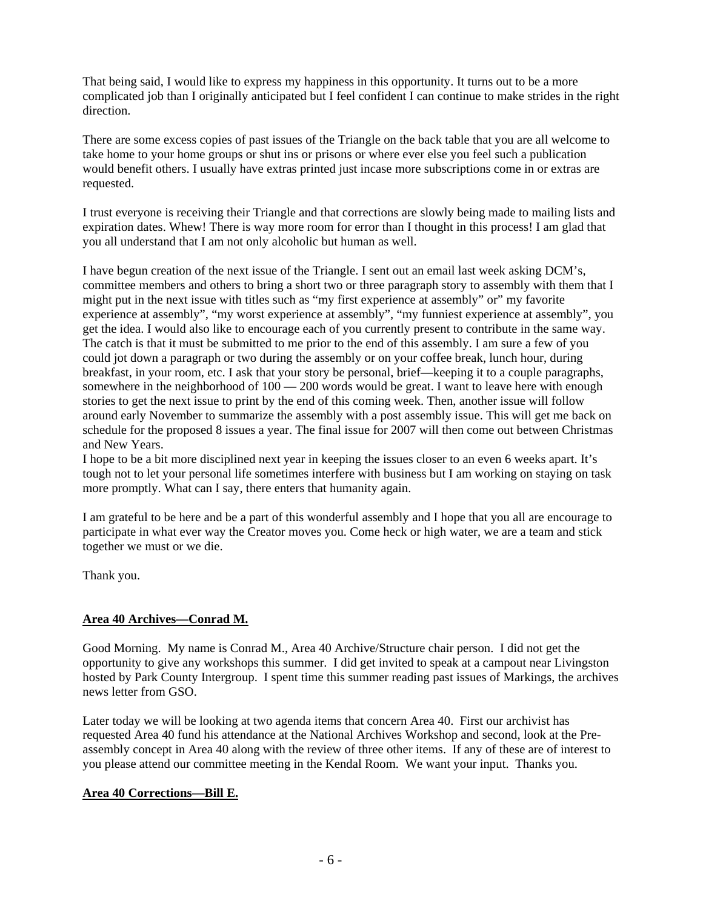That being said, I would like to express my happiness in this opportunity. It turns out to be a more complicated job than I originally anticipated but I feel confident I can continue to make strides in the right direction.

There are some excess copies of past issues of the Triangle on the back table that you are all welcome to take home to your home groups or shut ins or prisons or where ever else you feel such a publication would benefit others. I usually have extras printed just incase more subscriptions come in or extras are requested.

I trust everyone is receiving their Triangle and that corrections are slowly being made to mailing lists and expiration dates. Whew! There is way more room for error than I thought in this process! I am glad that you all understand that I am not only alcoholic but human as well.

I have begun creation of the next issue of the Triangle. I sent out an email last week asking DCM's, committee members and others to bring a short two or three paragraph story to assembly with them that I might put in the next issue with titles such as "my first experience at assembly" or" my favorite experience at assembly", "my worst experience at assembly", "my funniest experience at assembly", you get the idea. I would also like to encourage each of you currently present to contribute in the same way. The catch is that it must be submitted to me prior to the end of this assembly. I am sure a few of you could jot down a paragraph or two during the assembly or on your coffee break, lunch hour, during breakfast, in your room, etc. I ask that your story be personal, brief—keeping it to a couple paragraphs, somewhere in the neighborhood of 100 — 200 words would be great. I want to leave here with enough stories to get the next issue to print by the end of this coming week. Then, another issue will follow around early November to summarize the assembly with a post assembly issue. This will get me back on schedule for the proposed 8 issues a year. The final issue for 2007 will then come out between Christmas and New Years.
I hope to be a bit more disciplined next year in keeping the issues closer to an even 6 weeks apart. It's tough not to let your personal life sometimes interfere with business but I am working on staying on task more promptly. What can I say, there enters that humanity again.

I am grateful to be here and be a part of this wonderful assembly and I hope that you all are encourage to participate in what ever way the Creator moves you. Come heck or high water, we are a team and stick together we must or we die.

Thank you.

**Area 40 Archives—Conrad M.**

Good Morning. My name is Conrad M., Area 40 Archive/Structure chair person. I did not get the opportunity to give any workshops this summer. I did get invited to speak at a campout near Livingston hosted by Park County Intergroup. I spent time this summer reading past issues of Markings, the archives news letter from GSO.

Later today we will be looking at two agenda items that concern Area 40. First our archivist has requested Area 40 fund his attendance at the National Archives Workshop and second, look at the Pre-assembly concept in Area 40 along with the review of three other items. If any of these are of interest to you please attend our committee meeting in the Kendal Room. We want your input. Thanks you.

**Area 40 Corrections—Bill E.**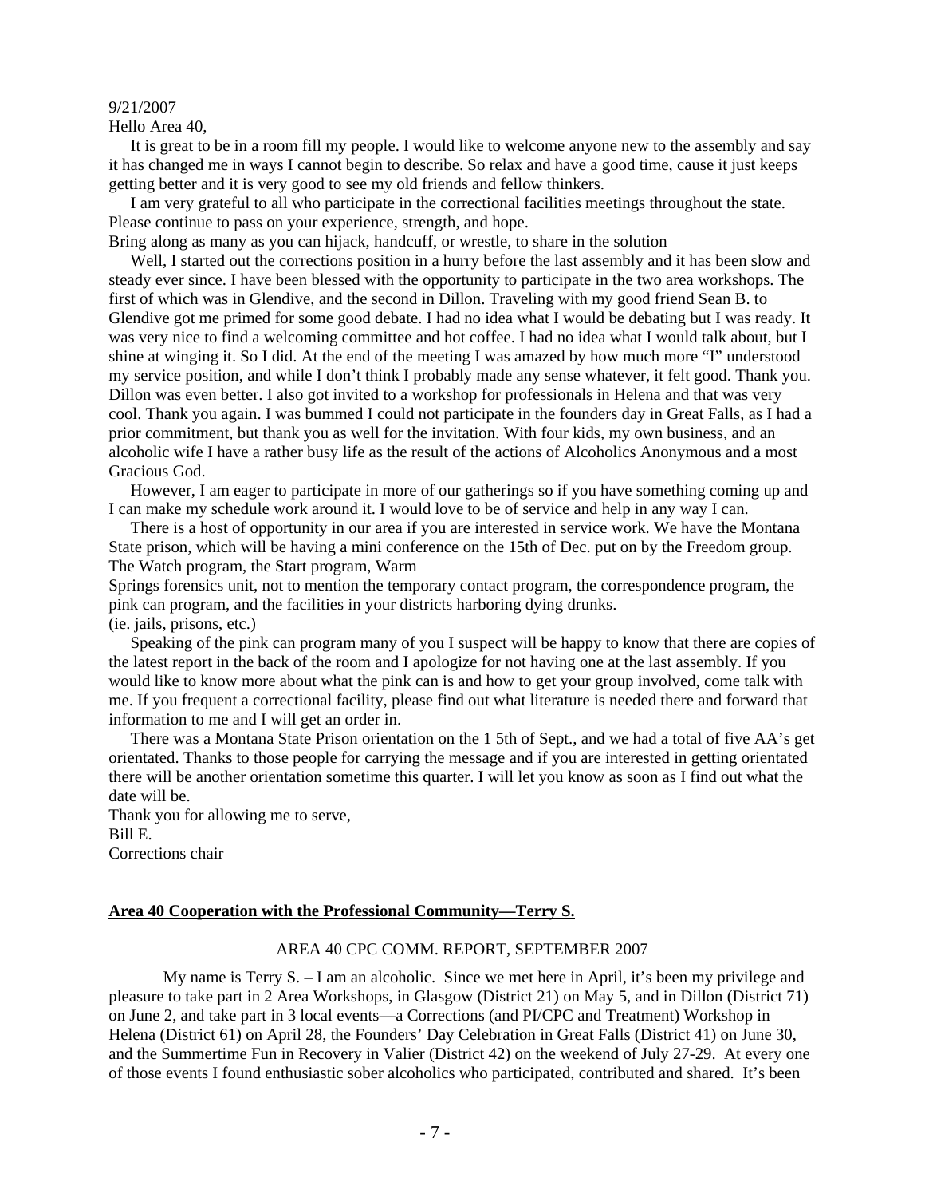9/21/2007

Hello Area 40,

It is great to be in a room fill my people. I would like to welcome anyone new to the assembly and say it has changed me in ways I cannot begin to describe. So relax and have a good time, cause it just keeps getting better and it is very good to see my old friends and fellow thinkers.

I am very grateful to all who participate in the correctional facilities meetings throughout the state. Please continue to pass on your experience, strength, and hope.

Bring along as many as you can hijack, handcuff, or wrestle, to share in the solution

Well, I started out the corrections position in a hurry before the last assembly and it has been slow and steady ever since. I have been blessed with the opportunity to participate in the two area workshops. The first of which was in Glendive, and the second in Dillon. Traveling with my good friend Sean B. to Glendive got me primed for some good debate. I had no idea what I would be debating but I was ready. It was very nice to find a welcoming committee and hot coffee. I had no idea what I would talk about, but I shine at winging it. So I did. At the end of the meeting I was amazed by how much more "I" understood my service position, and while I don't think I probably made any sense whatever, it felt good. Thank you. Dillon was even better. I also got invited to a workshop for professionals in Helena and that was very cool. Thank you again. I was bummed I could not participate in the founders day in Great Falls, as I had a prior commitment, but thank you as well for the invitation. With four kids, my own business, and an alcoholic wife I have a rather busy life as the result of the actions of Alcoholics Anonymous and a most Gracious God.

However, I am eager to participate in more of our gatherings so if you have something coming up and I can make my schedule work around it. I would love to be of service and help in any way I can.

There is a host of opportunity in our area if you are interested in service work. We have the Montana State prison, which will be having a mini conference on the 15th of Dec. put on by the Freedom group. The Watch program, the Start program, Warm Springs forensics unit, not to mention the temporary contact program, the correspondence program, the pink can program, and the facilities in your districts harboring dying drunks. (ie. jails, prisons, etc.)

Speaking of the pink can program many of you I suspect will be happy to know that there are copies of the latest report in the back of the room and I apologize for not having one at the last assembly. If you would like to know more about what the pink can is and how to get your group involved, come talk with me. If you frequent a correctional facility, please find out what literature is needed there and forward that information to me and I will get an order in.

There was a Montana State Prison orientation on the 1 5th of Sept., and we had a total of five AA's get orientated. Thanks to those people for carrying the message and if you are interested in getting orientated there will be another orientation sometime this quarter. I will let you know as soon as I find out what the date will be.

Thank you for allowing me to serve,
Bill E.
Corrections chair

## Area 40 Cooperation with the Professional Community—Terry S.

AREA 40 CPC COMM. REPORT, SEPTEMBER 2007

My name is Terry S. – I am an alcoholic. Since we met here in April, it's been my privilege and pleasure to take part in 2 Area Workshops, in Glasgow (District 21) on May 5, and in Dillon (District 71) on June 2, and take part in 3 local events—a Corrections (and PI/CPC and Treatment) Workshop in Helena (District 61) on April 28, the Founders' Day Celebration in Great Falls (District 41) on June 30, and the Summertime Fun in Recovery in Valier (District 42) on the weekend of July 27-29. At every one of those events I found enthusiastic sober alcoholics who participated, contributed and shared. It's been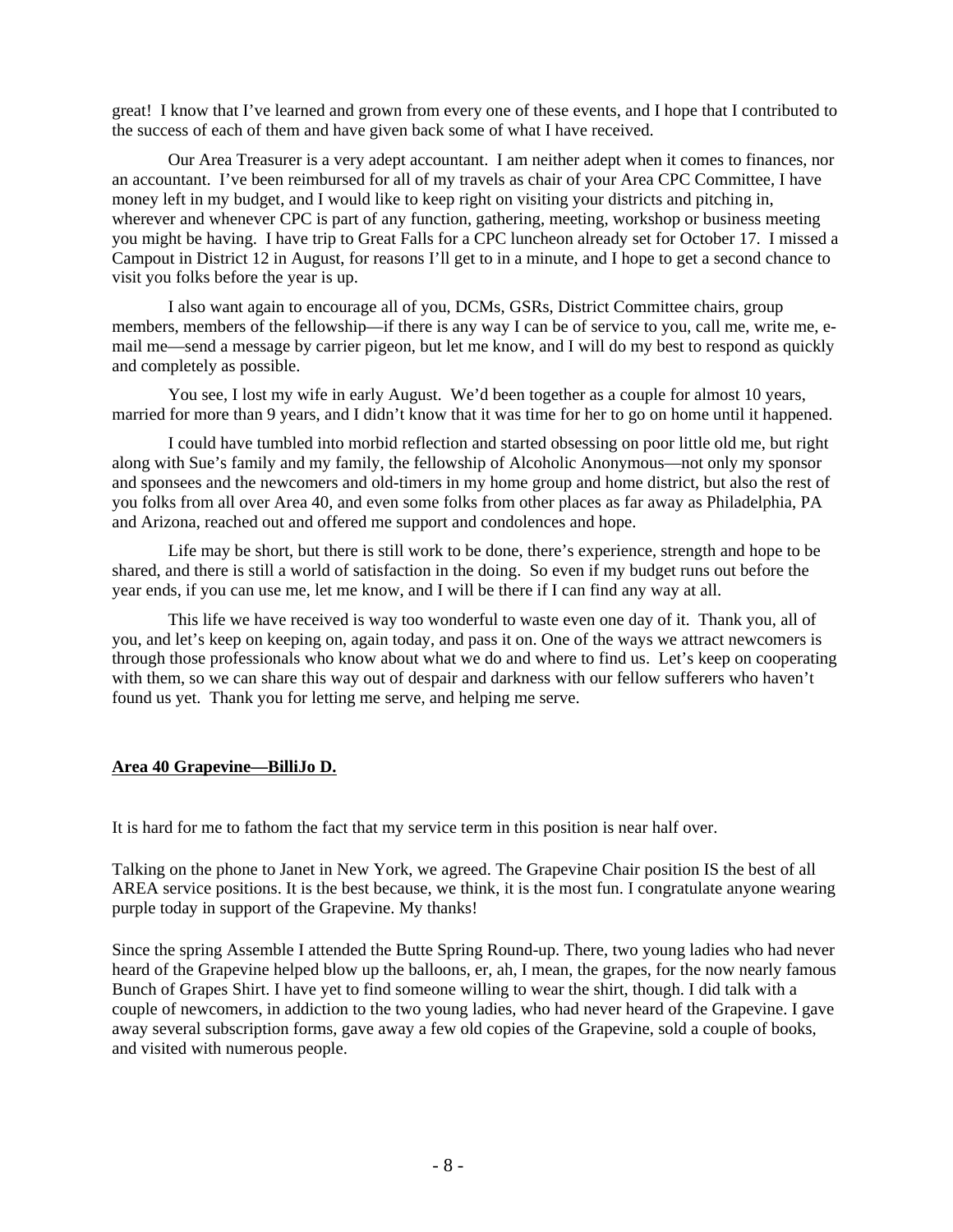great! I know that I've learned and grown from every one of these events, and I hope that I contributed to the success of each of them and have given back some of what I have received.

Our Area Treasurer is a very adept accountant. I am neither adept when it comes to finances, nor an accountant. I've been reimbursed for all of my travels as chair of your Area CPC Committee, I have money left in my budget, and I would like to keep right on visiting your districts and pitching in, wherever and whenever CPC is part of any function, gathering, meeting, workshop or business meeting you might be having. I have trip to Great Falls for a CPC luncheon already set for October 17. I missed a Campout in District 12 in August, for reasons I'll get to in a minute, and I hope to get a second chance to visit you folks before the year is up.

I also want again to encourage all of you, DCMs, GSRs, District Committee chairs, group members, members of the fellowship—if there is any way I can be of service to you, call me, write me, e-mail me—send a message by carrier pigeon, but let me know, and I will do my best to respond as quickly and completely as possible.

You see, I lost my wife in early August. We'd been together as a couple for almost 10 years, married for more than 9 years, and I didn't know that it was time for her to go on home until it happened.

I could have tumbled into morbid reflection and started obsessing on poor little old me, but right along with Sue's family and my family, the fellowship of Alcoholic Anonymous—not only my sponsor and sponsees and the newcomers and old-timers in my home group and home district, but also the rest of you folks from all over Area 40, and even some folks from other places as far away as Philadelphia, PA and Arizona, reached out and offered me support and condolences and hope.

Life may be short, but there is still work to be done, there's experience, strength and hope to be shared, and there is still a world of satisfaction in the doing. So even if my budget runs out before the year ends, if you can use me, let me know, and I will be there if I can find any way at all.

This life we have received is way too wonderful to waste even one day of it. Thank you, all of you, and let's keep on keeping on, again today, and pass it on. One of the ways we attract newcomers is through those professionals who know about what we do and where to find us. Let's keep on cooperating with them, so we can share this way out of despair and darkness with our fellow sufferers who haven't found us yet. Thank you for letting me serve, and helping me serve.

## Area 40 Grapevine—BilliJo D.

It is hard for me to fathom the fact that my service term in this position is near half over.

Talking on the phone to Janet in New York, we agreed. The Grapevine Chair position IS the best of all AREA service positions. It is the best because, we think, it is the most fun. I congratulate anyone wearing purple today in support of the Grapevine. My thanks!

Since the spring Assemble I attended the Butte Spring Round-up. There, two young ladies who had never heard of the Grapevine helped blow up the balloons, er, ah, I mean, the grapes, for the now nearly famous Bunch of Grapes Shirt. I have yet to find someone willing to wear the shirt, though. I did talk with a couple of newcomers, in addiction to the two young ladies, who had never heard of the Grapevine. I gave away several subscription forms, gave away a few old copies of the Grapevine, sold a couple of books, and visited with numerous people.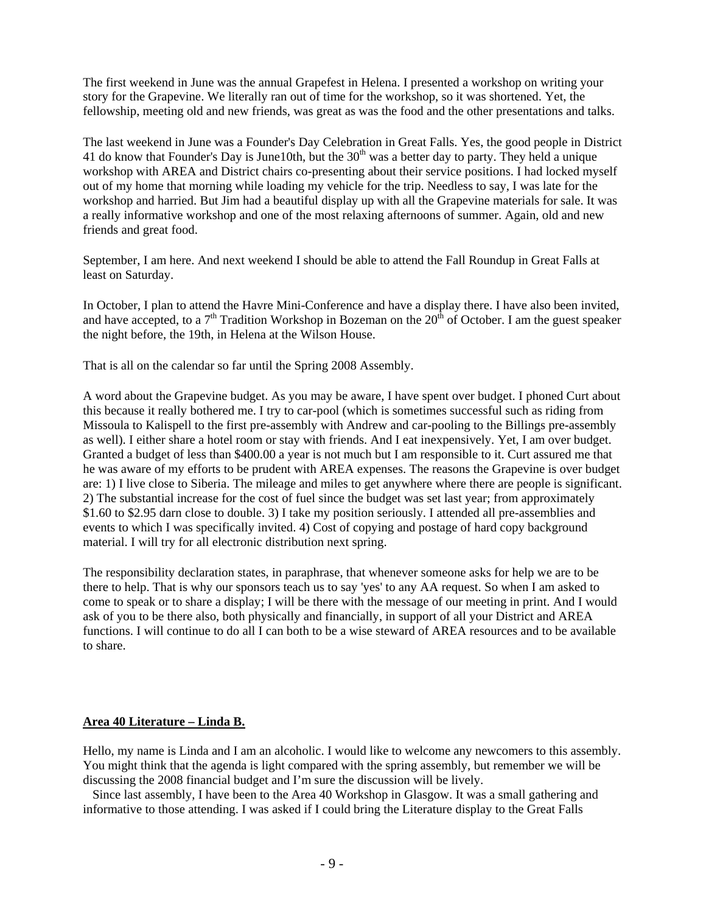The first weekend in June was the annual Grapefest in Helena. I presented a workshop on writing your story for the Grapevine. We literally ran out of time for the workshop, so it was shortened. Yet, the fellowship, meeting old and new friends, was great as was the food and the other presentations and talks.

The last weekend in June was a Founder's Day Celebration in Great Falls. Yes, the good people in District 41 do know that Founder's Day is June10th, but the 30th was a better day to party. They held a unique workshop with AREA and District chairs co-presenting about their service positions. I had locked myself out of my home that morning while loading my vehicle for the trip. Needless to say, I was late for the workshop and harried. But Jim had a beautiful display up with all the Grapevine materials for sale. It was a really informative workshop and one of the most relaxing afternoons of summer. Again, old and new friends and great food.

September, I am here. And next weekend I should be able to attend the Fall Roundup in Great Falls at least on Saturday.

In October, I plan to attend the Havre Mini-Conference and have a display there. I have also been invited, and have accepted, to a 7th Tradition Workshop in Bozeman on the 20th of October. I am the guest speaker the night before, the 19th, in Helena at the Wilson House.

That is all on the calendar so far until the Spring 2008 Assembly.

A word about the Grapevine budget. As you may be aware, I have spent over budget. I phoned Curt about this because it really bothered me. I try to car-pool (which is sometimes successful such as riding from Missoula to Kalispell to the first pre-assembly with Andrew and car-pooling to the Billings pre-assembly as well). I either share a hotel room or stay with friends. And I eat inexpensively. Yet, I am over budget. Granted a budget of less than $400.00 a year is not much but I am responsible to it. Curt assured me that he was aware of my efforts to be prudent with AREA expenses. The reasons the Grapevine is over budget are: 1) I live close to Siberia. The mileage and miles to get anywhere where there are people is significant. 2) The substantial increase for the cost of fuel since the budget was set last year; from approximately $1.60 to $2.95 darn close to double. 3) I take my position seriously. I attended all pre-assemblies and events to which I was specifically invited. 4) Cost of copying and postage of hard copy background material. I will try for all electronic distribution next spring.

The responsibility declaration states, in paraphrase, that whenever someone asks for help we are to be there to help. That is why our sponsors teach us to say 'yes' to any AA request. So when I am asked to come to speak or to share a display; I will be there with the message of our meeting in print. And I would ask of you to be there also, both physically and financially, in support of all your District and AREA functions. I will continue to do all I can both to be a wise steward of AREA resources and to be available to share.

**Area 40 Literature – Linda B.**

Hello, my name is Linda and I am an alcoholic. I would like to welcome any newcomers to this assembly. You might think that the agenda is light compared with the spring assembly, but remember we will be discussing the 2008 financial budget and I'm sure the discussion will be lively.

Since last assembly, I have been to the Area 40 Workshop in Glasgow. It was a small gathering and informative to those attending. I was asked if I could bring the Literature display to the Great Falls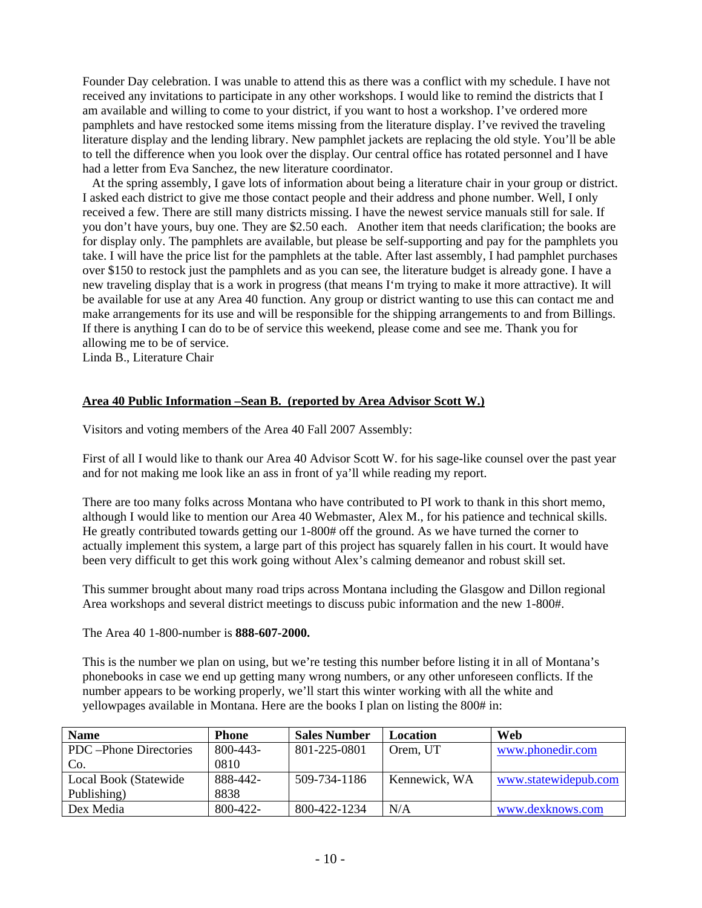Founder Day celebration. I was unable to attend this as there was a conflict with my schedule. I have not received any invitations to participate in any other workshops. I would like to remind the districts that I am available and willing to come to your district, if you want to host a workshop. I've ordered more pamphlets and have restocked some items missing from the literature display. I've revived the traveling literature display and the lending library. New pamphlet jackets are replacing the old style. You'll be able to tell the difference when you look over the display. Our central office has rotated personnel and I have had a letter from Eva Sanchez, the new literature coordinator.

At the spring assembly, I gave lots of information about being a literature chair in your group or district. I asked each district to give me those contact people and their address and phone number. Well, I only received a few. There are still many districts missing. I have the newest service manuals still for sale. If you don't have yours, buy one. They are $2.50 each. Another item that needs clarification; the books are for display only. The pamphlets are available, but please be self-supporting and pay for the pamphlets you take. I will have the price list for the pamphlets at the table. After last assembly, I had pamphlet purchases over $150 to restock just the pamphlets and as you can see, the literature budget is already gone. I have a new traveling display that is a work in progress (that means I'm trying to make it more attractive). It will be available for use at any Area 40 function. Any group or district wanting to use this can contact me and make arrangements for its use and will be responsible for the shipping arrangements to and from Billings. If there is anything I can do to be of service this weekend, please come and see me. Thank you for allowing me to be of service.
Linda B., Literature Chair

**Area 40 Public Information –Sean B. (reported by Area Advisor Scott W.)**

Visitors and voting members of the Area 40 Fall 2007 Assembly:

First of all I would like to thank our Area 40 Advisor Scott W. for his sage-like counsel over the past year and for not making me look like an ass in front of ya'll while reading my report.

There are too many folks across Montana who have contributed to PI work to thank in this short memo, although I would like to mention our Area 40 Webmaster, Alex M., for his patience and technical skills. He greatly contributed towards getting our 1-800# off the ground. As we have turned the corner to actually implement this system, a large part of this project has squarely fallen in his court. It would have been very difficult to get this work going without Alex's calming demeanor and robust skill set.

This summer brought about many road trips across Montana including the Glasgow and Dillon regional Area workshops and several district meetings to discuss pubic information and the new 1-800#.

The Area 40 1-800-number is **888-607-2000.**

This is the number we plan on using, but we're testing this number before listing it in all of Montana's phonebooks in case we end up getting many wrong numbers, or any other unforeseen conflicts. If the number appears to be working properly, we'll start this winter working with all the white and yellowpages available in Montana. Here are the books I plan on listing the 800# in:

| Name | Phone | Sales Number | Location | Web |
|---|---|---|---|---|
| PDC –Phone Directories Co. | 800-443-0810 | 801-225-0801 | Orem, UT | www.phonedir.com |
| Local Book (Statewide Publishing) | 888-442-8838 | 509-734-1186 | Kennewick, WA | www.statewidepub.com |
| Dex Media | 800-422- | 800-422-1234 | N/A | www.dexknows.com |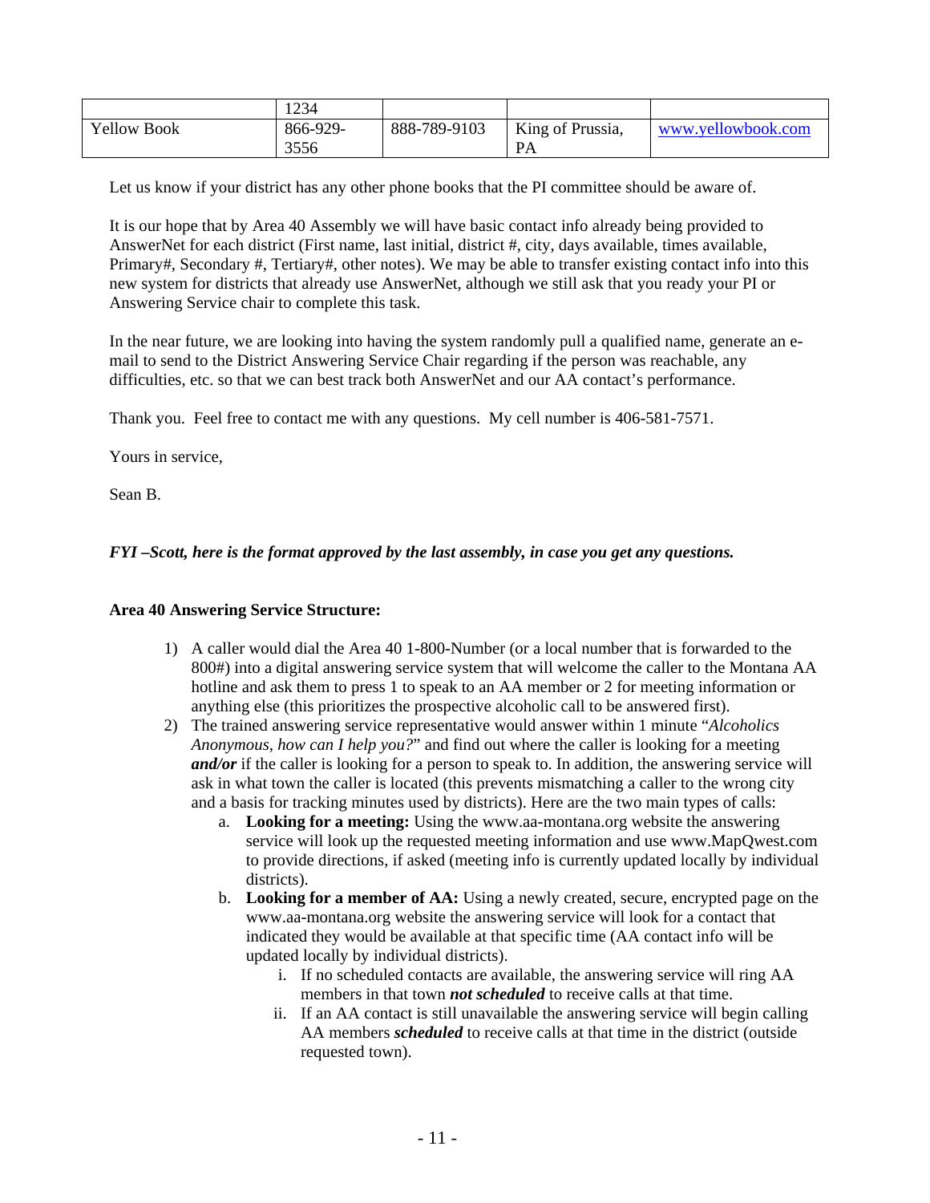|  | 1234 |  |  |  |
| --- | --- | --- | --- | --- |
| Yellow Book | 866-929-3556 | 888-789-9103 | King of Prussia, PA | www.yellowbook.com |

Let us know if your district has any other phone books that the PI committee should be aware of.

It is our hope that by Area 40 Assembly we will have basic contact info already being provided to AnswerNet for each district (First name, last initial, district #, city, days available, times available, Primary#, Secondary #, Tertiary#, other notes). We may be able to transfer existing contact info into this new system for districts that already use AnswerNet, although we still ask that you ready your PI or Answering Service chair to complete this task.

In the near future, we are looking into having the system randomly pull a qualified name, generate an e-mail to send to the District Answering Service Chair regarding if the person was reachable, any difficulties, etc. so that we can best track both AnswerNet and our AA contact's performance.

Thank you. Feel free to contact me with any questions. My cell number is 406-581-7571.

Yours in service,

Sean B.

***FYI –Scott, here is the format approved by the last assembly, in case you get any questions.***

**Area 40 Answering Service Structure:**

1) A caller would dial the Area 40 1-800-Number (or a local number that is forwarded to the 800#) into a digital answering service system that will welcome the caller to the Montana AA hotline and ask them to press 1 to speak to an AA member or 2 for meeting information or anything else (this prioritizes the prospective alcoholic call to be answered first).
2) The trained answering service representative would answer within 1 minute "*Alcoholics Anonymous, how can I help you?*" and find out where the caller is looking for a meeting ***and/or*** if the caller is looking for a person to speak to. In addition, the answering service will ask in what town the caller is located (this prevents mismatching a caller to the wrong city and a basis for tracking minutes used by districts). Here are the two main types of calls:
    a. **Looking for a meeting:** Using the www.aa-montana.org website the answering service will look up the requested meeting information and use www.MapQwest.com to provide directions, if asked (meeting info is currently updated locally by individual districts).
    b. **Looking for a member of AA:** Using a newly created, secure, encrypted page on the www.aa-montana.org website the answering service will look for a contact that indicated they would be available at that specific time (AA contact info will be updated locally by individual districts).
        i. If no scheduled contacts are available, the answering service will ring AA members in that town ***not scheduled*** to receive calls at that time.
        ii. If an AA contact is still unavailable the answering service will begin calling AA members ***scheduled*** to receive calls at that time in the district (outside requested town).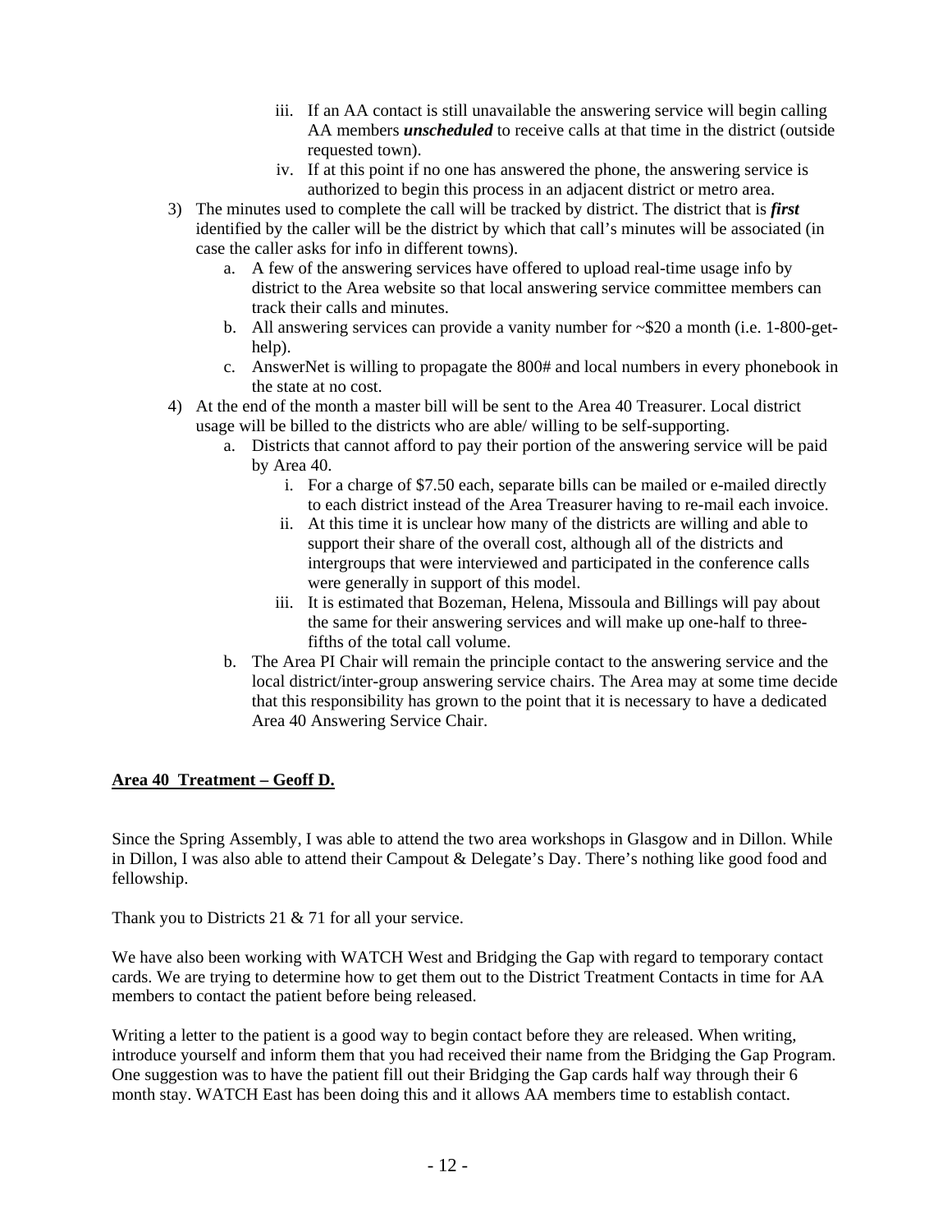iii. If an AA contact is still unavailable the answering service will begin calling AA members ***unscheduled*** to receive calls at that time in the district (outside requested town).

iv. If at this point if no one has answered the phone, the answering service is authorized to begin this process in an adjacent district or metro area.

3) The minutes used to complete the call will be tracked by district. The district that is ***first*** identified by the caller will be the district by which that call's minutes will be associated (in case the caller asks for info in different towns).
   a. A few of the answering services have offered to upload real-time usage info by district to the Area website so that local answering service committee members can track their calls and minutes.
   b. All answering services can provide a vanity number for ~$20 a month (i.e. 1-800-get-help).
   c. AnswerNet is willing to propagate the 800# and local numbers in every phonebook in the state at no cost.
4) At the end of the month a master bill will be sent to the Area 40 Treasurer. Local district usage will be billed to the districts who are able/ willing to be self-supporting.
   a. Districts that cannot afford to pay their portion of the answering service will be paid by Area 40.
      i. For a charge of $7.50 each, separate bills can be mailed or e-mailed directly to each district instead of the Area Treasurer having to re-mail each invoice.
      ii. At this time it is unclear how many of the districts are willing and able to support their share of the overall cost, although all of the districts and intergroups that were interviewed and participated in the conference calls were generally in support of this model.
      iii. It is estimated that Bozeman, Helena, Missoula and Billings will pay about the same for their answering services and will make up one-half to three-fifths of the total call volume.
   b. The Area PI Chair will remain the principle contact to the answering service and the local district/inter-group answering service chairs. The Area may at some time decide that this responsibility has grown to the point that it is necessary to have a dedicated Area 40 Answering Service Chair.

## Area 40 Treatment – Geoff D.

Since the Spring Assembly, I was able to attend the two area workshops in Glasgow and in Dillon. While in Dillon, I was also able to attend their Campout & Delegate's Day. There's nothing like good food and fellowship.

Thank you to Districts 21 & 71 for all your service.

We have also been working with WATCH West and Bridging the Gap with regard to temporary contact cards. We are trying to determine how to get them out to the District Treatment Contacts in time for AA members to contact the patient before being released.

Writing a letter to the patient is a good way to begin contact before they are released. When writing, introduce yourself and inform them that you had received their name from the Bridging the Gap Program. One suggestion was to have the patient fill out their Bridging the Gap cards half way through their 6 month stay. WATCH East has been doing this and it allows AA members time to establish contact.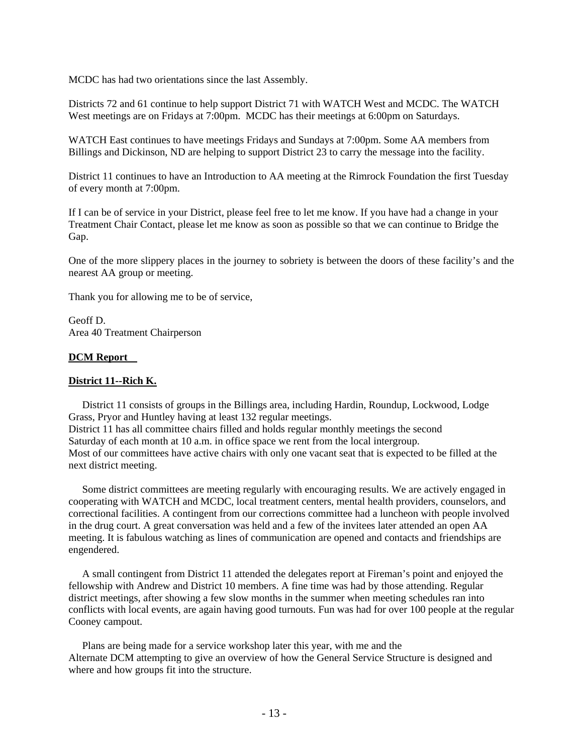MCDC has had two orientations since the last Assembly.

Districts 72 and 61 continue to help support District 71 with WATCH West and MCDC. The WATCH West meetings are on Fridays at 7:00pm. MCDC has their meetings at 6:00pm on Saturdays.

WATCH East continues to have meetings Fridays and Sundays at 7:00pm. Some AA members from Billings and Dickinson, ND are helping to support District 23 to carry the message into the facility.

District 11 continues to have an Introduction to AA meeting at the Rimrock Foundation the first Tuesday of every month at 7:00pm.

If I can be of service in your District, please feel free to let me know. If you have had a change in your Treatment Chair Contact, please let me know as soon as possible so that we can continue to Bridge the Gap.

One of the more slippery places in the journey to sobriety is between the doors of these facility's and the nearest AA group or meeting.

Thank you for allowing me to be of service,

Geoff D.
Area 40 Treatment Chairperson

**DCM Report**

**District 11--Rich K.**

District 11 consists of groups in the Billings area, including Hardin, Roundup, Lockwood, Lodge Grass, Pryor and Huntley having at least 132 regular meetings.
District 11 has all committee chairs filled and holds regular monthly meetings the second Saturday of each month at 10 a.m. in office space we rent from the local intergroup.
Most of our committees have active chairs with only one vacant seat that is expected to be filled at the next district meeting.

Some district committees are meeting regularly with encouraging results. We are actively engaged in cooperating with WATCH and MCDC, local treatment centers, mental health providers, counselors, and correctional facilities. A contingent from our corrections committee had a luncheon with people involved in the drug court. A great conversation was held and a few of the invitees later attended an open AA meeting. It is fabulous watching as lines of communication are opened and contacts and friendships are engendered.

A small contingent from District 11 attended the delegates report at Fireman's point and enjoyed the fellowship with Andrew and District 10 members. A fine time was had by those attending. Regular district meetings, after showing a few slow months in the summer when meeting schedules ran into conflicts with local events, are again having good turnouts. Fun was had for over 100 people at the regular Cooney campout.

Plans are being made for a service workshop later this year, with me and the Alternate DCM attempting to give an overview of how the General Service Structure is designed and where and how groups fit into the structure.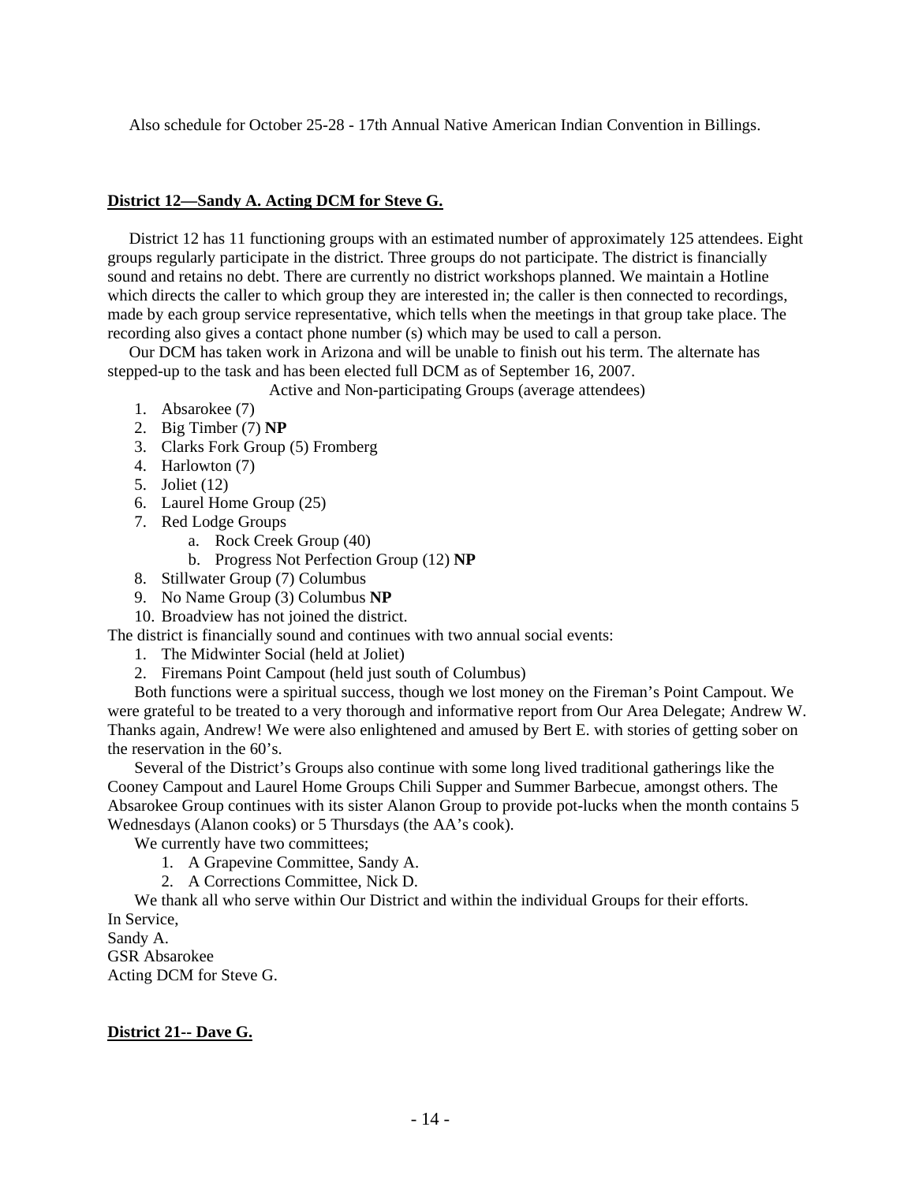Also schedule for October 25-28 - 17th Annual Native American Indian Convention in Billings.

**District 12—Sandy A. Acting DCM for Steve G.**

District 12 has 11 functioning groups with an estimated number of approximately 125 attendees. Eight groups regularly participate in the district. Three groups do not participate. The district is financially sound and retains no debt. There are currently no district workshops planned. We maintain a Hotline which directs the caller to which group they are interested in; the caller is then connected to recordings, made by each group service representative, which tells when the meetings in that group take place. The recording also gives a contact phone number (s) which may be used to call a person.

Our DCM has taken work in Arizona and will be unable to finish out his term. The alternate has stepped-up to the task and has been elected full DCM as of September 16, 2007.

Active and Non-participating Groups (average attendees)

1. Absarokee (7)
2. Big Timber (7) **NP**
3. Clarks Fork Group (5) Fromberg
4. Harlowton (7)
5. Joliet (12)
6. Laurel Home Group (25)
7. Red Lodge Groups
   a. Rock Creek Group (40)
   b. Progress Not Perfection Group (12) **NP**
8. Stillwater Group (7) Columbus
9. No Name Group (3) Columbus **NP**
10. Broadview has not joined the district.

The district is financially sound and continues with two annual social events:

1. The Midwinter Social (held at Joliet)
2. Firemans Point Campout (held just south of Columbus)

Both functions were a spiritual success, though we lost money on the Fireman's Point Campout. We were grateful to be treated to a very thorough and informative report from Our Area Delegate; Andrew W. Thanks again, Andrew! We were also enlightened and amused by Bert E. with stories of getting sober on the reservation in the 60's.

Several of the District's Groups also continue with some long lived traditional gatherings like the Cooney Campout and Laurel Home Groups Chili Supper and Summer Barbecue, amongst others. The Absarokee Group continues with its sister Alanon Group to provide pot-lucks when the month contains 5 Wednesdays (Alanon cooks) or 5 Thursdays (the AA's cook).

We currently have two committees;

1. A Grapevine Committee, Sandy A.
2. A Corrections Committee, Nick D.

We thank all who serve within Our District and within the individual Groups for their efforts.

In Service,
Sandy A.
GSR Absarokee
Acting DCM for Steve G.

**District 21-- Dave G.**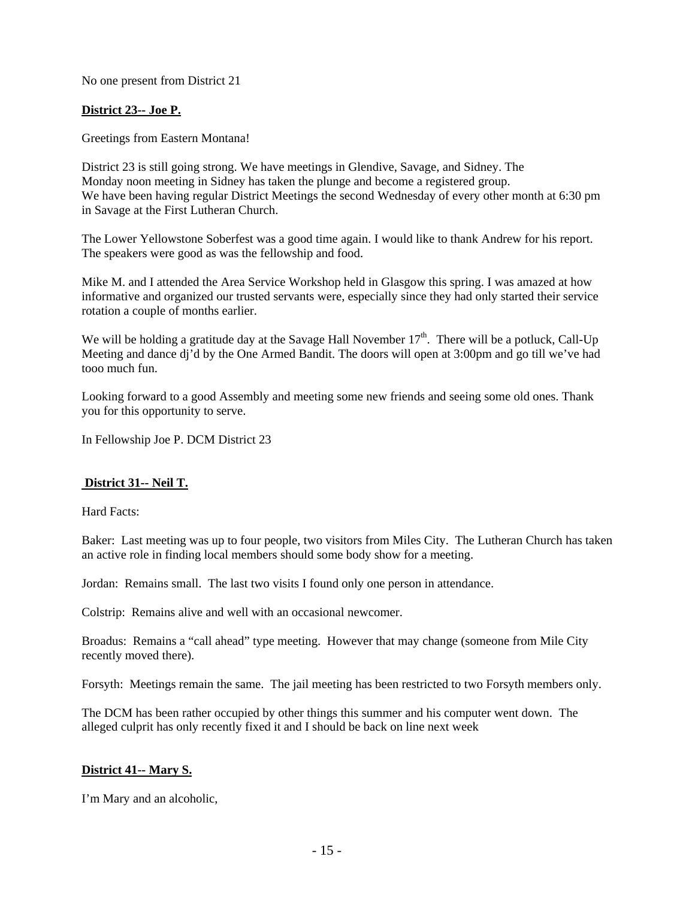No one present from District 21

**District 23-- Joe P.**

Greetings from Eastern Montana!

District 23 is still going strong. We have meetings in Glendive, Savage, and Sidney. The Monday noon meeting in Sidney has taken the plunge and become a registered group. We have been having regular District Meetings the second Wednesday of every other month at 6:30 pm in Savage at the First Lutheran Church.

The Lower Yellowstone Soberfest was a good time again. I would like to thank Andrew for his report. The speakers were good as was the fellowship and food.

Mike M. and I attended the Area Service Workshop held in Glasgow this spring. I was amazed at how informative and organized our trusted servants were, especially since they had only started their service rotation a couple of months earlier.

We will be holding a gratitude day at the Savage Hall November 17th. There will be a potluck, Call-Up Meeting and dance dj'd by the One Armed Bandit. The doors will open at 3:00pm and go till we've had tooo much fun.

Looking forward to a good Assembly and meeting some new friends and seeing some old ones. Thank you for this opportunity to serve.

In Fellowship Joe P. DCM District 23

**District 31-- Neil T.**

Hard Facts:

Baker: Last meeting was up to four people, two visitors from Miles City. The Lutheran Church has taken an active role in finding local members should some body show for a meeting.

Jordan: Remains small. The last two visits I found only one person in attendance.

Colstrip: Remains alive and well with an occasional newcomer.

Broadus: Remains a "call ahead" type meeting. However that may change (someone from Mile City recently moved there).

Forsyth: Meetings remain the same. The jail meeting has been restricted to two Forsyth members only.

The DCM has been rather occupied by other things this summer and his computer went down. The alleged culprit has only recently fixed it and I should be back on line next week

**District 41-- Mary S.**

I'm Mary and an alcoholic,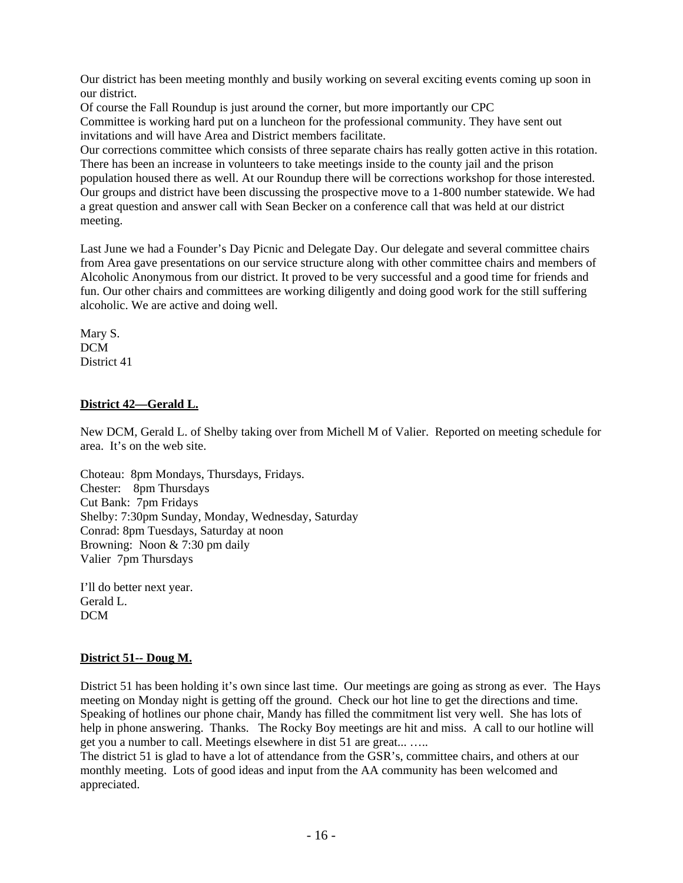Our district has been meeting monthly and busily working on several exciting events coming up soon in our district.

Of course the Fall Roundup is just around the corner, but more importantly our CPC Committee is working hard put on a luncheon for the professional community. They have sent out invitations and will have Area and District members facilitate.

Our corrections committee which consists of three separate chairs has really gotten active in this rotation. There has been an increase in volunteers to take meetings inside to the county jail and the prison population housed there as well. At our Roundup there will be corrections workshop for those interested. Our groups and district have been discussing the prospective move to a 1-800 number statewide. We had a great question and answer call with Sean Becker on a conference call that was held at our district meeting.

Last June we had a Founder's Day Picnic and Delegate Day. Our delegate and several committee chairs from Area gave presentations on our service structure along with other committee chairs and members of Alcoholic Anonymous from our district. It proved to be very successful and a good time for friends and fun. Our other chairs and committees are working diligently and doing good work for the still suffering alcoholic. We are active and doing well.

Mary S.
DCM
District 41

**District 42—Gerald L.**

New DCM, Gerald L. of Shelby taking over from Michell M of Valier. Reported on meeting schedule for area. It's on the web site.

Choteau: 8pm Mondays, Thursdays, Fridays.
Chester: 8pm Thursdays
Cut Bank: 7pm Fridays
Shelby: 7:30pm Sunday, Monday, Wednesday, Saturday
Conrad: 8pm Tuesdays, Saturday at noon
Browning: Noon & 7:30 pm daily
Valier 7pm Thursdays

I'll do better next year.
Gerald L.
DCM

**District 51-- Doug M.**

District 51 has been holding it's own since last time. Our meetings are going as strong as ever. The Hays meeting on Monday night is getting off the ground. Check our hot line to get the directions and time. Speaking of hotlines our phone chair, Mandy has filled the commitment list very well. She has lots of help in phone answering. Thanks. The Rocky Boy meetings are hit and miss. A call to our hotline will get you a number to call. Meetings elsewhere in dist 51 are great... …..

The district 51 is glad to have a lot of attendance from the GSR's, committee chairs, and others at our monthly meeting. Lots of good ideas and input from the AA community has been welcomed and appreciated.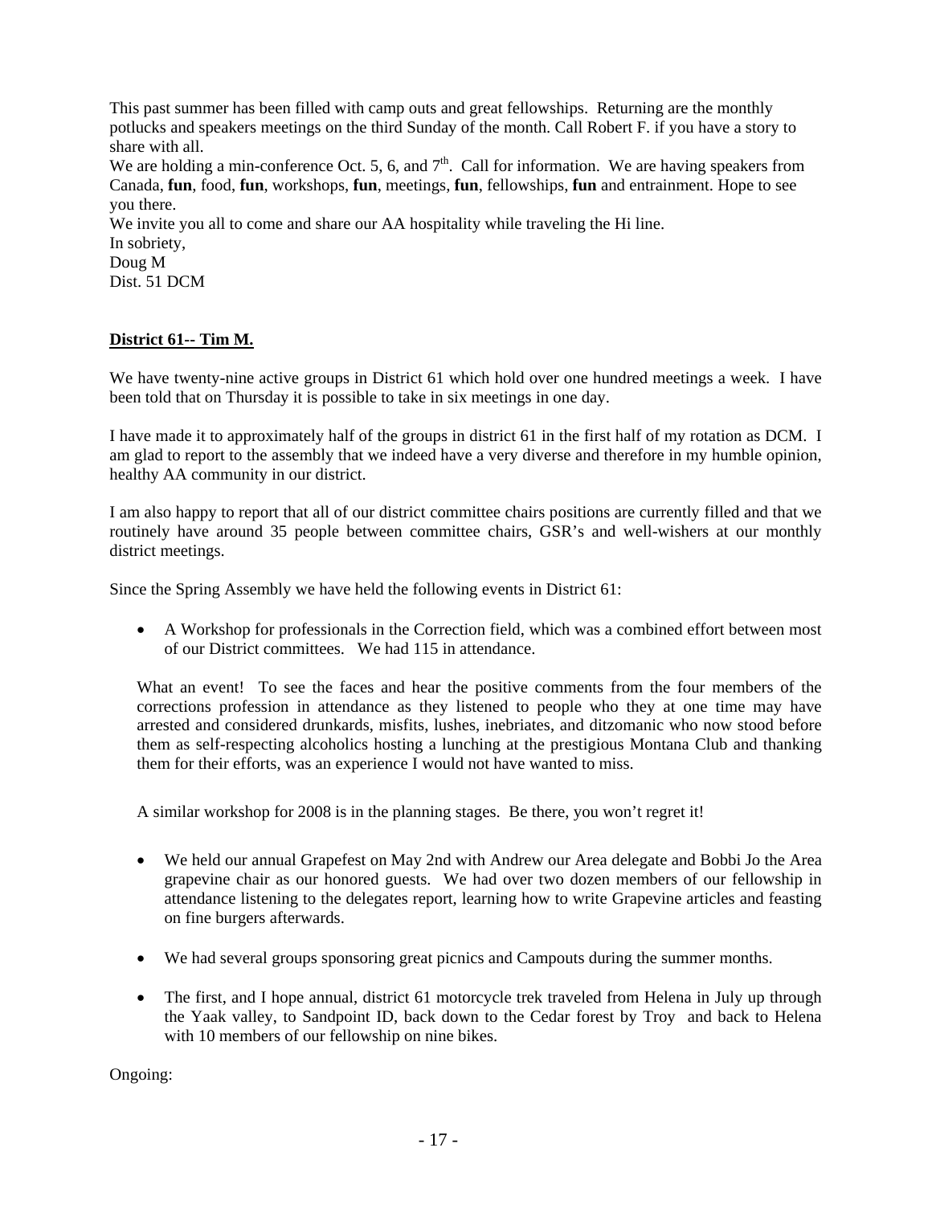This past summer has been filled with camp outs and great fellowships. Returning are the monthly potlucks and speakers meetings on the third Sunday of the month. Call Robert F. if you have a story to share with all.

We are holding a min-conference Oct. 5, 6, and 7th. Call for information. We are having speakers from Canada, **fun**, food, **fun**, workshops, **fun**, meetings, **fun**, fellowships, **fun** and entrainment. Hope to see you there.

We invite you all to come and share our AA hospitality while traveling the Hi line.

In sobriety,
Doug M
Dist. 51 DCM

**District 61-- Tim M.**

We have twenty-nine active groups in District 61 which hold over one hundred meetings a week. I have been told that on Thursday it is possible to take in six meetings in one day.

I have made it to approximately half of the groups in district 61 in the first half of my rotation as DCM. I am glad to report to the assembly that we indeed have a very diverse and therefore in my humble opinion, healthy AA community in our district.

I am also happy to report that all of our district committee chairs positions are currently filled and that we routinely have around 35 people between committee chairs, GSR's and well-wishers at our monthly district meetings.

Since the Spring Assembly we have held the following events in District 61:

- A Workshop for professionals in the Correction field, which was a combined effort between most of our District committees. We had 115 in attendance.

  What an event! To see the faces and hear the positive comments from the four members of the corrections profession in attendance as they listened to people who they at one time may have arrested and considered drunkards, misfits, lushes, inebriates, and ditzomanic who now stood before them as self-respecting alcoholics hosting a lunching at the prestigious Montana Club and thanking them for their efforts, was an experience I would not have wanted to miss.

  A similar workshop for 2008 is in the planning stages. Be there, you won't regret it!

- We held our annual Grapefest on May 2nd with Andrew our Area delegate and Bobbi Jo the Area grapevine chair as our honored guests. We had over two dozen members of our fellowship in attendance listening to the delegates report, learning how to write Grapevine articles and feasting on fine burgers afterwards.

- We had several groups sponsoring great picnics and Campouts during the summer months.

- The first, and I hope annual, district 61 motorcycle trek traveled from Helena in July up through the Yaak valley, to Sandpoint ID, back down to the Cedar forest by Troy and back to Helena with 10 members of our fellowship on nine bikes.

Ongoing: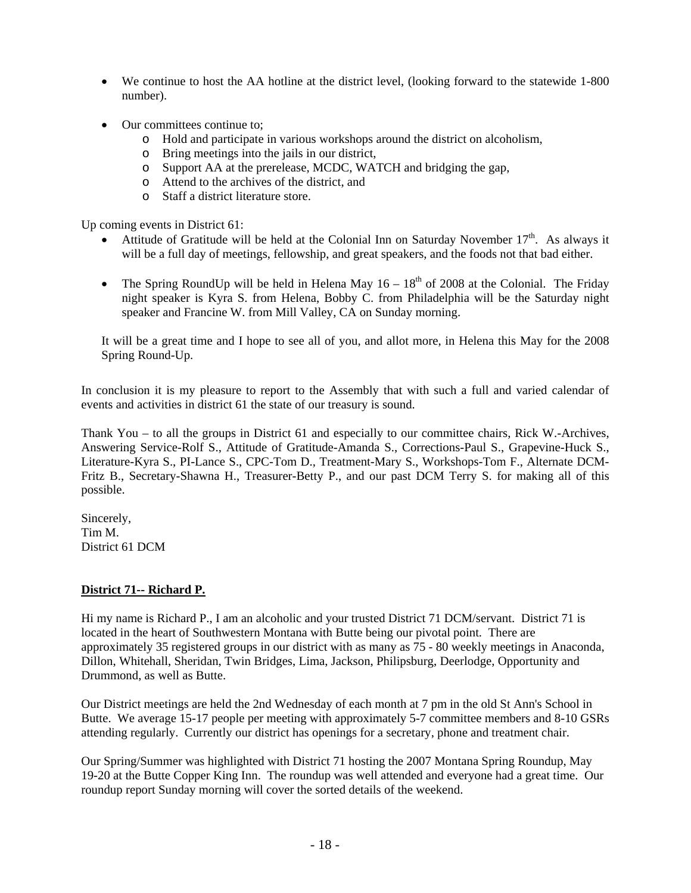- We continue to host the AA hotline at the district level, (looking forward to the statewide 1-800 number).

- Our committees continue to;
  - Hold and participate in various workshops around the district on alcoholism,
  - Bring meetings into the jails in our district,
  - Support AA at the prerelease, MCDC, WATCH and bridging the gap,
  - Attend to the archives of the district, and
  - Staff a district literature store.

Up coming events in District 61:

- Attitude of Gratitude will be held at the Colonial Inn on Saturday November 17th. As always it will be a full day of meetings, fellowship, and great speakers, and the foods not that bad either.

- The Spring RoundUp will be held in Helena May 16 – 18th of 2008 at the Colonial. The Friday night speaker is Kyra S. from Helena, Bobby C. from Philadelphia will be the Saturday night speaker and Francine W. from Mill Valley, CA on Sunday morning.

It will be a great time and I hope to see all of you, and allot more, in Helena this May for the 2008 Spring Round-Up.

In conclusion it is my pleasure to report to the Assembly that with such a full and varied calendar of events and activities in district 61 the state of our treasury is sound.

Thank You – to all the groups in District 61 and especially to our committee chairs, Rick W.-Archives, Answering Service-Rolf S., Attitude of Gratitude-Amanda S., Corrections-Paul S., Grapevine-Huck S., Literature-Kyra S., PI-Lance S., CPC-Tom D., Treatment-Mary S., Workshops-Tom F., Alternate DCM-Fritz B., Secretary-Shawna H., Treasurer-Betty P., and our past DCM Terry S. for making all of this possible.

Sincerely,
Tim M.
District 61 DCM

**District 71-- Richard P.**

Hi my name is Richard P., I am an alcoholic and your trusted District 71 DCM/servant. District 71 is located in the heart of Southwestern Montana with Butte being our pivotal point. There are approximately 35 registered groups in our district with as many as 75 - 80 weekly meetings in Anaconda, Dillon, Whitehall, Sheridan, Twin Bridges, Lima, Jackson, Philipsburg, Deerlodge, Opportunity and Drummond, as well as Butte.

Our District meetings are held the 2nd Wednesday of each month at 7 pm in the old St Ann's School in Butte. We average 15-17 people per meeting with approximately 5-7 committee members and 8-10 GSRs attending regularly. Currently our district has openings for a secretary, phone and treatment chair.

Our Spring/Summer was highlighted with District 71 hosting the 2007 Montana Spring Roundup, May 19-20 at the Butte Copper King Inn. The roundup was well attended and everyone had a great time. Our roundup report Sunday morning will cover the sorted details of the weekend.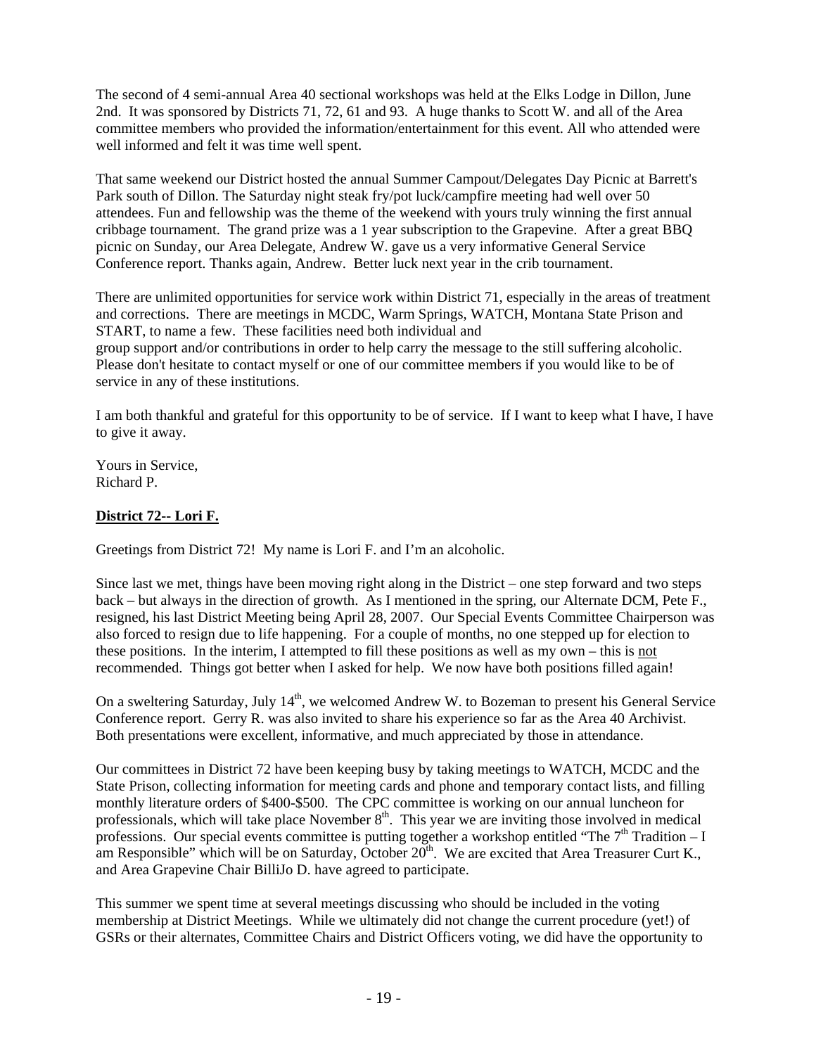The second of 4 semi-annual Area 40 sectional workshops was held at the Elks Lodge in Dillon, June 2nd. It was sponsored by Districts 71, 72, 61 and 93. A huge thanks to Scott W. and all of the Area committee members who provided the information/entertainment for this event. All who attended were well informed and felt it was time well spent.

That same weekend our District hosted the annual Summer Campout/Delegates Day Picnic at Barrett's Park south of Dillon. The Saturday night steak fry/pot luck/campfire meeting had well over 50 attendees. Fun and fellowship was the theme of the weekend with yours truly winning the first annual cribbage tournament. The grand prize was a 1 year subscription to the Grapevine. After a great BBQ picnic on Sunday, our Area Delegate, Andrew W. gave us a very informative General Service Conference report. Thanks again, Andrew. Better luck next year in the crib tournament.

There are unlimited opportunities for service work within District 71, especially in the areas of treatment and corrections. There are meetings in MCDC, Warm Springs, WATCH, Montana State Prison and START, to name a few. These facilities need both individual and group support and/or contributions in order to help carry the message to the still suffering alcoholic. Please don't hesitate to contact myself or one of our committee members if you would like to be of service in any of these institutions.

I am both thankful and grateful for this opportunity to be of service. If I want to keep what I have, I have to give it away.

Yours in Service,
Richard P.

**District 72-- Lori F.**

Greetings from District 72! My name is Lori F. and I'm an alcoholic.

Since last we met, things have been moving right along in the District – one step forward and two steps back – but always in the direction of growth. As I mentioned in the spring, our Alternate DCM, Pete F., resigned, his last District Meeting being April 28, 2007. Our Special Events Committee Chairperson was also forced to resign due to life happening. For a couple of months, no one stepped up for election to these positions. In the interim, I attempted to fill these positions as well as my own – this is not recommended. Things got better when I asked for help. We now have both positions filled again!

On a sweltering Saturday, July 14th, we welcomed Andrew W. to Bozeman to present his General Service Conference report. Gerry R. was also invited to share his experience so far as the Area 40 Archivist. Both presentations were excellent, informative, and much appreciated by those in attendance.

Our committees in District 72 have been keeping busy by taking meetings to WATCH, MCDC and the State Prison, collecting information for meeting cards and phone and temporary contact lists, and filling monthly literature orders of \$400-\$500. The CPC committee is working on our annual luncheon for professionals, which will take place November 8th. This year we are inviting those involved in medical professions. Our special events committee is putting together a workshop entitled "The 7th Tradition – I am Responsible" which will be on Saturday, October 20th. We are excited that Area Treasurer Curt K., and Area Grapevine Chair BilliJo D. have agreed to participate.

This summer we spent time at several meetings discussing who should be included in the voting membership at District Meetings. While we ultimately did not change the current procedure (yet!) of GSRs or their alternates, Committee Chairs and District Officers voting, we did have the opportunity to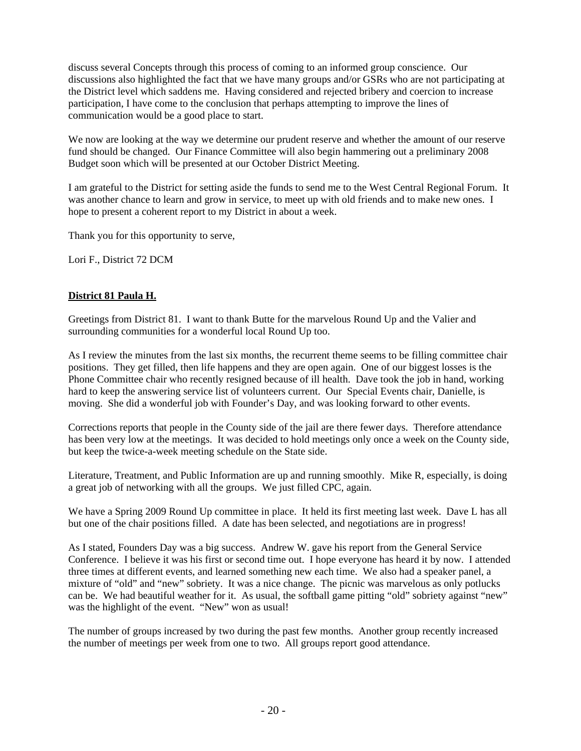discuss several Concepts through this process of coming to an informed group conscience. Our discussions also highlighted the fact that we have many groups and/or GSRs who are not participating at the District level which saddens me. Having considered and rejected bribery and coercion to increase participation, I have come to the conclusion that perhaps attempting to improve the lines of communication would be a good place to start.

We now are looking at the way we determine our prudent reserve and whether the amount of our reserve fund should be changed. Our Finance Committee will also begin hammering out a preliminary 2008 Budget soon which will be presented at our October District Meeting.

I am grateful to the District for setting aside the funds to send me to the West Central Regional Forum. It was another chance to learn and grow in service, to meet up with old friends and to make new ones. I hope to present a coherent report to my District in about a week.

Thank you for this opportunity to serve,

Lori F., District 72 DCM

**District 81 Paula H.**

Greetings from District 81. I want to thank Butte for the marvelous Round Up and the Valier and surrounding communities for a wonderful local Round Up too.

As I review the minutes from the last six months, the recurrent theme seems to be filling committee chair positions. They get filled, then life happens and they are open again. One of our biggest losses is the Phone Committee chair who recently resigned because of ill health. Dave took the job in hand, working hard to keep the answering service list of volunteers current. Our Special Events chair, Danielle, is moving. She did a wonderful job with Founder's Day, and was looking forward to other events.

Corrections reports that people in the County side of the jail are there fewer days. Therefore attendance has been very low at the meetings. It was decided to hold meetings only once a week on the County side, but keep the twice-a-week meeting schedule on the State side.

Literature, Treatment, and Public Information are up and running smoothly. Mike R, especially, is doing a great job of networking with all the groups. We just filled CPC, again.

We have a Spring 2009 Round Up committee in place. It held its first meeting last week. Dave L has all but one of the chair positions filled. A date has been selected, and negotiations are in progress!

As I stated, Founders Day was a big success. Andrew W. gave his report from the General Service Conference. I believe it was his first or second time out. I hope everyone has heard it by now. I attended three times at different events, and learned something new each time. We also had a speaker panel, a mixture of "old" and "new" sobriety. It was a nice change. The picnic was marvelous as only potlucks can be. We had beautiful weather for it. As usual, the softball game pitting "old" sobriety against "new" was the highlight of the event. "New" won as usual!

The number of groups increased by two during the past few months. Another group recently increased the number of meetings per week from one to two. All groups report good attendance.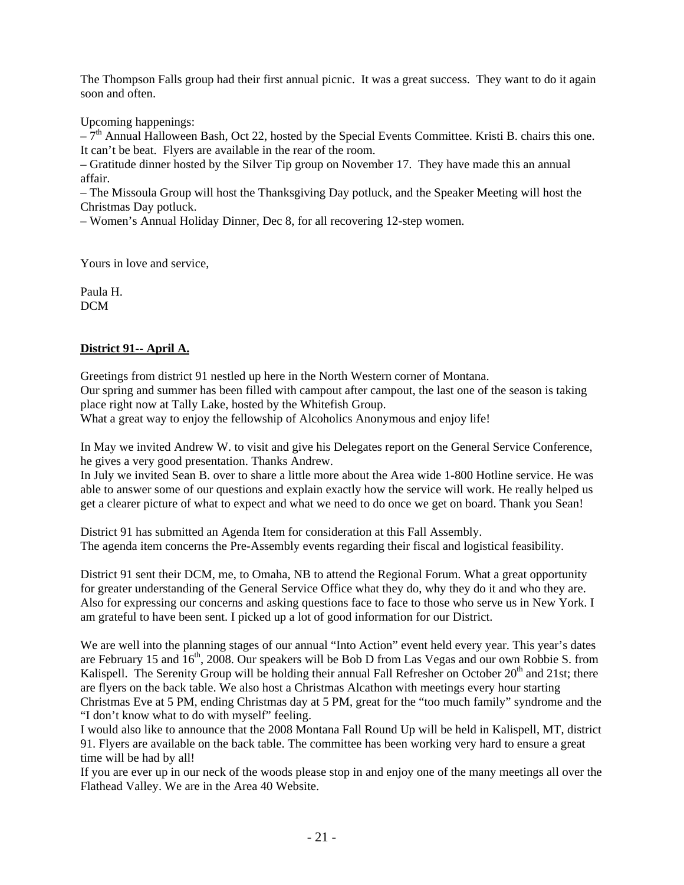The Thompson Falls group had their first annual picnic. It was a great success. They want to do it again soon and often.

Upcoming happenings:
– 7th Annual Halloween Bash, Oct 22, hosted by the Special Events Committee. Kristi B. chairs this one. It can't be beat. Flyers are available in the rear of the room.
– Gratitude dinner hosted by the Silver Tip group on November 17. They have made this an annual affair.
– The Missoula Group will host the Thanksgiving Day potluck, and the Speaker Meeting will host the Christmas Day potluck.
– Women's Annual Holiday Dinner, Dec 8, for all recovering 12-step women.

Yours in love and service,

Paula H.
DCM

**District 91-- April A.**

Greetings from district 91 nestled up here in the North Western corner of Montana.
Our spring and summer has been filled with campout after campout, the last one of the season is taking place right now at Tally Lake, hosted by the Whitefish Group.
What a great way to enjoy the fellowship of Alcoholics Anonymous and enjoy life!

In May we invited Andrew W. to visit and give his Delegates report on the General Service Conference, he gives a very good presentation. Thanks Andrew.
In July we invited Sean B. over to share a little more about the Area wide 1-800 Hotline service. He was able to answer some of our questions and explain exactly how the service will work. He really helped us get a clearer picture of what to expect and what we need to do once we get on board. Thank you Sean!

District 91 has submitted an Agenda Item for consideration at this Fall Assembly.
The agenda item concerns the Pre-Assembly events regarding their fiscal and logistical feasibility.

District 91 sent their DCM, me, to Omaha, NB to attend the Regional Forum. What a great opportunity for greater understanding of the General Service Office what they do, why they do it and who they are. Also for expressing our concerns and asking questions face to face to those who serve us in New York. I am grateful to have been sent. I picked up a lot of good information for our District.

We are well into the planning stages of our annual "Into Action" event held every year. This year's dates are February 15 and 16th, 2008. Our speakers will be Bob D from Las Vegas and our own Robbie S. from Kalispell. The Serenity Group will be holding their annual Fall Refresher on October 20th and 21st; there are flyers on the back table. We also host a Christmas Alcathon with meetings every hour starting Christmas Eve at 5 PM, ending Christmas day at 5 PM, great for the "too much family" syndrome and the "I don't know what to do with myself" feeling.
I would also like to announce that the 2008 Montana Fall Round Up will be held in Kalispell, MT, district 91. Flyers are available on the back table. The committee has been working very hard to ensure a great time will be had by all!
If you are ever up in our neck of the woods please stop in and enjoy one of the many meetings all over the Flathead Valley. We are in the Area 40 Website.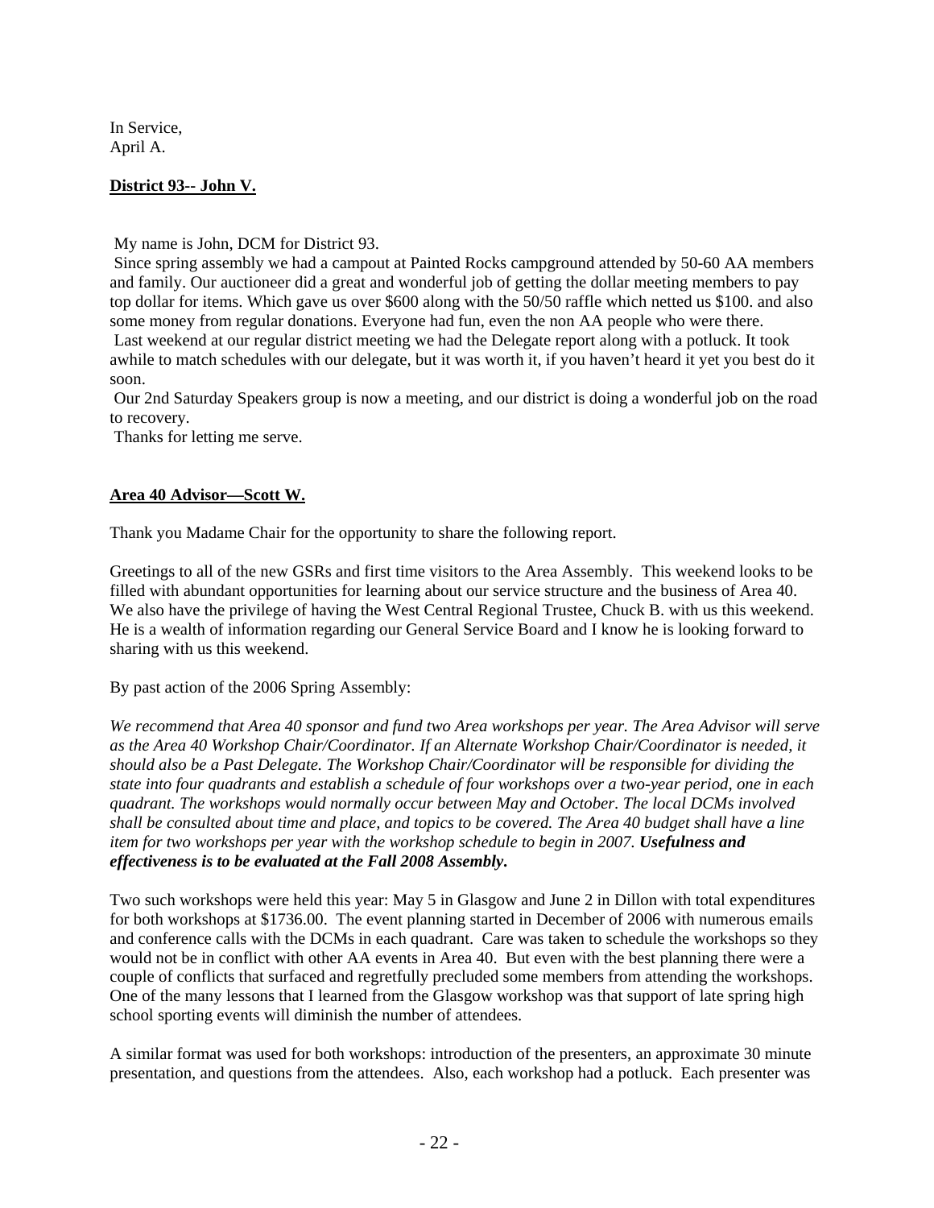In Service,
April A.

**District 93-- John V.**

My name is John, DCM for District 93.
Since spring assembly we had a campout at Painted Rocks campground attended by 50-60 AA members and family. Our auctioneer did a great and wonderful job of getting the dollar meeting members to pay top dollar for items. Which gave us over $600 along with the 50/50 raffle which netted us $100. and also some money from regular donations. Everyone had fun, even the non AA people who were there.
Last weekend at our regular district meeting we had the Delegate report along with a potluck. It took awhile to match schedules with our delegate, but it was worth it, if you haven't heard it yet you best do it soon.
Our 2nd Saturday Speakers group is now a meeting, and our district is doing a wonderful job on the road to recovery.
Thanks for letting me serve.

**Area 40 Advisor—Scott W.**

Thank you Madame Chair for the opportunity to share the following report.

Greetings to all of the new GSRs and first time visitors to the Area Assembly. This weekend looks to be filled with abundant opportunities for learning about our service structure and the business of Area 40. We also have the privilege of having the West Central Regional Trustee, Chuck B. with us this weekend. He is a wealth of information regarding our General Service Board and I know he is looking forward to sharing with us this weekend.

By past action of the 2006 Spring Assembly:

*We recommend that Area 40 sponsor and fund two Area workshops per year. The Area Advisor will serve as the Area 40 Workshop Chair/Coordinator. If an Alternate Workshop Chair/Coordinator is needed, it should also be a Past Delegate. The Workshop Chair/Coordinator will be responsible for dividing the state into four quadrants and establish a schedule of four workshops over a two-year period, one in each quadrant. The workshops would normally occur between May and October. The local DCMs involved shall be consulted about time and place, and topics to be covered. The Area 40 budget shall have a line item for two workshops per year with the workshop schedule to begin in 2007.* ***Usefulness and effectiveness is to be evaluated at the Fall 2008 Assembly.***

Two such workshops were held this year: May 5 in Glasgow and June 2 in Dillon with total expenditures for both workshops at $1736.00. The event planning started in December of 2006 with numerous emails and conference calls with the DCMs in each quadrant. Care was taken to schedule the workshops so they would not be in conflict with other AA events in Area 40. But even with the best planning there were a couple of conflicts that surfaced and regretfully precluded some members from attending the workshops. One of the many lessons that I learned from the Glasgow workshop was that support of late spring high school sporting events will diminish the number of attendees.

A similar format was used for both workshops: introduction of the presenters, an approximate 30 minute presentation, and questions from the attendees. Also, each workshop had a potluck. Each presenter was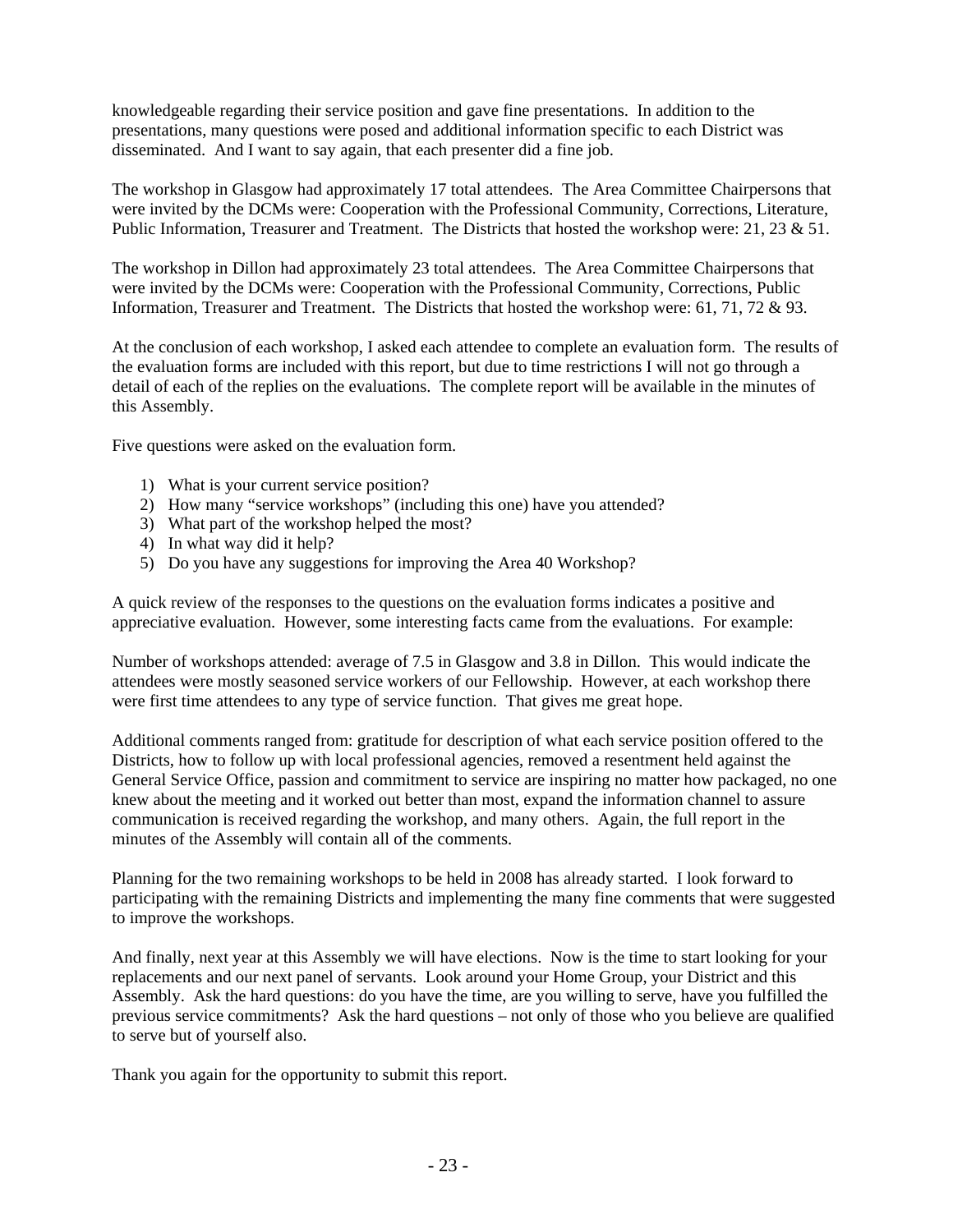knowledgeable regarding their service position and gave fine presentations. In addition to the presentations, many questions were posed and additional information specific to each District was disseminated. And I want to say again, that each presenter did a fine job.

The workshop in Glasgow had approximately 17 total attendees. The Area Committee Chairpersons that were invited by the DCMs were: Cooperation with the Professional Community, Corrections, Literature, Public Information, Treasurer and Treatment. The Districts that hosted the workshop were: 21, 23 & 51.

The workshop in Dillon had approximately 23 total attendees. The Area Committee Chairpersons that were invited by the DCMs were: Cooperation with the Professional Community, Corrections, Public Information, Treasurer and Treatment. The Districts that hosted the workshop were: 61, 71, 72 & 93.

At the conclusion of each workshop, I asked each attendee to complete an evaluation form. The results of the evaluation forms are included with this report, but due to time restrictions I will not go through a detail of each of the replies on the evaluations. The complete report will be available in the minutes of this Assembly.

Five questions were asked on the evaluation form.

1) What is your current service position?
2) How many "service workshops" (including this one) have you attended?
3) What part of the workshop helped the most?
4) In what way did it help?
5) Do you have any suggestions for improving the Area 40 Workshop?

A quick review of the responses to the questions on the evaluation forms indicates a positive and appreciative evaluation. However, some interesting facts came from the evaluations. For example:

Number of workshops attended: average of 7.5 in Glasgow and 3.8 in Dillon. This would indicate the attendees were mostly seasoned service workers of our Fellowship. However, at each workshop there were first time attendees to any type of service function. That gives me great hope.

Additional comments ranged from: gratitude for description of what each service position offered to the Districts, how to follow up with local professional agencies, removed a resentment held against the General Service Office, passion and commitment to service are inspiring no matter how packaged, no one knew about the meeting and it worked out better than most, expand the information channel to assure communication is received regarding the workshop, and many others. Again, the full report in the minutes of the Assembly will contain all of the comments.

Planning for the two remaining workshops to be held in 2008 has already started. I look forward to participating with the remaining Districts and implementing the many fine comments that were suggested to improve the workshops.

And finally, next year at this Assembly we will have elections. Now is the time to start looking for your replacements and our next panel of servants. Look around your Home Group, your District and this Assembly. Ask the hard questions: do you have the time, are you willing to serve, have you fulfilled the previous service commitments? Ask the hard questions – not only of those who you believe are qualified to serve but of yourself also.

Thank you again for the opportunity to submit this report.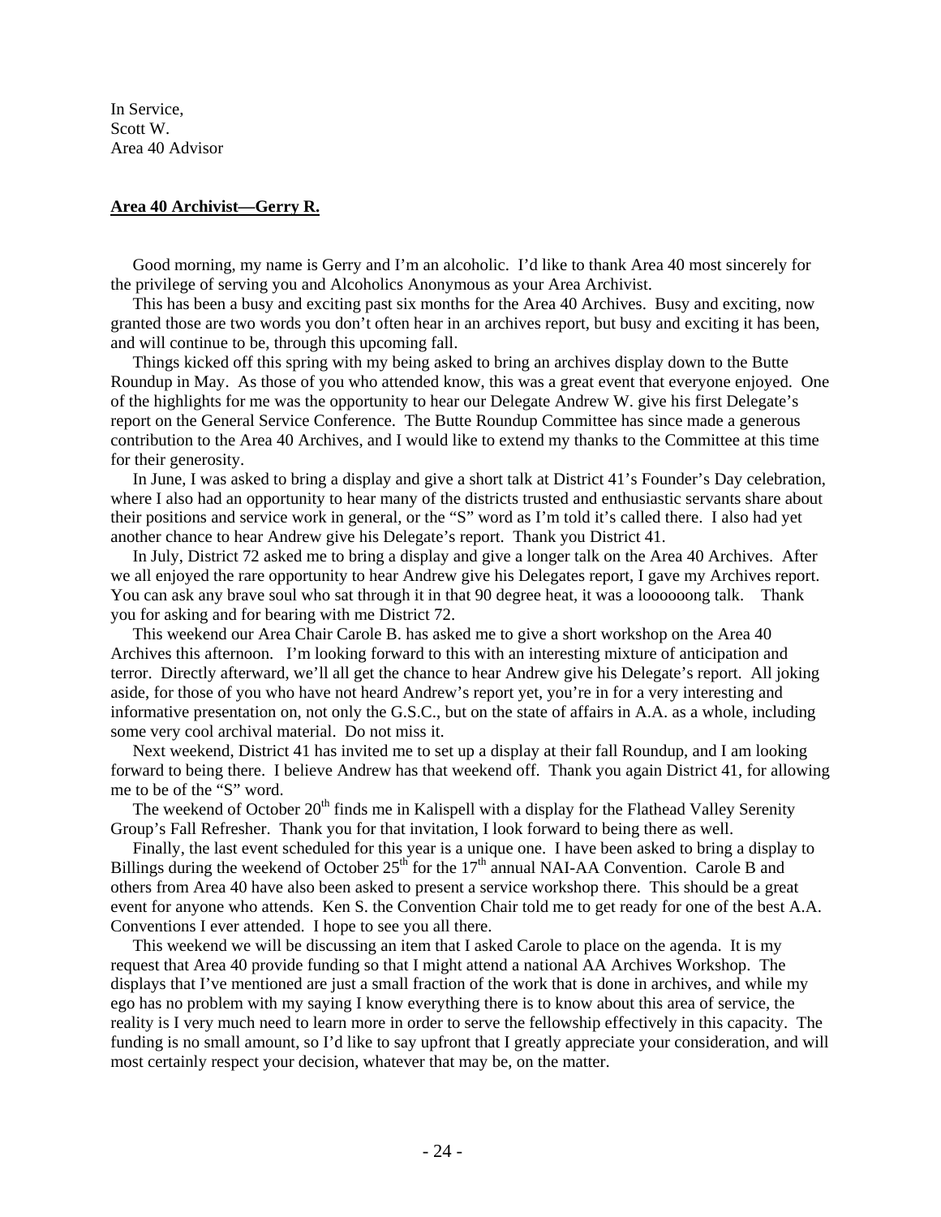In Service,
Scott W.
Area 40 Advisor

**Area 40 Archivist—Gerry R.**

Good morning, my name is Gerry and I'm an alcoholic. I'd like to thank Area 40 most sincerely for the privilege of serving you and Alcoholics Anonymous as your Area Archivist.

This has been a busy and exciting past six months for the Area 40 Archives. Busy and exciting, now granted those are two words you don't often hear in an archives report, but busy and exciting it has been, and will continue to be, through this upcoming fall.

Things kicked off this spring with my being asked to bring an archives display down to the Butte Roundup in May. As those of you who attended know, this was a great event that everyone enjoyed. One of the highlights for me was the opportunity to hear our Delegate Andrew W. give his first Delegate's report on the General Service Conference. The Butte Roundup Committee has since made a generous contribution to the Area 40 Archives, and I would like to extend my thanks to the Committee at this time for their generosity.

In June, I was asked to bring a display and give a short talk at District 41's Founder's Day celebration, where I also had an opportunity to hear many of the districts trusted and enthusiastic servants share about their positions and service work in general, or the "S" word as I'm told it's called there. I also had yet another chance to hear Andrew give his Delegate's report. Thank you District 41.

In July, District 72 asked me to bring a display and give a longer talk on the Area 40 Archives. After we all enjoyed the rare opportunity to hear Andrew give his Delegates report, I gave my Archives report. You can ask any brave soul who sat through it in that 90 degree heat, it was a loooooong talk. Thank you for asking and for bearing with me District 72.

This weekend our Area Chair Carole B. has asked me to give a short workshop on the Area 40 Archives this afternoon. I'm looking forward to this with an interesting mixture of anticipation and terror. Directly afterward, we'll all get the chance to hear Andrew give his Delegate's report. All joking aside, for those of you who have not heard Andrew's report yet, you're in for a very interesting and informative presentation on, not only the G.S.C., but on the state of affairs in A.A. as a whole, including some very cool archival material. Do not miss it.

Next weekend, District 41 has invited me to set up a display at their fall Roundup, and I am looking forward to being there. I believe Andrew has that weekend off. Thank you again District 41, for allowing me to be of the "S" word.

The weekend of October 20th finds me in Kalispell with a display for the Flathead Valley Serenity Group's Fall Refresher. Thank you for that invitation, I look forward to being there as well.

Finally, the last event scheduled for this year is a unique one. I have been asked to bring a display to Billings during the weekend of October 25th for the 17th annual NAI-AA Convention. Carole B and others from Area 40 have also been asked to present a service workshop there. This should be a great event for anyone who attends. Ken S. the Convention Chair told me to get ready for one of the best A.A. Conventions I ever attended. I hope to see you all there.

This weekend we will be discussing an item that I asked Carole to place on the agenda. It is my request that Area 40 provide funding so that I might attend a national AA Archives Workshop. The displays that I've mentioned are just a small fraction of the work that is done in archives, and while my ego has no problem with my saying I know everything there is to know about this area of service, the reality is I very much need to learn more in order to serve the fellowship effectively in this capacity. The funding is no small amount, so I'd like to say upfront that I greatly appreciate your consideration, and will most certainly respect your decision, whatever that may be, on the matter.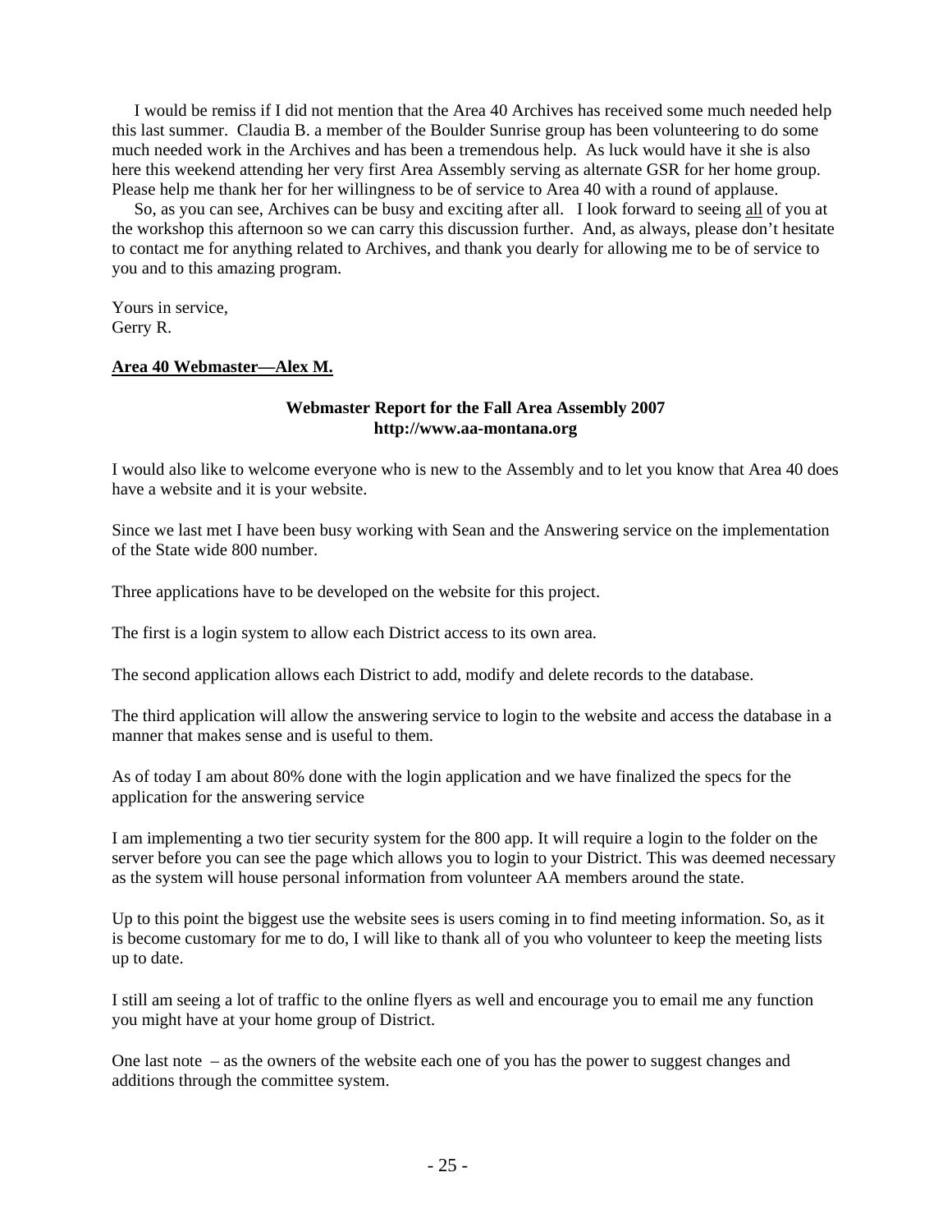I would be remiss if I did not mention that the Area 40 Archives has received some much needed help this last summer. Claudia B. a member of the Boulder Sunrise group has been volunteering to do some much needed work in the Archives and has been a tremendous help. As luck would have it she is also here this weekend attending her very first Area Assembly serving as alternate GSR for her home group. Please help me thank her for her willingness to be of service to Area 40 with a round of applause.

So, as you can see, Archives can be busy and exciting after all. I look forward to seeing all of you at the workshop this afternoon so we can carry this discussion further. And, as always, please don't hesitate to contact me for anything related to Archives, and thank you dearly for allowing me to be of service to you and to this amazing program.

Yours in service,
Gerry R.

**Area 40 Webmaster—Alex M.**

**Webmaster Report for the Fall Area Assembly 2007**
**http://www.aa-montana.org**

I would also like to welcome everyone who is new to the Assembly and to let you know that Area 40 does have a website and it is your website.

Since we last met I have been busy working with Sean and the Answering service on the implementation of the State wide 800 number.

Three applications have to be developed on the website for this project.

The first is a login system to allow each District access to its own area.

The second application allows each District to add, modify and delete records to the database.

The third application will allow the answering service to login to the website and access the database in a manner that makes sense and is useful to them.

As of today I am about 80% done with the login application and we have finalized the specs for the application for the answering service

I am implementing a two tier security system for the 800 app. It will require a login to the folder on the server before you can see the page which allows you to login to your District. This was deemed necessary as the system will house personal information from volunteer AA members around the state.

Up to this point the biggest use the website sees is users coming in to find meeting information. So, as it is become customary for me to do, I will like to thank all of you who volunteer to keep the meeting lists up to date.

I still am seeing a lot of traffic to the online flyers as well and encourage you to email me any function you might have at your home group of District.

One last note – as the owners of the website each one of you has the power to suggest changes and additions through the committee system.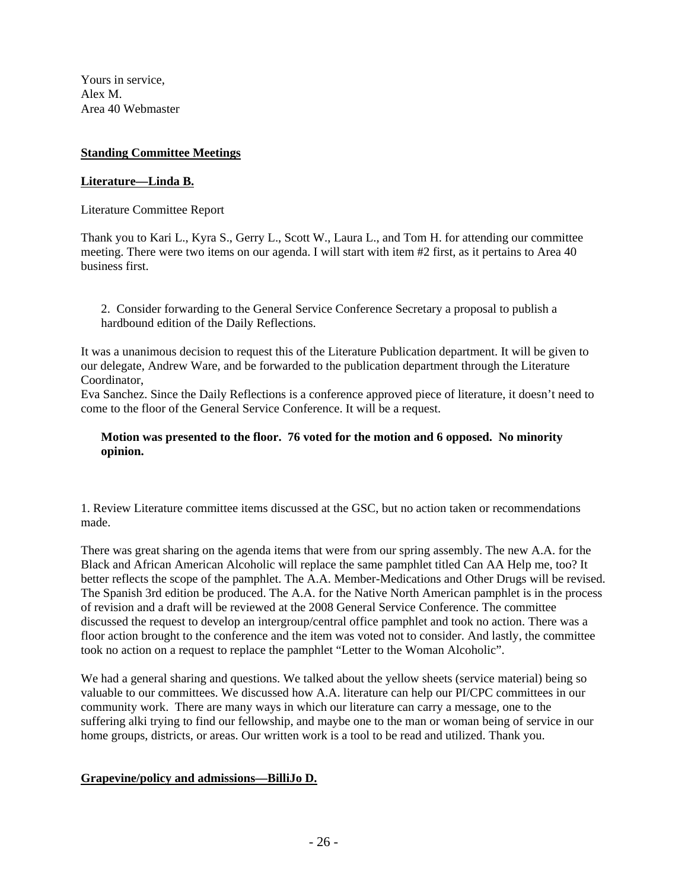Yours in service,
Alex M.
Area 40 Webmaster

## Standing Committee Meetings

### Literature—Linda B.

Literature Committee Report

Thank you to Kari L., Kyra S., Gerry L., Scott W., Laura L., and Tom H. for attending our committee meeting. There were two items on our agenda. I will start with item #2 first, as it pertains to Area 40 business first.

> 2. Consider forwarding to the General Service Conference Secretary a proposal to publish a hardbound edition of the Daily Reflections.

It was a unanimous decision to request this of the Literature Publication department. It will be given to our delegate, Andrew Ware, and be forwarded to the publication department through the Literature Coordinator,
Eva Sanchez. Since the Daily Reflections is a conference approved piece of literature, it doesn't need to come to the floor of the General Service Conference. It will be a request.

> **Motion was presented to the floor. 76 voted for the motion and 6 opposed. No minority opinion.**

1. Review Literature committee items discussed at the GSC, but no action taken or recommendations made.

There was great sharing on the agenda items that were from our spring assembly. The new A.A. for the Black and African American Alcoholic will replace the same pamphlet titled Can AA Help me, too? It better reflects the scope of the pamphlet. The A.A. Member-Medications and Other Drugs will be revised. The Spanish 3rd edition be produced. The A.A. for the Native North American pamphlet is in the process of revision and a draft will be reviewed at the 2008 General Service Conference. The committee discussed the request to develop an intergroup/central office pamphlet and took no action. There was a floor action brought to the conference and the item was voted not to consider. And lastly, the committee took no action on a request to replace the pamphlet "Letter to the Woman Alcoholic".

We had a general sharing and questions. We talked about the yellow sheets (service material) being so valuable to our committees. We discussed how A.A. literature can help our PI/CPC committees in our community work. There are many ways in which our literature can carry a message, one to the suffering alki trying to find our fellowship, and maybe one to the man or woman being of service in our home groups, districts, or areas. Our written work is a tool to be read and utilized. Thank you.

### Grapevine/policy and admissions—BilliJo D.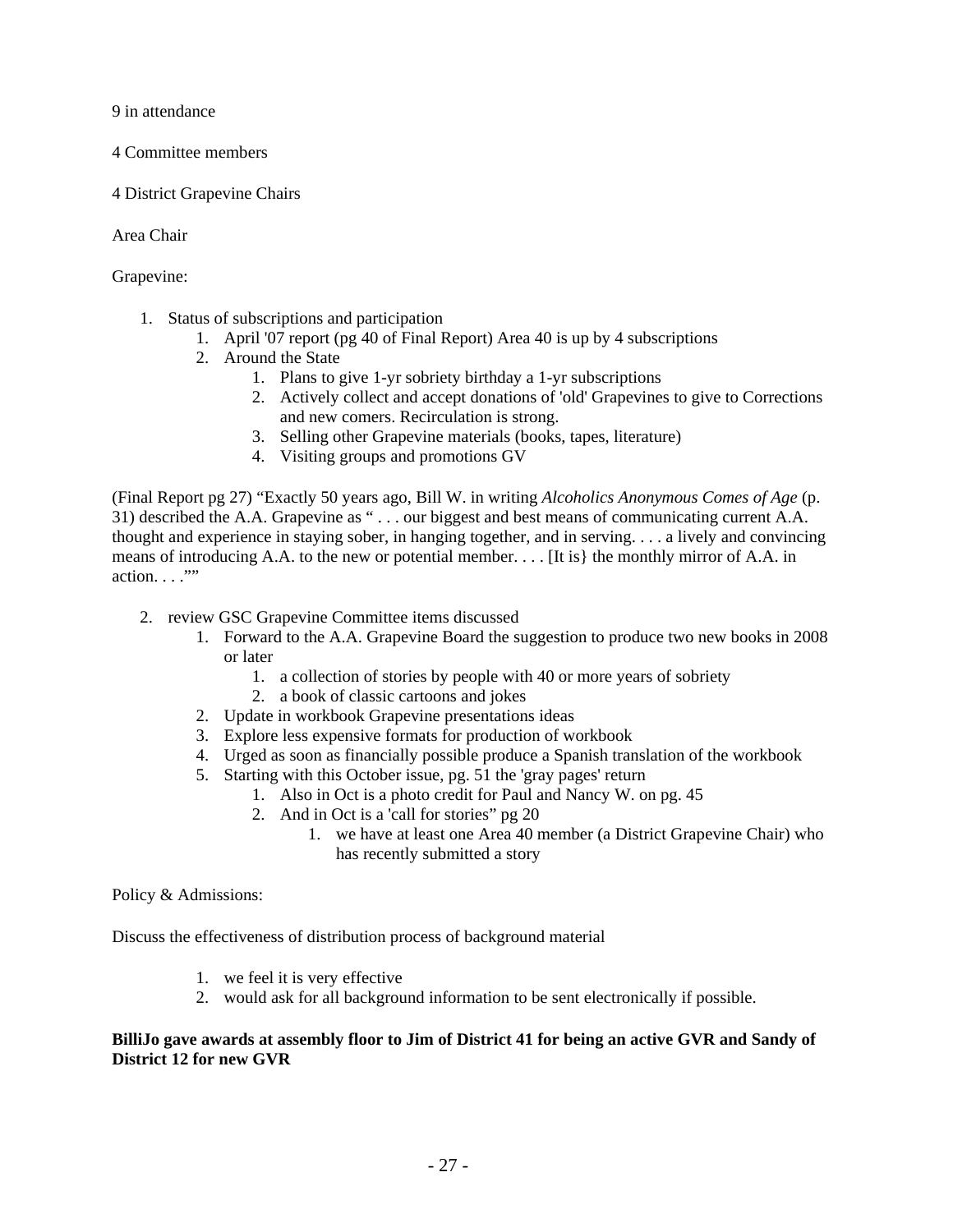9 in attendance

4 Committee members

4 District Grapevine Chairs

Area Chair

Grapevine:

1. Status of subscriptions and participation
    1. April '07 report (pg 40 of Final Report) Area 40 is up by 4 subscriptions
    2. Around the State
        1. Plans to give 1-yr sobriety birthday a 1-yr subscriptions
        2. Actively collect and accept donations of 'old' Grapevines to give to Corrections and new comers. Recirculation is strong.
        3. Selling other Grapevine materials (books, tapes, literature)
        4. Visiting groups and promotions GV

(Final Report pg 27) "Exactly 50 years ago, Bill W. in writing *Alcoholics Anonymous Comes of Age* (p. 31) described the A.A. Grapevine as " . . . our biggest and best means of communicating current A.A. thought and experience in staying sober, in hanging together, and in serving. . . . a lively and convincing means of introducing A.A. to the new or potential member. . . . [It is} the monthly mirror of A.A. in action. . . .""

2. review GSC Grapevine Committee items discussed
    1. Forward to the A.A. Grapevine Board the suggestion to produce two new books in 2008 or later
        1. a collection of stories by people with 40 or more years of sobriety
        2. a book of classic cartoons and jokes
    2. Update in workbook Grapevine presentations ideas
    3. Explore less expensive formats for production of workbook
    4. Urged as soon as financially possible produce a Spanish translation of the workbook
    5. Starting with this October issue, pg. 51 the 'gray pages' return
        1. Also in Oct is a photo credit for Paul and Nancy W. on pg. 45
        2. And in Oct is a 'call for stories" pg 20
            1. we have at least one Area 40 member (a District Grapevine Chair) who has recently submitted a story

Policy & Admissions:

Discuss the effectiveness of distribution process of background material

1. we feel it is very effective
2. would ask for all background information to be sent electronically if possible.

**BilliJo gave awards at assembly floor to Jim of District 41 for being an active GVR and Sandy of District 12 for new GVR**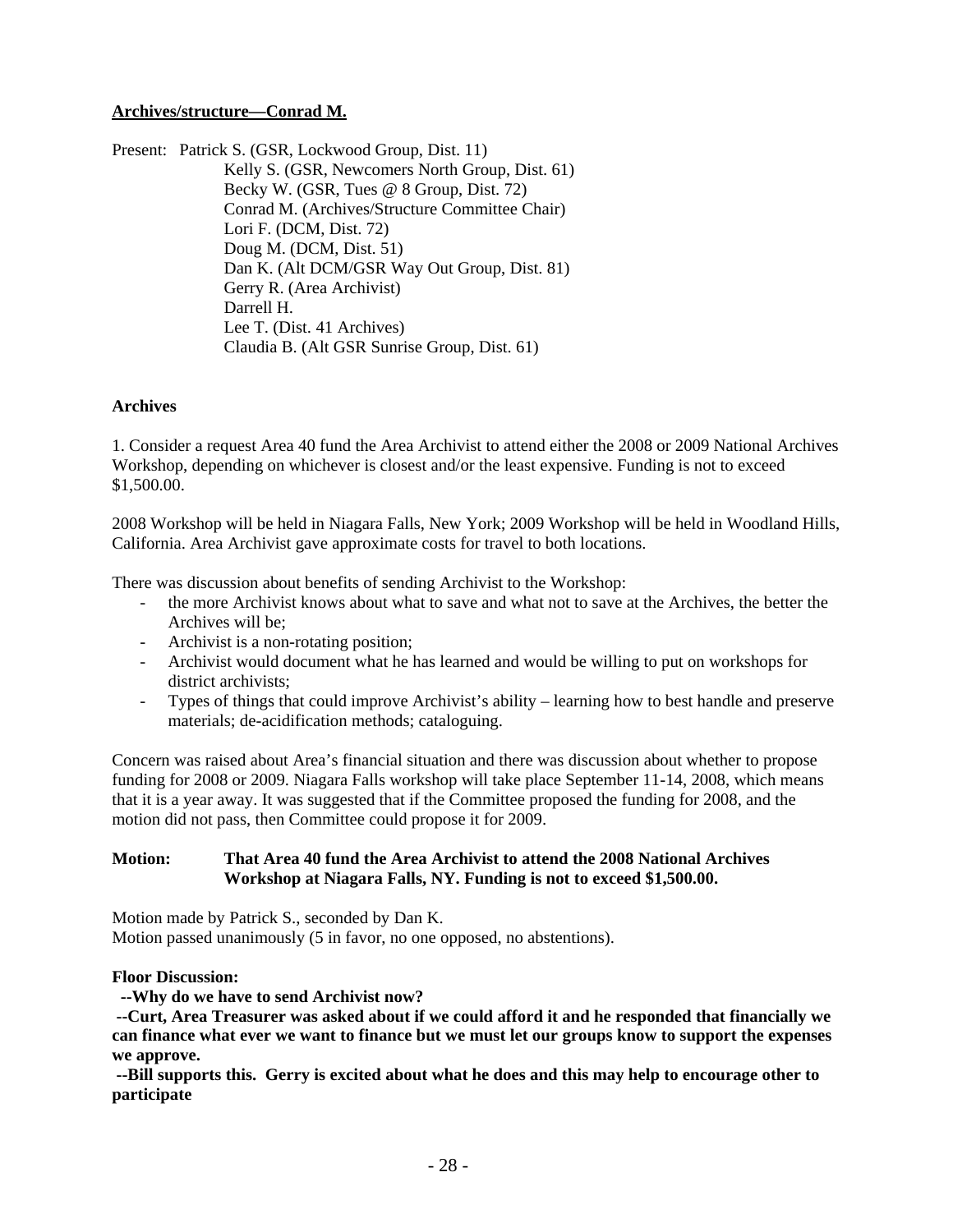**Archives/structure—Conrad M.**

Present: Patrick S. (GSR, Lockwood Group, Dist. 11)
Kelly S. (GSR, Newcomers North Group, Dist. 61)
Becky W. (GSR, Tues @ 8 Group, Dist. 72)
Conrad M. (Archives/Structure Committee Chair)
Lori F. (DCM, Dist. 72)
Doug M. (DCM, Dist. 51)
Dan K. (Alt DCM/GSR Way Out Group, Dist. 81)
Gerry R. (Area Archivist)
Darrell H.
Lee T. (Dist. 41 Archives)
Claudia B. (Alt GSR Sunrise Group, Dist. 61)

**Archives**

1. Consider a request Area 40 fund the Area Archivist to attend either the 2008 or 2009 National Archives Workshop, depending on whichever is closest and/or the least expensive. Funding is not to exceed $1,500.00.

2008 Workshop will be held in Niagara Falls, New York; 2009 Workshop will be held in Woodland Hills, California. Area Archivist gave approximate costs for travel to both locations.

There was discussion about benefits of sending Archivist to the Workshop:

- the more Archivist knows about what to save and what not to save at the Archives, the better the Archives will be;
- Archivist is a non-rotating position;
- Archivist would document what he has learned and would be willing to put on workshops for district archivists;
- Types of things that could improve Archivist's ability – learning how to best handle and preserve materials; de-acidification methods; cataloguing.

Concern was raised about Area's financial situation and there was discussion about whether to propose funding for 2008 or 2009. Niagara Falls workshop will take place September 11-14, 2008, which means that it is a year away. It was suggested that if the Committee proposed the funding for 2008, and the motion did not pass, then Committee could propose it for 2009.

**Motion: That Area 40 fund the Area Archivist to attend the 2008 National Archives Workshop at Niagara Falls, NY. Funding is not to exceed $1,500.00.**

Motion made by Patrick S., seconded by Dan K.
Motion passed unanimously (5 in favor, no one opposed, no abstentions).

**Floor Discussion:**

**--Why do we have to send Archivist now?**

**--Curt, Area Treasurer was asked about if we could afford it and he responded that financially we can finance what ever we want to finance but we must let our groups know to support the expenses we approve.**

**--Bill supports this. Gerry is excited about what he does and this may help to encourage other to participate**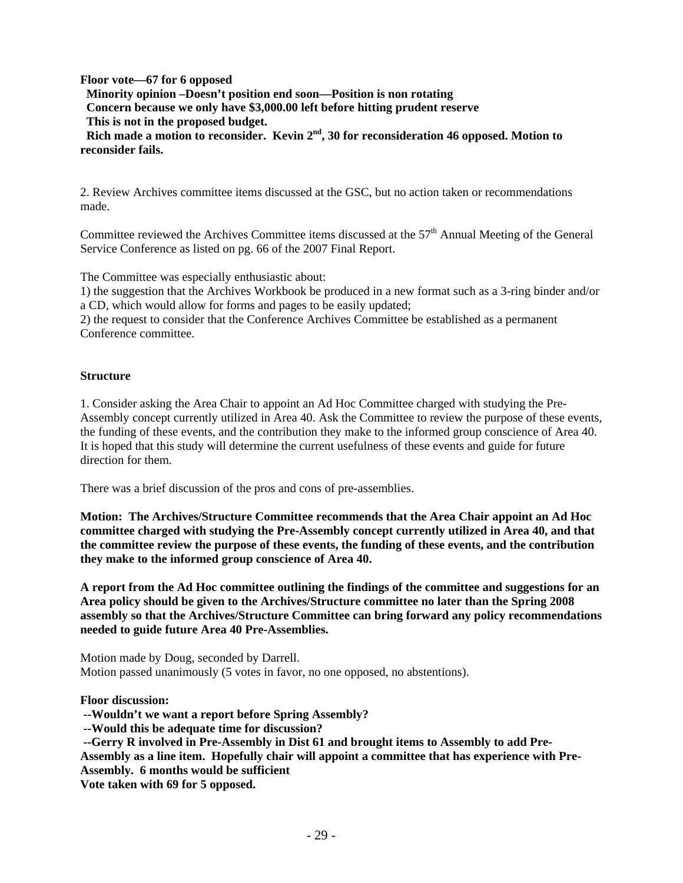**Floor vote—67 for 6 opposed**
**Minority opinion –Doesn't position end soon—Position is non rotating**
**Concern because we only have $3,000.00 left before hitting prudent reserve**
**This is not in the proposed budget.**
**Rich made a motion to reconsider. Kevin 2nd, 30 for reconsideration 46 opposed. Motion to reconsider fails.**

2. Review Archives committee items discussed at the GSC, but no action taken or recommendations made.

Committee reviewed the Archives Committee items discussed at the 57th Annual Meeting of the General Service Conference as listed on pg. 66 of the 2007 Final Report.

The Committee was especially enthusiastic about:
1) the suggestion that the Archives Workbook be produced in a new format such as a 3-ring binder and/or a CD, which would allow for forms and pages to be easily updated;
2) the request to consider that the Conference Archives Committee be established as a permanent Conference committee.

**Structure**

1. Consider asking the Area Chair to appoint an Ad Hoc Committee charged with studying the Pre-Assembly concept currently utilized in Area 40. Ask the Committee to review the purpose of these events, the funding of these events, and the contribution they make to the informed group conscience of Area 40. It is hoped that this study will determine the current usefulness of these events and guide for future direction for them.

There was a brief discussion of the pros and cons of pre-assemblies.

**Motion: The Archives/Structure Committee recommends that the Area Chair appoint an Ad Hoc committee charged with studying the Pre-Assembly concept currently utilized in Area 40, and that the committee review the purpose of these events, the funding of these events, and the contribution they make to the informed group conscience of Area 40.**

**A report from the Ad Hoc committee outlining the findings of the committee and suggestions for an Area policy should be given to the Archives/Structure committee no later than the Spring 2008 assembly so that the Archives/Structure Committee can bring forward any policy recommendations needed to guide future Area 40 Pre-Assemblies.**

Motion made by Doug, seconded by Darrell.
Motion passed unanimously (5 votes in favor, no one opposed, no abstentions).

**Floor discussion:**
**--Wouldn't we want a report before Spring Assembly?**
**--Would this be adequate time for discussion?**
**--Gerry R involved in Pre-Assembly in Dist 61 and brought items to Assembly to add Pre-Assembly as a line item. Hopefully chair will appoint a committee that has experience with Pre-Assembly. 6 months would be sufficient**
**Vote taken with 69 for 5 opposed.**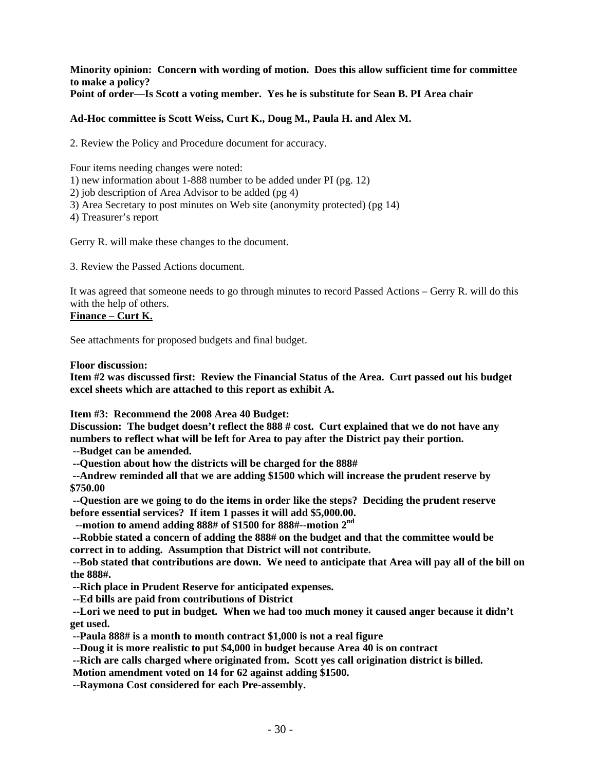**Minority opinion: Concern with wording of motion. Does this allow sufficient time for committee to make a policy?**
**Point of order—Is Scott a voting member. Yes he is substitute for Sean B. PI Area chair**

**Ad-Hoc committee is Scott Weiss, Curt K., Doug M., Paula H. and Alex M.**

2. Review the Policy and Procedure document for accuracy.

Four items needing changes were noted:
1) new information about 1-888 number to be added under PI (pg. 12)
2) job description of Area Advisor to be added (pg 4)
3) Area Secretary to post minutes on Web site (anonymity protected) (pg 14)
4) Treasurer's report

Gerry R. will make these changes to the document.

3. Review the Passed Actions document.

It was agreed that someone needs to go through minutes to record Passed Actions – Gerry R. will do this with the help of others.

**Finance – Curt K.**

See attachments for proposed budgets and final budget.

**Floor discussion:**
**Item #2 was discussed first: Review the Financial Status of the Area. Curt passed out his budget excel sheets which are attached to this report as exhibit A.**

**Item #3: Recommend the 2008 Area 40 Budget:**
**Discussion: The budget doesn't reflect the 888 # cost. Curt explained that we do not have any numbers to reflect what will be left for Area to pay after the District pay their portion.**
**--Budget can be amended.**
**--Question about how the districts will be charged for the 888#**
**--Andrew reminded all that we are adding $1500 which will increase the prudent reserve by $750.00**
**--Question are we going to do the items in order like the steps? Deciding the prudent reserve before essential services? If item 1 passes it will add $5,000.00.**
**--motion to amend adding 888# of $1500 for 888#--motion 2nd**
**--Robbie stated a concern of adding the 888# on the budget and that the committee would be correct in to adding. Assumption that District will not contribute.**
**--Bob stated that contributions are down. We need to anticipate that Area will pay all of the bill on the 888#.**
**--Rich place in Prudent Reserve for anticipated expenses.**
**--Ed bills are paid from contributions of District**
**--Lori we need to put in budget. When we had too much money it caused anger because it didn't get used.**
**--Paula 888# is a month to month contract $1,000 is not a real figure**
**--Doug it is more realistic to put $4,000 in budget because Area 40 is on contract**
**--Rich are calls charged where originated from. Scott yes call origination district is billed.**
**Motion amendment voted on 14 for 62 against adding $1500.**
**--Raymona Cost considered for each Pre-assembly.**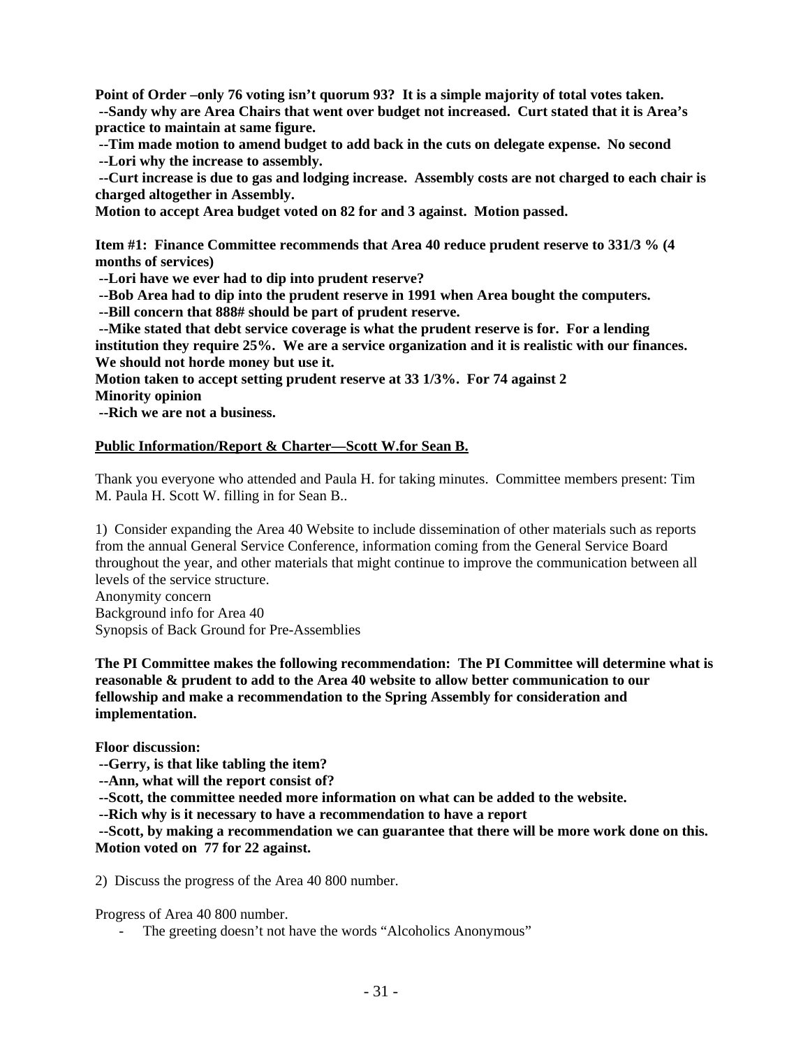**Point of Order –only 76 voting isn't quorum 93? It is a simple majority of total votes taken.**
**--Sandy why are Area Chairs that went over budget not increased. Curt stated that it is Area's practice to maintain at same figure.**
**--Tim made motion to amend budget to add back in the cuts on delegate expense. No second**
**--Lori why the increase to assembly.**
**--Curt increase is due to gas and lodging increase. Assembly costs are not charged to each chair is charged altogether in Assembly.**
**Motion to accept Area budget voted on 82 for and 3 against. Motion passed.**

**Item #1: Finance Committee recommends that Area 40 reduce prudent reserve to 331/3 % (4 months of services)**
**--Lori have we ever had to dip into prudent reserve?**
**--Bob Area had to dip into the prudent reserve in 1991 when Area bought the computers.**
**--Bill concern that 888# should be part of prudent reserve.**
**--Mike stated that debt service coverage is what the prudent reserve is for. For a lending institution they require 25%. We are a service organization and it is realistic with our finances. We should not horde money but use it.**
**Motion taken to accept setting prudent reserve at 33 1/3%. For 74 against 2**
**Minority opinion**
**--Rich we are not a business.**

**<u>Public Information/Report & Charter—Scott W.for Sean B.</u>**

Thank you everyone who attended and Paula H. for taking minutes. Committee members present: Tim M. Paula H. Scott W. filling in for Sean B..

1) Consider expanding the Area 40 Website to include dissemination of other materials such as reports from the annual General Service Conference, information coming from the General Service Board throughout the year, and other materials that might continue to improve the communication between all levels of the service structure.
Anonymity concern
Background info for Area 40
Synopsis of Back Ground for Pre-Assemblies

**The PI Committee makes the following recommendation: The PI Committee will determine what is reasonable & prudent to add to the Area 40 website to allow better communication to our fellowship and make a recommendation to the Spring Assembly for consideration and implementation.**

**Floor discussion:**
**--Gerry, is that like tabling the item?**
**--Ann, what will the report consist of?**
**--Scott, the committee needed more information on what can be added to the website.**
**--Rich why is it necessary to have a recommendation to have a report**
**--Scott, by making a recommendation we can guarantee that there will be more work done on this.**
**Motion voted on 77 for 22 against.**

2) Discuss the progress of the Area 40 800 number.

Progress of Area 40 800 number.

- The greeting doesn't not have the words "Alcoholics Anonymous"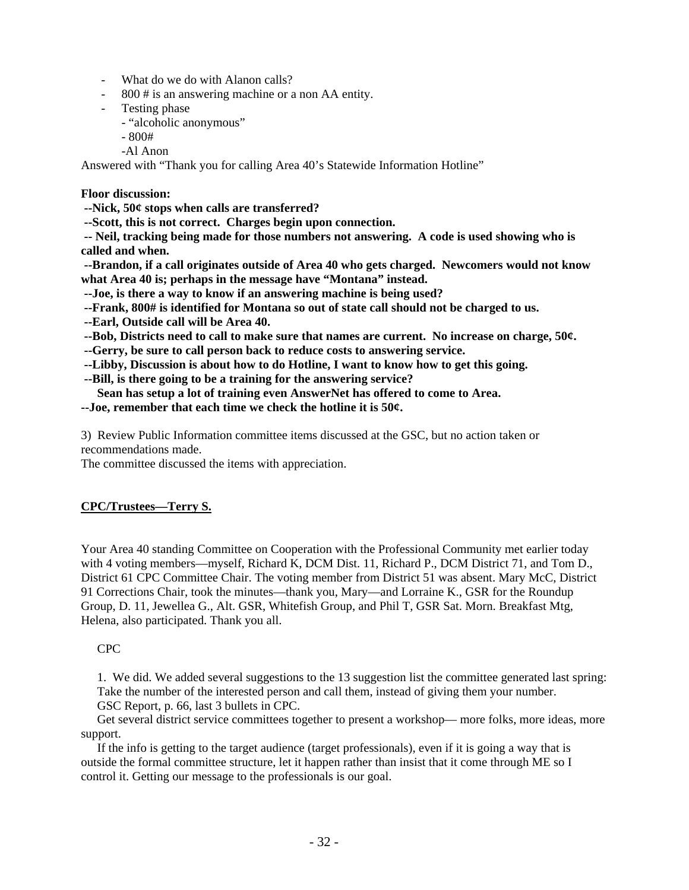- What do we do with Alanon calls?
- 800 # is an answering machine or a non AA entity.
- Testing phase
    - "alcoholic anonymous"
    - 800#
    - Al Anon

Answered with "Thank you for calling Area 40's Statewide Information Hotline"

**Floor discussion:**

**--Nick, 50¢ stops when calls are transferred?**

**--Scott, this is not correct. Charges begin upon connection.**

**-- Neil, tracking being made for those numbers not answering. A code is used showing who is called and when.**

**--Brandon, if a call originates outside of Area 40 who gets charged. Newcomers would not know what Area 40 is; perhaps in the message have "Montana" instead.**

**--Joe, is there a way to know if an answering machine is being used?**

**--Frank, 800# is identified for Montana so out of state call should not be charged to us.**

**--Earl, Outside call will be Area 40.**

**--Bob, Districts need to call to make sure that names are current. No increase on charge, 50¢.**

**--Gerry, be sure to call person back to reduce costs to answering service.**

**--Libby, Discussion is about how to do Hotline, I want to know how to get this going.**

**--Bill, is there going to be a training for the answering service?**

**Sean has setup a lot of training even AnswerNet has offered to come to Area.**

**--Joe, remember that each time we check the hotline it is 50¢.**

3) Review Public Information committee items discussed at the GSC, but no action taken or recommendations made.
The committee discussed the items with appreciation.

## CPC/Trustees—Terry S.

Your Area 40 standing Committee on Cooperation with the Professional Community met earlier today with 4 voting members—myself, Richard K, DCM Dist. 11, Richard P., DCM District 71, and Tom D., District 61 CPC Committee Chair. The voting member from District 51 was absent. Mary McC, District 91 Corrections Chair, took the minutes—thank you, Mary—and Lorraine K., GSR for the Roundup Group, D. 11, Jewellea G., Alt. GSR, Whitefish Group, and Phil T, GSR Sat. Morn. Breakfast Mtg, Helena, also participated. Thank you all.

CPC

1. We did. We added several suggestions to the 13 suggestion list the committee generated last spring:
Take the number of the interested person and call them, instead of giving them your number.
GSC Report, p. 66, last 3 bullets in CPC.
Get several district service committees together to present a workshop— more folks, more ideas, more support.
If the info is getting to the target audience (target professionals), even if it is going a way that is outside the formal committee structure, let it happen rather than insist that it come through ME so I control it. Getting our message to the professionals is our goal.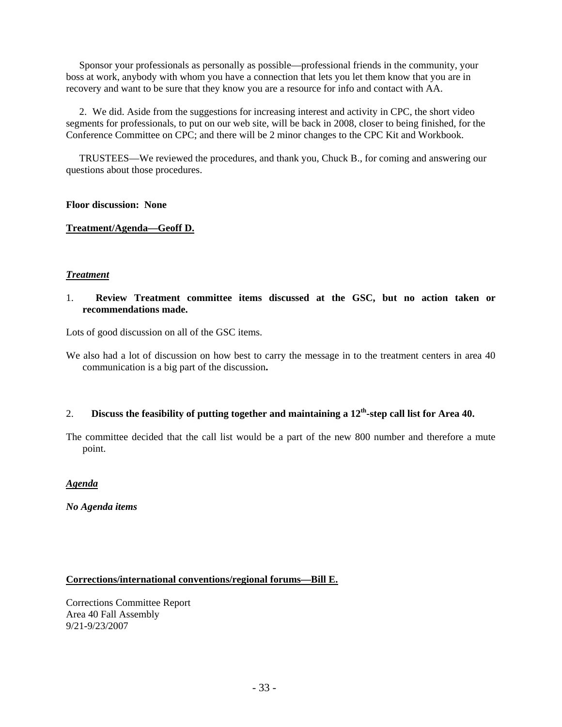Sponsor your professionals as personally as possible—professional friends in the community, your boss at work, anybody with whom you have a connection that lets you let them know that you are in recovery and want to be sure that they know you are a resource for info and contact with AA.

2. We did. Aside from the suggestions for increasing interest and activity in CPC, the short video segments for professionals, to put on our web site, will be back in 2008, closer to being finished, for the Conference Committee on CPC; and there will be 2 minor changes to the CPC Kit and Workbook.

TRUSTEES—We reviewed the procedures, and thank you, Chuck B., for coming and answering our questions about those procedures.

**Floor discussion: None**

**<u>Treatment/Agenda—Geoff D.</u>**

***<u>Treatment</u>***

1. **Review Treatment committee items discussed at the GSC, but no action taken or recommendations made.**

Lots of good discussion on all of the GSC items.

We also had a lot of discussion on how best to carry the message in to the treatment centers in area 40 communication is a big part of the discussion**.**

2. **Discuss the feasibility of putting together and maintaining a 12th-step call list for Area 40.**

The committee decided that the call list would be a part of the new 800 number and therefore a mute point.

***<u>Agenda</u>***

***No Agenda items***

**<u>Corrections/international conventions/regional forums—Bill E.</u>**

Corrections Committee Report
Area 40 Fall Assembly
9/21-9/23/2007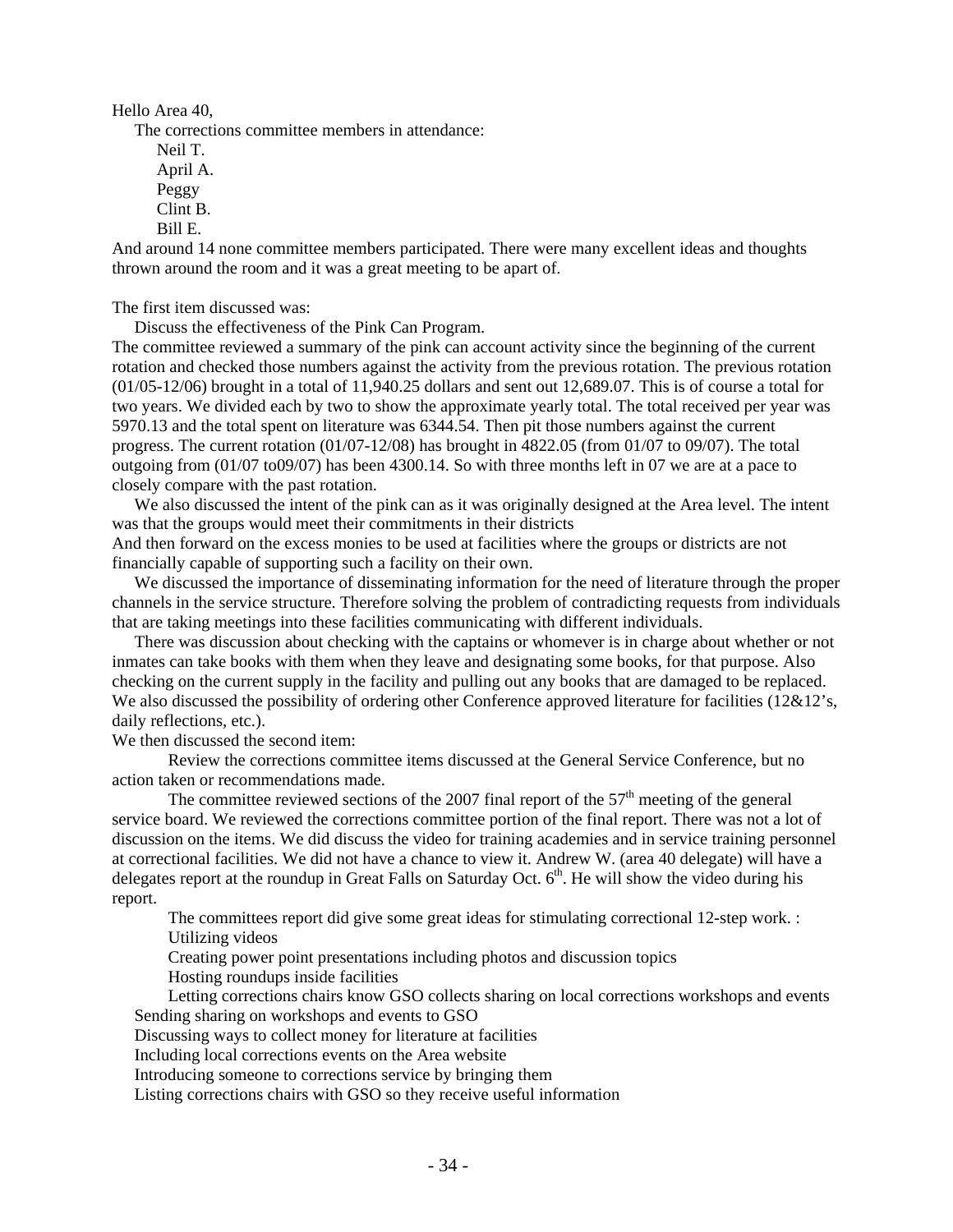Hello Area 40,

The corrections committee members in attendance:

Neil T.
April A.
Peggy
Clint B.
Bill E.

And around 14 none committee members participated. There were many excellent ideas and thoughts thrown around the room and it was a great meeting to be apart of.

The first item discussed was:

Discuss the effectiveness of the Pink Can Program.

The committee reviewed a summary of the pink can account activity since the beginning of the current rotation and checked those numbers against the activity from the previous rotation. The previous rotation (01/05-12/06) brought in a total of 11,940.25 dollars and sent out 12,689.07. This is of course a total for two years. We divided each by two to show the approximate yearly total. The total received per year was 5970.13 and the total spent on literature was 6344.54. Then pit those numbers against the current progress. The current rotation (01/07-12/08) has brought in 4822.05 (from 01/07 to 09/07). The total outgoing from (01/07 to09/07) has been 4300.14. So with three months left in 07 we are at a pace to closely compare with the past rotation.

We also discussed the intent of the pink can as it was originally designed at the Area level. The intent was that the groups would meet their commitments in their districts
And then forward on the excess monies to be used at facilities where the groups or districts are not financially capable of supporting such a facility on their own.

We discussed the importance of disseminating information for the need of literature through the proper channels in the service structure. Therefore solving the problem of contradicting requests from individuals that are taking meetings into these facilities communicating with different individuals.

There was discussion about checking with the captains or whomever is in charge about whether or not inmates can take books with them when they leave and designating some books, for that purpose. Also checking on the current supply in the facility and pulling out any books that are damaged to be replaced. We also discussed the possibility of ordering other Conference approved literature for facilities (12&12's, daily reflections, etc.).

We then discussed the second item:

Review the corrections committee items discussed at the General Service Conference, but no action taken or recommendations made.

The committee reviewed sections of the 2007 final report of the 57th meeting of the general service board. We reviewed the corrections committee portion of the final report. There was not a lot of discussion on the items. We did discuss the video for training academies and in service training personnel at correctional facilities. We did not have a chance to view it. Andrew W. (area 40 delegate) will have a delegates report at the roundup in Great Falls on Saturday Oct. 6th. He will show the video during his report.

The committees report did give some great ideas for stimulating correctional 12-step work. :

Utilizing videos
Creating power point presentations including photos and discussion topics
Hosting roundups inside facilities
Letting corrections chairs know GSO collects sharing on local corrections workshops and events
Sending sharing on workshops and events to GSO
Discussing ways to collect money for literature at facilities
Including local corrections events on the Area website
Introducing someone to corrections service by bringing them
Listing corrections chairs with GSO so they receive useful information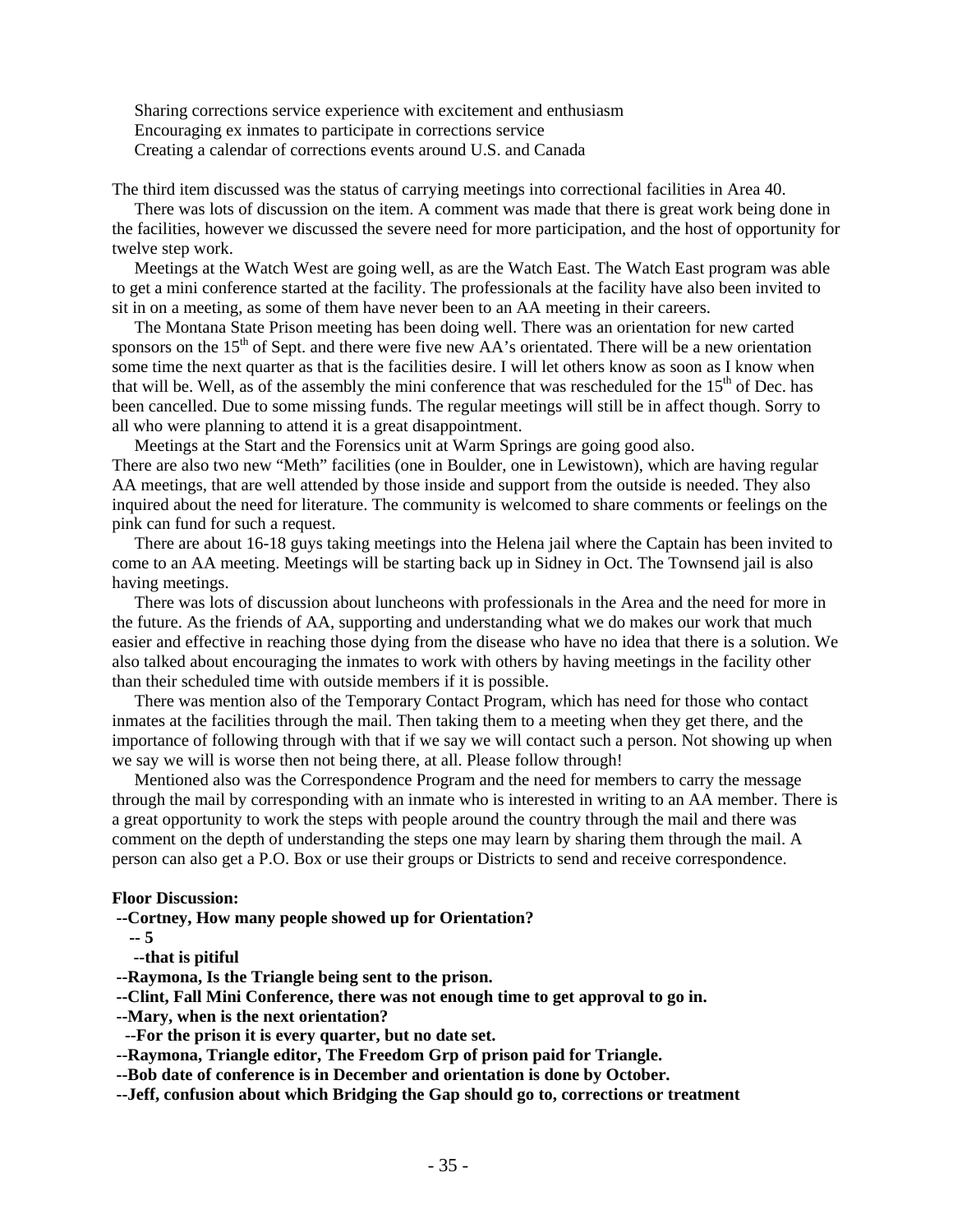Sharing corrections service experience with excitement and enthusiasm
Encouraging ex inmates to participate in corrections service
Creating a calendar of corrections events around U.S. and Canada

The third item discussed was the status of carrying meetings into correctional facilities in Area 40.

There was lots of discussion on the item. A comment was made that there is great work being done in the facilities, however we discussed the severe need for more participation, and the host of opportunity for twelve step work.

Meetings at the Watch West are going well, as are the Watch East. The Watch East program was able to get a mini conference started at the facility. The professionals at the facility have also been invited to sit in on a meeting, as some of them have never been to an AA meeting in their careers.

The Montana State Prison meeting has been doing well. There was an orientation for new carted sponsors on the 15th of Sept. and there were five new AA's orientated. There will be a new orientation some time the next quarter as that is the facilities desire. I will let others know as soon as I know when that will be. Well, as of the assembly the mini conference that was rescheduled for the 15th of Dec. has been cancelled. Due to some missing funds. The regular meetings will still be in affect though. Sorry to all who were planning to attend it is a great disappointment.

Meetings at the Start and the Forensics unit at Warm Springs are going good also.
There are also two new "Meth" facilities (one in Boulder, one in Lewistown), which are having regular AA meetings, that are well attended by those inside and support from the outside is needed. They also inquired about the need for literature. The community is welcomed to share comments or feelings on the pink can fund for such a request.

There are about 16-18 guys taking meetings into the Helena jail where the Captain has been invited to come to an AA meeting. Meetings will be starting back up in Sidney in Oct. The Townsend jail is also having meetings.

There was lots of discussion about luncheons with professionals in the Area and the need for more in the future. As the friends of AA, supporting and understanding what we do makes our work that much easier and effective in reaching those dying from the disease who have no idea that there is a solution. We also talked about encouraging the inmates to work with others by having meetings in the facility other than their scheduled time with outside members if it is possible.

There was mention also of the Temporary Contact Program, which has need for those who contact inmates at the facilities through the mail. Then taking them to a meeting when they get there, and the importance of following through with that if we say we will contact such a person. Not showing up when we say we will is worse then not being there, at all. Please follow through!

Mentioned also was the Correspondence Program and the need for members to carry the message through the mail by corresponding with an inmate who is interested in writing to an AA member. There is a great opportunity to work the steps with people around the country through the mail and there was comment on the depth of understanding the steps one may learn by sharing them through the mail. A person can also get a P.O. Box or use their groups or Districts to send and receive correspondence.

**Floor Discussion:**

**--Cortney, How many people showed up for Orientation?**
**-- 5**
**--that is pitiful**
**--Raymona, Is the Triangle being sent to the prison.**
**--Clint, Fall Mini Conference, there was not enough time to get approval to go in.**
**--Mary, when is the next orientation?**
**--For the prison it is every quarter, but no date set.**
**--Raymona, Triangle editor, The Freedom Grp of prison paid for Triangle.**
**--Bob date of conference is in December and orientation is done by October.**
**--Jeff, confusion about which Bridging the Gap should go to, corrections or treatment**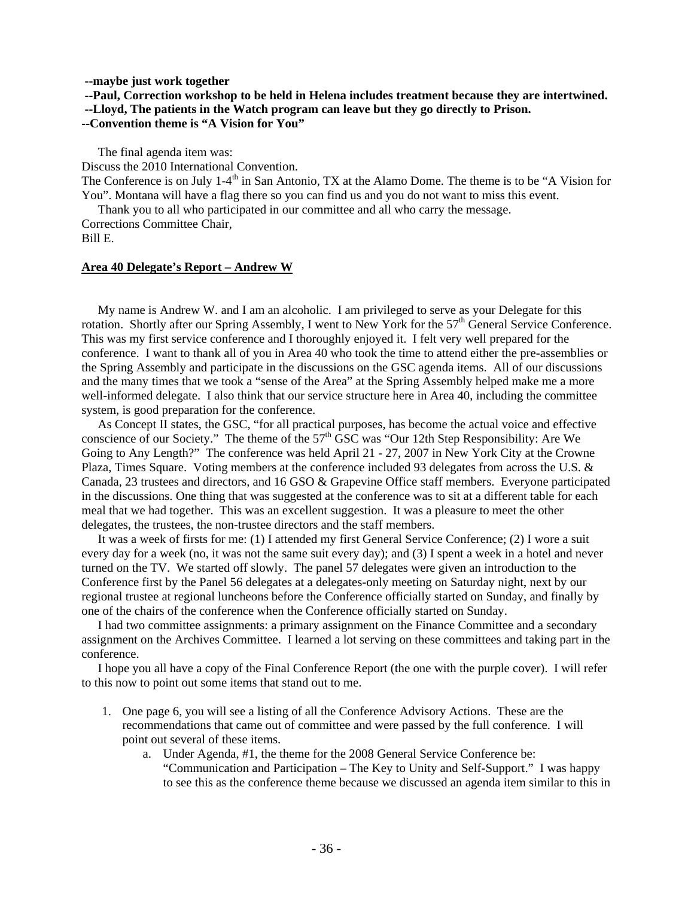**--maybe just work together**
**--Paul, Correction workshop to be held in Helena includes treatment because they are intertwined.**
**--Lloyd, The patients in the Watch program can leave but they go directly to Prison.**
**--Convention theme is "A Vision for You"**

The final agenda item was:
Discuss the 2010 International Convention.
The Conference is on July 1-4th in San Antonio, TX at the Alamo Dome. The theme is to be "A Vision for You". Montana will have a flag there so you can find us and you do not want to miss this event.

Thank you to all who participated in our committee and all who carry the message.
Corrections Committee Chair,
Bill E.

## Area 40 Delegate's Report – Andrew W

My name is Andrew W. and I am an alcoholic. I am privileged to serve as your Delegate for this rotation. Shortly after our Spring Assembly, I went to New York for the 57th General Service Conference. This was my first service conference and I thoroughly enjoyed it. I felt very well prepared for the conference. I want to thank all of you in Area 40 who took the time to attend either the pre-assemblies or the Spring Assembly and participate in the discussions on the GSC agenda items. All of our discussions and the many times that we took a "sense of the Area" at the Spring Assembly helped make me a more well-informed delegate. I also think that our service structure here in Area 40, including the committee system, is good preparation for the conference.

As Concept II states, the GSC, "for all practical purposes, has become the actual voice and effective conscience of our Society." The theme of the 57th GSC was "Our 12th Step Responsibility: Are We Going to Any Length?" The conference was held April 21 - 27, 2007 in New York City at the Crowne Plaza, Times Square. Voting members at the conference included 93 delegates from across the U.S. & Canada, 23 trustees and directors, and 16 GSO & Grapevine Office staff members. Everyone participated in the discussions. One thing that was suggested at the conference was to sit at a different table for each meal that we had together. This was an excellent suggestion. It was a pleasure to meet the other delegates, the trustees, the non-trustee directors and the staff members.

It was a week of firsts for me: (1) I attended my first General Service Conference; (2) I wore a suit every day for a week (no, it was not the same suit every day); and (3) I spent a week in a hotel and never turned on the TV. We started off slowly. The panel 57 delegates were given an introduction to the Conference first by the Panel 56 delegates at a delegates-only meeting on Saturday night, next by our regional trustee at regional luncheons before the Conference officially started on Sunday, and finally by one of the chairs of the conference when the Conference officially started on Sunday.

I had two committee assignments: a primary assignment on the Finance Committee and a secondary assignment on the Archives Committee. I learned a lot serving on these committees and taking part in the conference.

I hope you all have a copy of the Final Conference Report (the one with the purple cover). I will refer to this now to point out some items that stand out to me.

1. One page 6, you will see a listing of all the Conference Advisory Actions. These are the recommendations that came out of committee and were passed by the full conference. I will point out several of these items.
   a. Under Agenda, #1, the theme for the 2008 General Service Conference be: "Communication and Participation – The Key to Unity and Self-Support." I was happy to see this as the conference theme because we discussed an agenda item similar to this in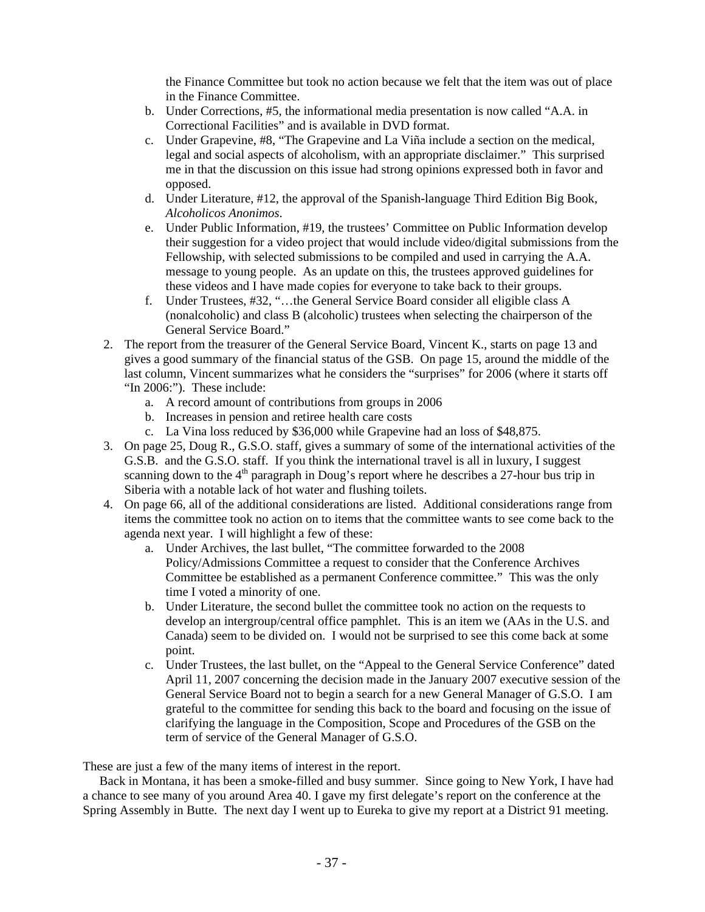the Finance Committee but took no action because we felt that the item was out of place in the Finance Committee.

   b. Under Corrections, #5, the informational media presentation is now called "A.A. in Correctional Facilities" and is available in DVD format.
   c. Under Grapevine, #8, "The Grapevine and La Viña include a section on the medical, legal and social aspects of alcoholism, with an appropriate disclaimer." This surprised me in that the discussion on this issue had strong opinions expressed both in favor and opposed.
   d. Under Literature, #12, the approval of the Spanish-language Third Edition Big Book, *Alcoholicos Anonimos*.
   e. Under Public Information, #19, the trustees' Committee on Public Information develop their suggestion for a video project that would include video/digital submissions from the Fellowship, with selected submissions to be compiled and used in carrying the A.A. message to young people. As an update on this, the trustees approved guidelines for these videos and I have made copies for everyone to take back to their groups.
   f. Under Trustees, #32, "…the General Service Board consider all eligible class A (nonalcoholic) and class B (alcoholic) trustees when selecting the chairperson of the General Service Board."

2. The report from the treasurer of the General Service Board, Vincent K., starts on page 13 and gives a good summary of the financial status of the GSB. On page 15, around the middle of the last column, Vincent summarizes what he considers the "surprises" for 2006 (where it starts off "In 2006:"). These include:
   a. A record amount of contributions from groups in 2006
   b. Increases in pension and retiree health care costs
   c. La Vina loss reduced by $36,000 while Grapevine had an loss of $48,875.
3. On page 25, Doug R., G.S.O. staff, gives a summary of some of the international activities of the G.S.B. and the G.S.O. staff. If you think the international travel is all in luxury, I suggest scanning down to the 4th paragraph in Doug's report where he describes a 27-hour bus trip in Siberia with a notable lack of hot water and flushing toilets.
4. On page 66, all of the additional considerations are listed. Additional considerations range from items the committee took no action on to items that the committee wants to see come back to the agenda next year. I will highlight a few of these:
   a. Under Archives, the last bullet, "The committee forwarded to the 2008 Policy/Admissions Committee a request to consider that the Conference Archives Committee be established as a permanent Conference committee." This was the only time I voted a minority of one.
   b. Under Literature, the second bullet the committee took no action on the requests to develop an intergroup/central office pamphlet. This is an item we (AAs in the U.S. and Canada) seem to be divided on. I would not be surprised to see this come back at some point.
   c. Under Trustees, the last bullet, on the "Appeal to the General Service Conference" dated April 11, 2007 concerning the decision made in the January 2007 executive session of the General Service Board not to begin a search for a new General Manager of G.S.O. I am grateful to the committee for sending this back to the board and focusing on the issue of clarifying the language in the Composition, Scope and Procedures of the GSB on the term of service of the General Manager of G.S.O.

These are just a few of the many items of interest in the report.

Back in Montana, it has been a smoke-filled and busy summer. Since going to New York, I have had a chance to see many of you around Area 40. I gave my first delegate's report on the conference at the Spring Assembly in Butte. The next day I went up to Eureka to give my report at a District 91 meeting.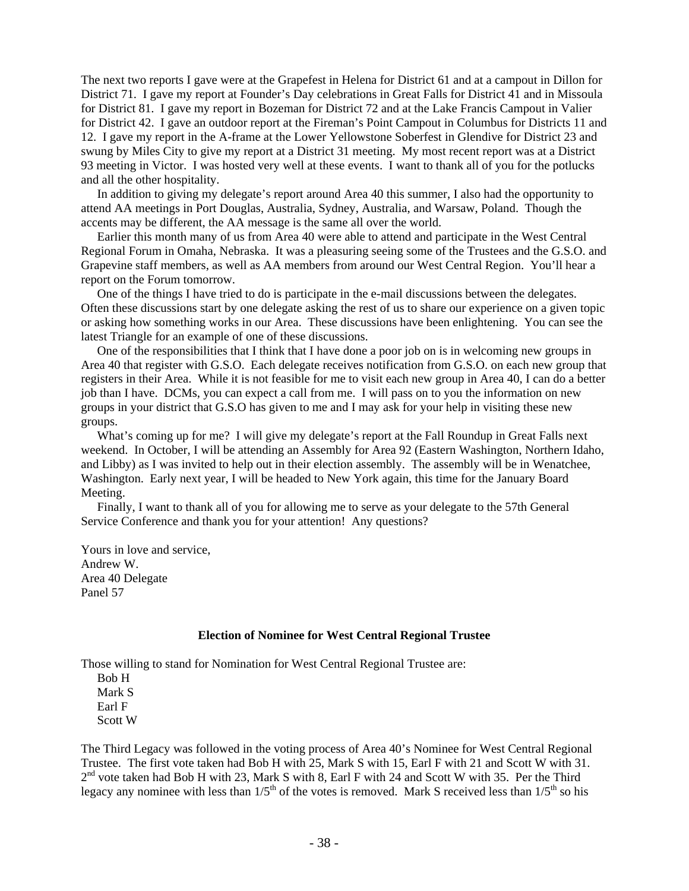The next two reports I gave were at the Grapefest in Helena for District 61 and at a campout in Dillon for District 71. I gave my report at Founder's Day celebrations in Great Falls for District 41 and in Missoula for District 81. I gave my report in Bozeman for District 72 and at the Lake Francis Campout in Valier for District 42. I gave an outdoor report at the Fireman's Point Campout in Columbus for Districts 11 and 12. I gave my report in the A-frame at the Lower Yellowstone Soberfest in Glendive for District 23 and swung by Miles City to give my report at a District 31 meeting. My most recent report was at a District 93 meeting in Victor. I was hosted very well at these events. I want to thank all of you for the potlucks and all the other hospitality.

In addition to giving my delegate's report around Area 40 this summer, I also had the opportunity to attend AA meetings in Port Douglas, Australia, Sydney, Australia, and Warsaw, Poland. Though the accents may be different, the AA message is the same all over the world.

Earlier this month many of us from Area 40 were able to attend and participate in the West Central Regional Forum in Omaha, Nebraska. It was a pleasuring seeing some of the Trustees and the G.S.O. and Grapevine staff members, as well as AA members from around our West Central Region. You'll hear a report on the Forum tomorrow.

One of the things I have tried to do is participate in the e-mail discussions between the delegates. Often these discussions start by one delegate asking the rest of us to share our experience on a given topic or asking how something works in our Area. These discussions have been enlightening. You can see the latest Triangle for an example of one of these discussions.

One of the responsibilities that I think that I have done a poor job on is in welcoming new groups in Area 40 that register with G.S.O. Each delegate receives notification from G.S.O. on each new group that registers in their Area. While it is not feasible for me to visit each new group in Area 40, I can do a better job than I have. DCMs, you can expect a call from me. I will pass on to you the information on new groups in your district that G.S.O has given to me and I may ask for your help in visiting these new groups.

What's coming up for me? I will give my delegate's report at the Fall Roundup in Great Falls next weekend. In October, I will be attending an Assembly for Area 92 (Eastern Washington, Northern Idaho, and Libby) as I was invited to help out in their election assembly. The assembly will be in Wenatchee, Washington. Early next year, I will be headed to New York again, this time for the January Board Meeting.

Finally, I want to thank all of you for allowing me to serve as your delegate to the 57th General Service Conference and thank you for your attention! Any questions?

Yours in love and service,
Andrew W.
Area 40 Delegate
Panel 57

**Election of Nominee for West Central Regional Trustee**

Those willing to stand for Nomination for West Central Regional Trustee are:

Bob H
Mark S
Earl F
Scott W

The Third Legacy was followed in the voting process of Area 40's Nominee for West Central Regional Trustee. The first vote taken had Bob H with 25, Mark S with 15, Earl F with 21 and Scott W with 31. 2nd vote taken had Bob H with 23, Mark S with 8, Earl F with 24 and Scott W with 35. Per the Third legacy any nominee with less than 1/5th of the votes is removed. Mark S received less than 1/5th so his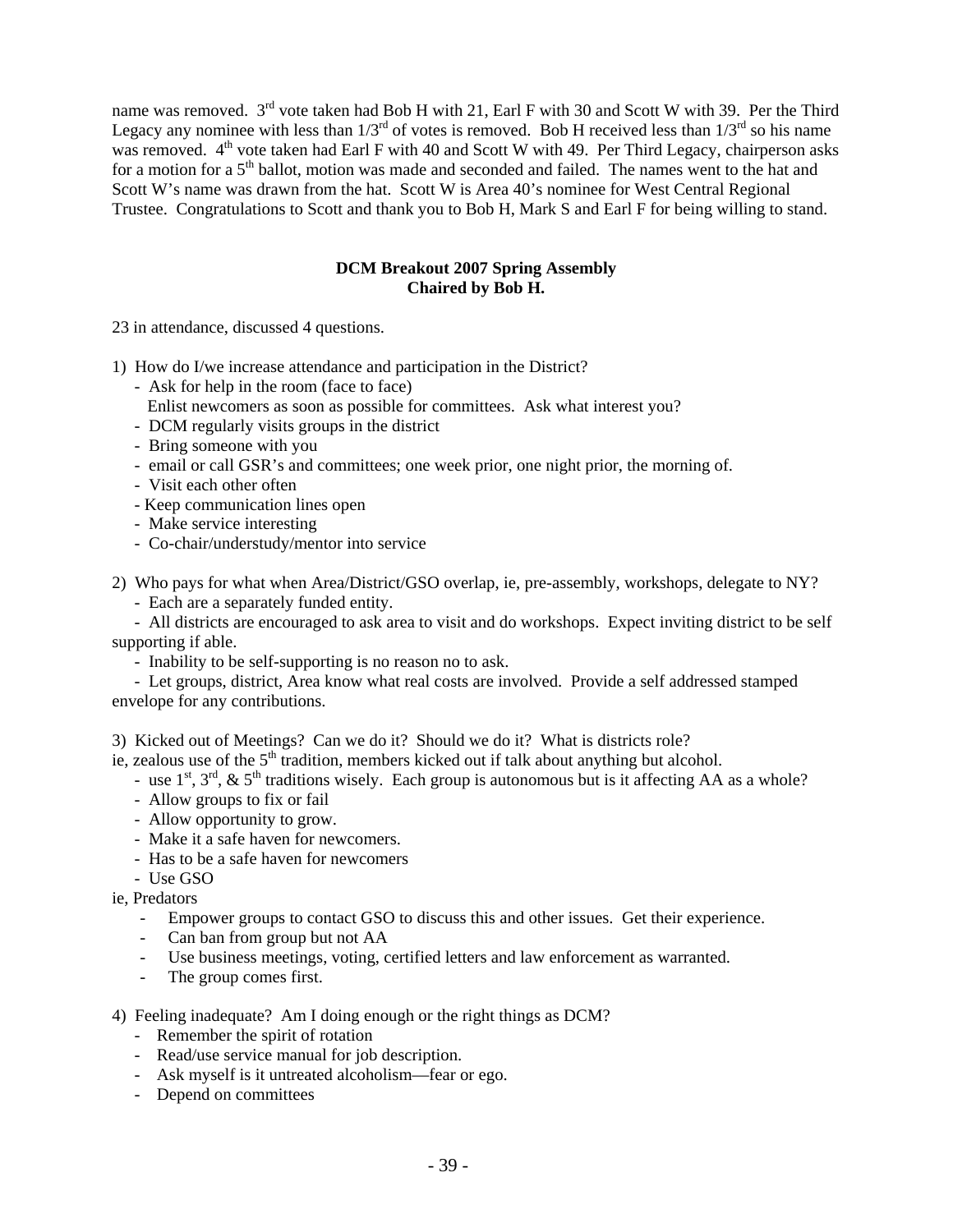name was removed. 3rd vote taken had Bob H with 21, Earl F with 30 and Scott W with 39. Per the Third Legacy any nominee with less than 1/3rd of votes is removed. Bob H received less than 1/3rd so his name was removed. 4th vote taken had Earl F with 40 and Scott W with 49. Per Third Legacy, chairperson asks for a motion for a 5th ballot, motion was made and seconded and failed. The names went to the hat and Scott W's name was drawn from the hat. Scott W is Area 40's nominee for West Central Regional Trustee. Congratulations to Scott and thank you to Bob H, Mark S and Earl F for being willing to stand.

**DCM Breakout 2007 Spring Assembly**
**Chaired by Bob H.**

23 in attendance, discussed 4 questions.

1) How do I/we increase attendance and participation in the District?
   - Ask for help in the room (face to face)
     Enlist newcomers as soon as possible for committees. Ask what interest you?
   - DCM regularly visits groups in the district
   - Bring someone with you
   - email or call GSR's and committees; one week prior, one night prior, the morning of.
   - Visit each other often
   - Keep communication lines open
   - Make service interesting
   - Co-chair/understudy/mentor into service

2) Who pays for what when Area/District/GSO overlap, ie, pre-assembly, workshops, delegate to NY?
   - Each are a separately funded entity.
   - All districts are encouraged to ask area to visit and do workshops. Expect inviting district to be self supporting if able.
   - Inability to be self-supporting is no reason no to ask.
   - Let groups, district, Area know what real costs are involved. Provide a self addressed stamped envelope for any contributions.

3) Kicked out of Meetings? Can we do it? Should we do it? What is districts role?
ie, zealous use of the 5th tradition, members kicked out if talk about anything but alcohol.
   - use 1st, 3rd, & 5th traditions wisely. Each group is autonomous but is it affecting AA as a whole?
   - Allow groups to fix or fail
   - Allow opportunity to grow.
   - Make it a safe haven for newcomers.
   - Has to be a safe haven for newcomers
   - Use GSO

ie, Predators
   - Empower groups to contact GSO to discuss this and other issues. Get their experience.
   - Can ban from group but not AA
   - Use business meetings, voting, certified letters and law enforcement as warranted.
   - The group comes first.

4) Feeling inadequate? Am I doing enough or the right things as DCM?
   - Remember the spirit of rotation
   - Read/use service manual for job description.
   - Ask myself is it untreated alcoholism—fear or ego.
   - Depend on committees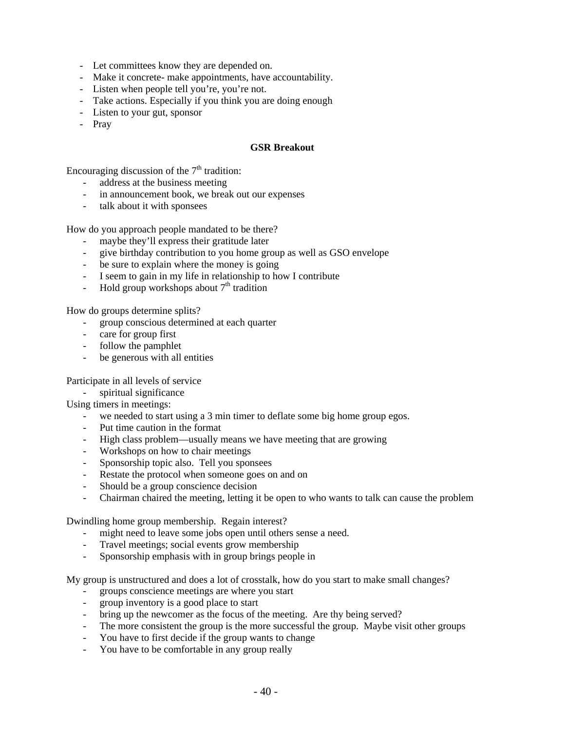- Let committees know they are depended on.
- Make it concrete- make appointments, have accountability.
- Listen when people tell you're, you're not.
- Take actions. Especially if you think you are doing enough
- Listen to your gut, sponsor
- Pray

**GSR Breakout**

Encouraging discussion of the 7th tradition:

- address at the business meeting
- in announcement book, we break out our expenses
- talk about it with sponsees

How do you approach people mandated to be there?

- maybe they'll express their gratitude later
- give birthday contribution to you home group as well as GSO envelope
- be sure to explain where the money is going
- I seem to gain in my life in relationship to how I contribute
- Hold group workshops about 7th tradition

How do groups determine splits?

- group conscious determined at each quarter
- care for group first
- follow the pamphlet
- be generous with all entities

Participate in all levels of service

- spiritual significance

Using timers in meetings:

- we needed to start using a 3 min timer to deflate some big home group egos.
- Put time caution in the format
- High class problem—usually means we have meeting that are growing
- Workshops on how to chair meetings
- Sponsorship topic also. Tell you sponsees
- Restate the protocol when someone goes on and on
- Should be a group conscience decision
- Chairman chaired the meeting, letting it be open to who wants to talk can cause the problem

Dwindling home group membership. Regain interest?

- might need to leave some jobs open until others sense a need.
- Travel meetings; social events grow membership
- Sponsorship emphasis with in group brings people in

My group is unstructured and does a lot of crosstalk, how do you start to make small changes?

- groups conscience meetings are where you start
- group inventory is a good place to start
- bring up the newcomer as the focus of the meeting. Are thy being served?
- The more consistent the group is the more successful the group. Maybe visit other groups
- You have to first decide if the group wants to change
- You have to be comfortable in any group really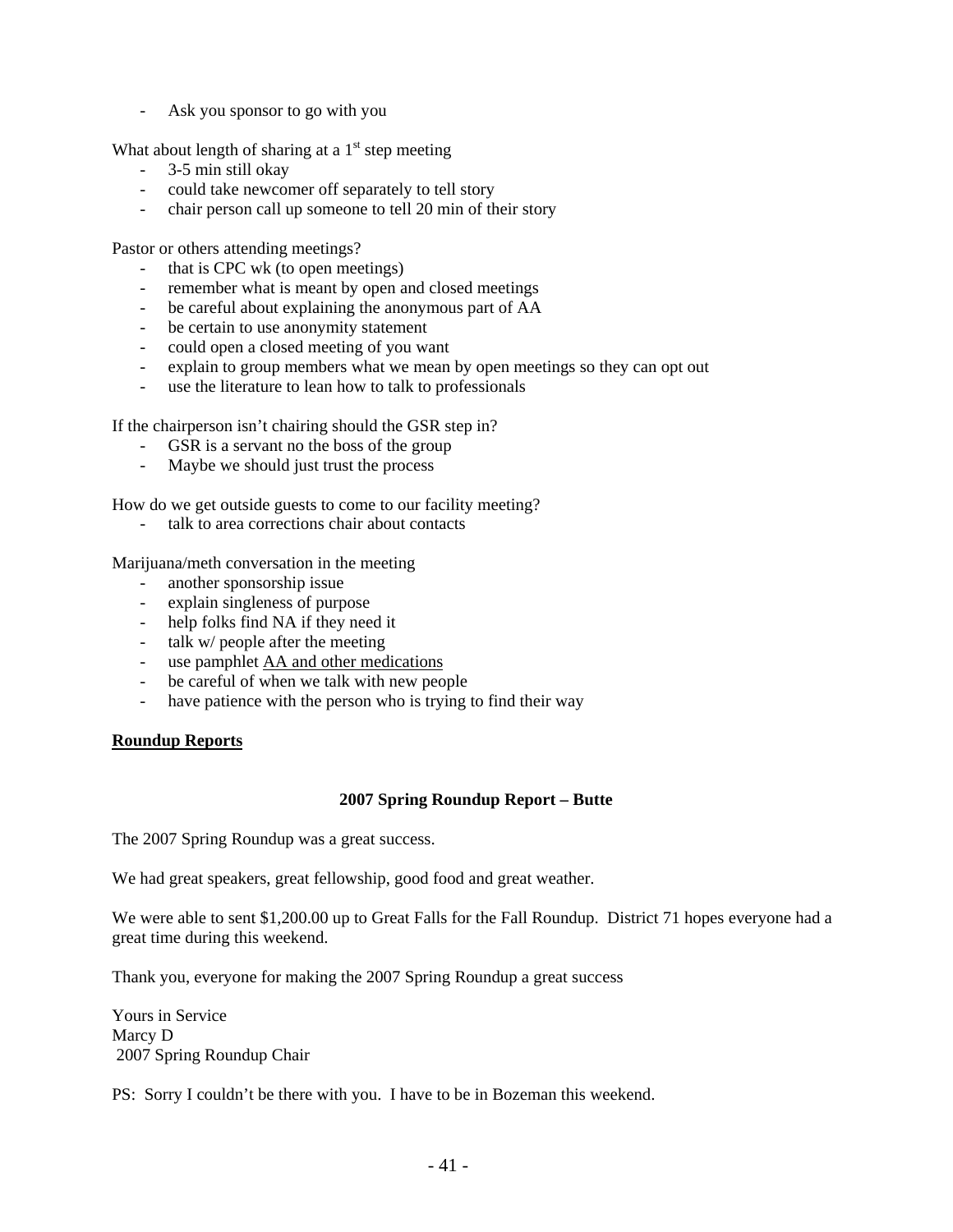- Ask you sponsor to go with you

What about length of sharing at a 1st step meeting

- 3-5 min still okay
- could take newcomer off separately to tell story
- chair person call up someone to tell 20 min of their story

Pastor or others attending meetings?

- that is CPC wk (to open meetings)
- remember what is meant by open and closed meetings
- be careful about explaining the anonymous part of AA
- be certain to use anonymity statement
- could open a closed meeting of you want
- explain to group members what we mean by open meetings so they can opt out
- use the literature to lean how to talk to professionals

If the chairperson isn't chairing should the GSR step in?

- GSR is a servant no the boss of the group
- Maybe we should just trust the process

How do we get outside guests to come to our facility meeting?

- talk to area corrections chair about contacts

Marijuana/meth conversation in the meeting

- another sponsorship issue
- explain singleness of purpose
- help folks find NA if they need it
- talk w/ people after the meeting
- use pamphlet <u>AA and other medications</u>
- be careful of when we talk with new people
- have patience with the person who is trying to find their way

**<u>Roundup Reports</u>**

**2007 Spring Roundup Report – Butte**

The 2007 Spring Roundup was a great success.

We had great speakers, great fellowship, good food and great weather.

We were able to sent $1,200.00 up to Great Falls for the Fall Roundup. District 71 hopes everyone had a great time during this weekend.

Thank you, everyone for making the 2007 Spring Roundup a great success

Yours in Service
Marcy D
2007 Spring Roundup Chair

PS: Sorry I couldn't be there with you. I have to be in Bozeman this weekend.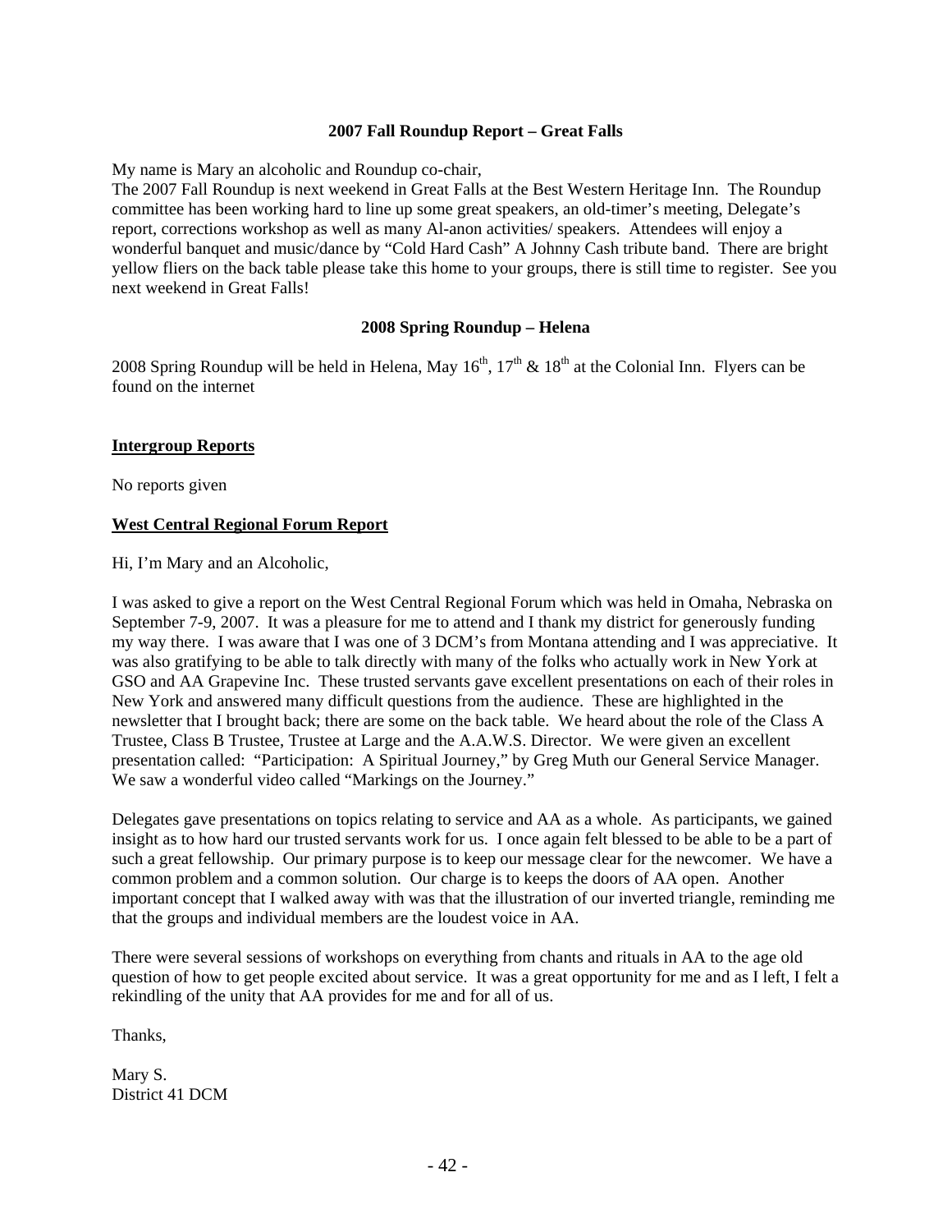**2007 Fall Roundup Report – Great Falls**

My name is Mary an alcoholic and Roundup co-chair,
The 2007 Fall Roundup is next weekend in Great Falls at the Best Western Heritage Inn. The Roundup committee has been working hard to line up some great speakers, an old-timer's meeting, Delegate's report, corrections workshop as well as many Al-anon activities/ speakers. Attendees will enjoy a wonderful banquet and music/dance by "Cold Hard Cash" A Johnny Cash tribute band. There are bright yellow fliers on the back table please take this home to your groups, there is still time to register. See you next weekend in Great Falls!

**2008 Spring Roundup – Helena**

2008 Spring Roundup will be held in Helena, May 16th, 17th & 18th at the Colonial Inn. Flyers can be found on the internet

**Intergroup Reports**

No reports given

**West Central Regional Forum Report**

Hi, I'm Mary and an Alcoholic,

I was asked to give a report on the West Central Regional Forum which was held in Omaha, Nebraska on September 7-9, 2007. It was a pleasure for me to attend and I thank my district for generously funding my way there. I was aware that I was one of 3 DCM's from Montana attending and I was appreciative. It was also gratifying to be able to talk directly with many of the folks who actually work in New York at GSO and AA Grapevine Inc. These trusted servants gave excellent presentations on each of their roles in New York and answered many difficult questions from the audience. These are highlighted in the newsletter that I brought back; there are some on the back table. We heard about the role of the Class A Trustee, Class B Trustee, Trustee at Large and the A.A.W.S. Director. We were given an excellent presentation called: "Participation: A Spiritual Journey," by Greg Muth our General Service Manager. We saw a wonderful video called "Markings on the Journey."

Delegates gave presentations on topics relating to service and AA as a whole. As participants, we gained insight as to how hard our trusted servants work for us. I once again felt blessed to be able to be a part of such a great fellowship. Our primary purpose is to keep our message clear for the newcomer. We have a common problem and a common solution. Our charge is to keeps the doors of AA open. Another important concept that I walked away with was that the illustration of our inverted triangle, reminding me that the groups and individual members are the loudest voice in AA.

There were several sessions of workshops on everything from chants and rituals in AA to the age old question of how to get people excited about service. It was a great opportunity for me and as I left, I felt a rekindling of the unity that AA provides for me and for all of us.

Thanks,

Mary S.
District 41 DCM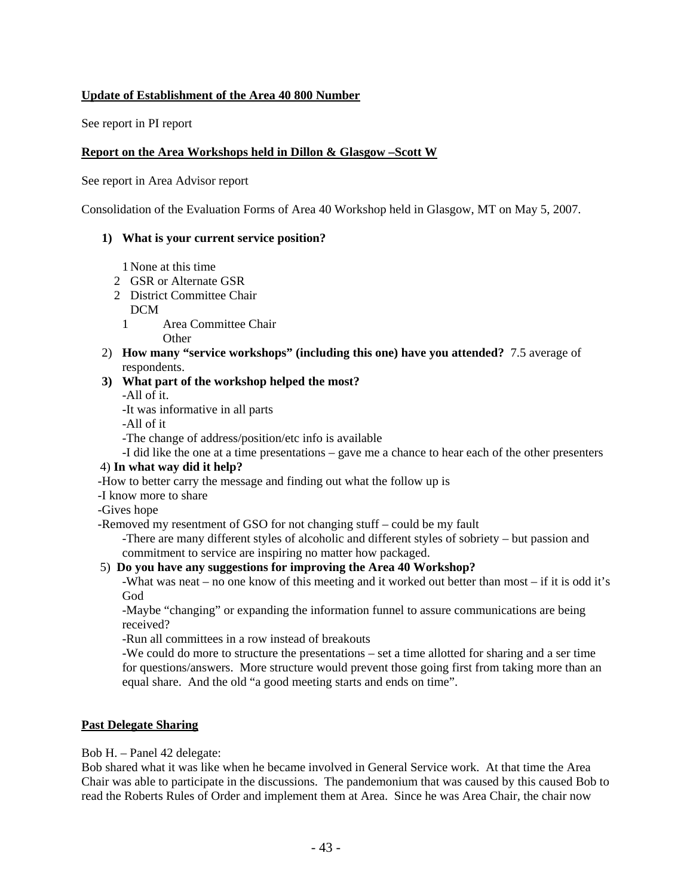**Update of Establishment of the Area 40 800 Number**

See report in PI report

**Report on the Area Workshops held in Dillon & Glasgow –Scott W**

See report in Area Advisor report

Consolidation of the Evaluation Forms of Area 40 Workshop held in Glasgow, MT on May 5, 2007.

**1) What is your current service position?**

- 1 None at this time
- 2 GSR or Alternate GSR
- 2 District Committee Chair
- DCM
- 1 Area Committee Chair
- Other

2) **How many "service workshops" (including this one) have you attended?** 7.5 average of respondents.

**3) What part of the workshop helped the most?**

-All of it.
-It was informative in all parts
-All of it
-The change of address/position/etc info is available
-I did like the one at a time presentations – gave me a chance to hear each of the other presenters

4) **In what way did it help?**

-How to better carry the message and finding out what the follow up is
-I know more to share
-Gives hope
-Removed my resentment of GSO for not changing stuff – could be my fault
-There are many different styles of alcoholic and different styles of sobriety – but passion and commitment to service are inspiring no matter how packaged.

5) **Do you have any suggestions for improving the Area 40 Workshop?**

-What was neat – no one know of this meeting and it worked out better than most – if it is odd it's God
-Maybe "changing" or expanding the information funnel to assure communications are being received?
-Run all committees in a row instead of breakouts
-We could do more to structure the presentations – set a time allotted for sharing and a ser time for questions/answers. More structure would prevent those going first from taking more than an equal share. And the old "a good meeting starts and ends on time".

**Past Delegate Sharing**

Bob H. – Panel 42 delegate:
Bob shared what it was like when he became involved in General Service work. At that time the Area Chair was able to participate in the discussions. The pandemonium that was caused by this caused Bob to read the Roberts Rules of Order and implement them at Area. Since he was Area Chair, the chair now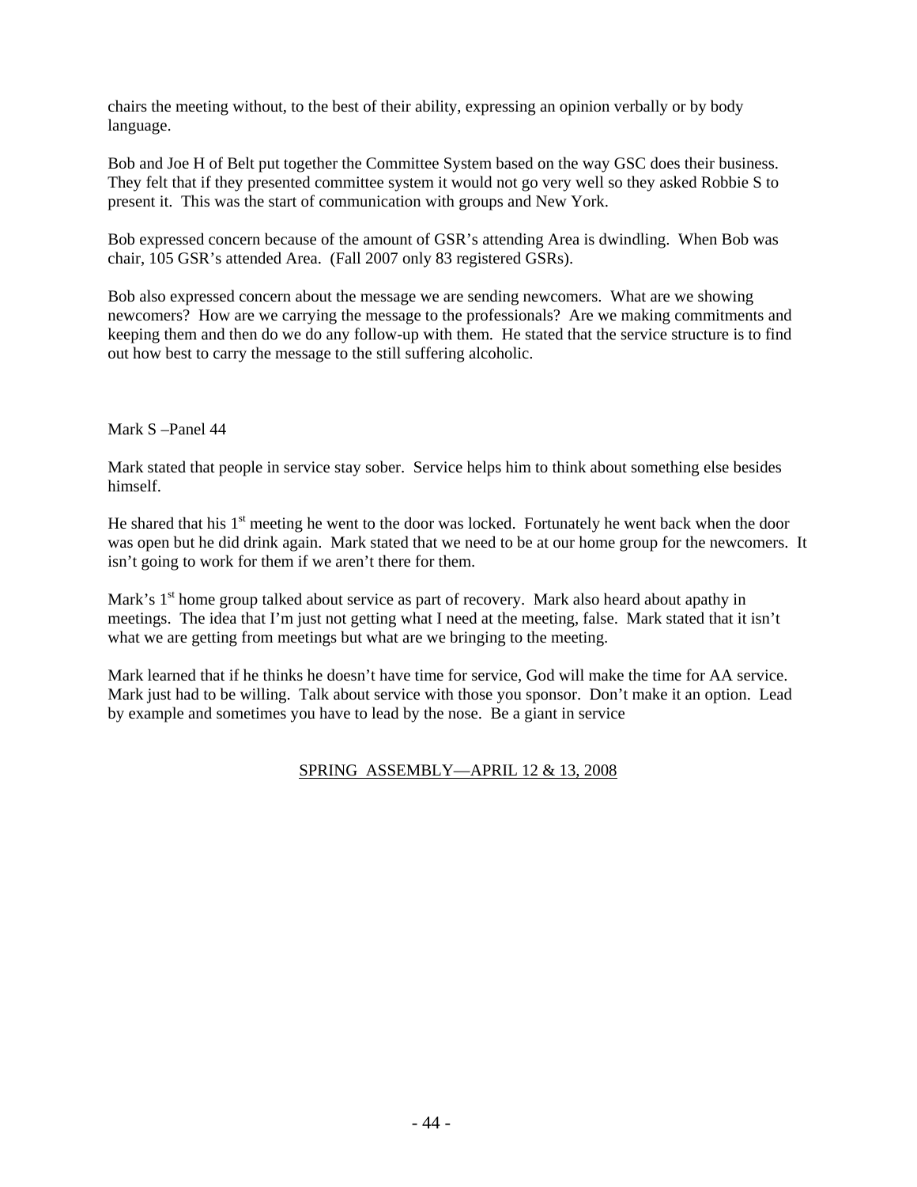chairs the meeting without, to the best of their ability, expressing an opinion verbally or by body language.

Bob and Joe H of Belt put together the Committee System based on the way GSC does their business. They felt that if they presented committee system it would not go very well so they asked Robbie S to present it. This was the start of communication with groups and New York.

Bob expressed concern because of the amount of GSR's attending Area is dwindling. When Bob was chair, 105 GSR's attended Area. (Fall 2007 only 83 registered GSRs).

Bob also expressed concern about the message we are sending newcomers. What are we showing newcomers? How are we carrying the message to the professionals? Are we making commitments and keeping them and then do we do any follow-up with them. He stated that the service structure is to find out how best to carry the message to the still suffering alcoholic.

Mark S –Panel 44

Mark stated that people in service stay sober. Service helps him to think about something else besides himself.

He shared that his 1st meeting he went to the door was locked. Fortunately he went back when the door was open but he did drink again. Mark stated that we need to be at our home group for the newcomers. It isn't going to work for them if we aren't there for them.

Mark's 1st home group talked about service as part of recovery. Mark also heard about apathy in meetings. The idea that I'm just not getting what I need at the meeting, false. Mark stated that it isn't what we are getting from meetings but what are we bringing to the meeting.

Mark learned that if he thinks he doesn't have time for service, God will make the time for AA service. Mark just had to be willing. Talk about service with those you sponsor. Don't make it an option. Lead by example and sometimes you have to lead by the nose. Be a giant in service

SPRING ASSEMBLY—APRIL 12 & 13, 2008